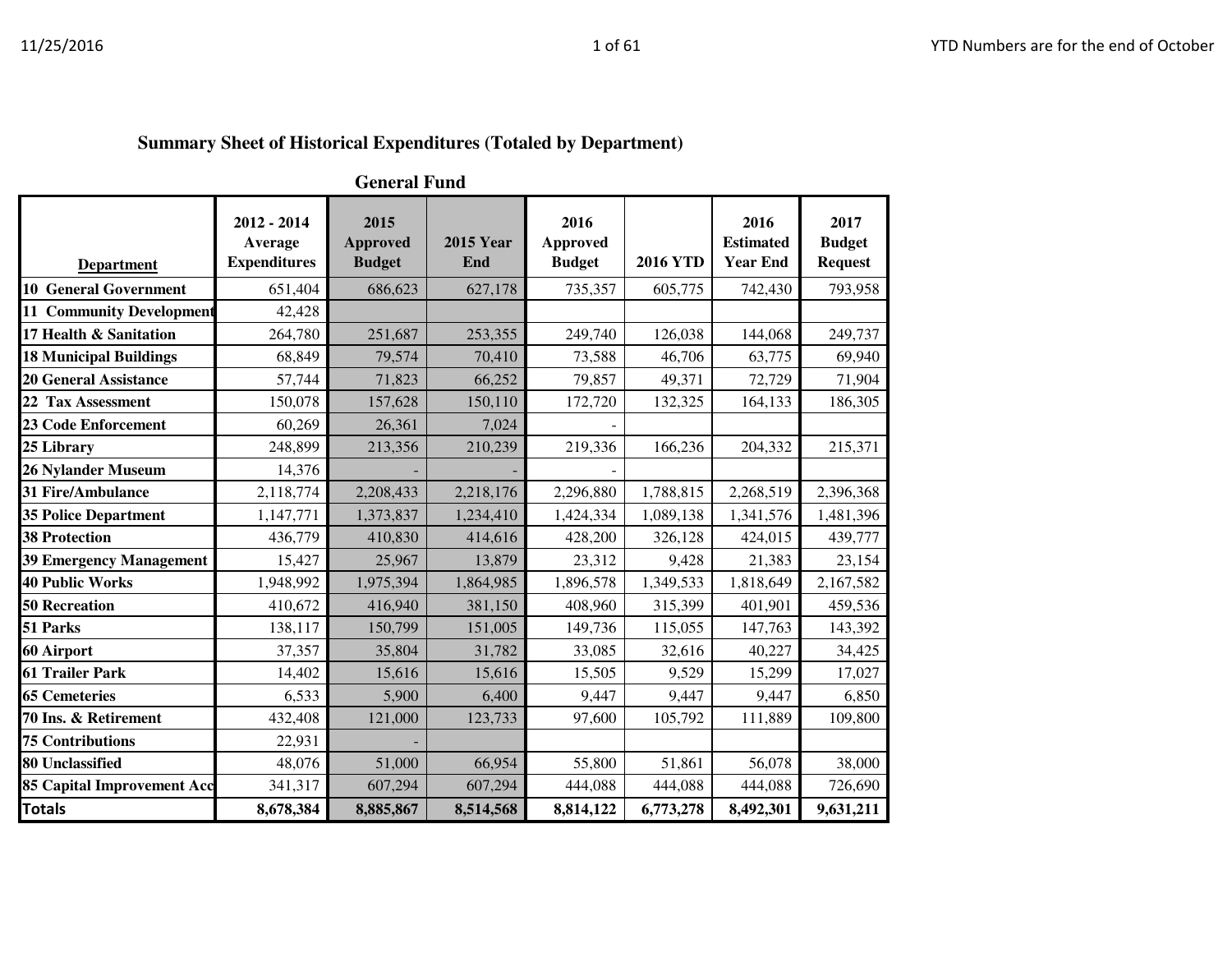## Summary Sheet of Historical Expenditures (Totaled by Department)

### General Fund

| Department | 2012 - 2014 Average Expenditures | 2015 Approved Budget | 2015 Year End | 2016 Approved Budget | 2016 YTD | 2016 Estimated Year End | 2017 Budget Request |
|---|---|---|---|---|---|---|---|
| 10 General Government | 651,404 | 686,623 | 627,178 | 735,357 | 605,775 | 742,430 | 793,958 |
| 11 Community Development | 42,428 | | | | | | |
| 17 Health & Sanitation | 264,780 | 251,687 | 253,355 | 249,740 | 126,038 | 144,068 | 249,737 |
| 18 Municipal Buildings | 68,849 | 79,574 | 70,410 | 73,588 | 46,706 | 63,775 | 69,940 |
| 20 General Assistance | 57,744 | 71,823 | 66,252 | 79,857 | 49,371 | 72,729 | 71,904 |
| 22 Tax Assessment | 150,078 | 157,628 | 150,110 | 172,720 | 132,325 | 164,133 | 186,305 |
| 23 Code Enforcement | 60,269 | 26,361 | 7,024 | - | | | |
| 25 Library | 248,899 | 213,356 | 210,239 | 219,336 | 166,236 | 204,332 | 215,371 |
| 26 Nylander Museum | 14,376 | - | - | - | | | |
| 31 Fire/Ambulance | 2,118,774 | 2,208,433 | 2,218,176 | 2,296,880 | 1,788,815 | 2,268,519 | 2,396,368 |
| 35 Police Department | 1,147,771 | 1,373,837 | 1,234,410 | 1,424,334 | 1,089,138 | 1,341,576 | 1,481,396 |
| 38 Protection | 436,779 | 410,830 | 414,616 | 428,200 | 326,128 | 424,015 | 439,777 |
| 39 Emergency Management | 15,427 | 25,967 | 13,879 | 23,312 | 9,428 | 21,383 | 23,154 |
| 40 Public Works | 1,948,992 | 1,975,394 | 1,864,985 | 1,896,578 | 1,349,533 | 1,818,649 | 2,167,582 |
| 50 Recreation | 410,672 | 416,940 | 381,150 | 408,960 | 315,399 | 401,901 | 459,536 |
| 51 Parks | 138,117 | 150,799 | 151,005 | 149,736 | 115,055 | 147,763 | 143,392 |
| 60 Airport | 37,357 | 35,804 | 31,782 | 33,085 | 32,616 | 40,227 | 34,425 |
| 61 Trailer Park | 14,402 | 15,616 | 15,616 | 15,505 | 9,529 | 15,299 | 17,027 |
| 65 Cemeteries | 6,533 | 5,900 | 6,400 | 9,447 | 9,447 | 9,447 | 6,850 |
| 70 Ins. & Retirement | 432,408 | 121,000 | 123,733 | 97,600 | 105,792 | 111,889 | 109,800 |
| 75 Contributions | 22,931 | - | | | | | |
| 80 Unclassified | 48,076 | 51,000 | 66,954 | 55,800 | 51,861 | 56,078 | 38,000 |
| 85 Capital Improvement Acc | 341,317 | 607,294 | 607,294 | 444,088 | 444,088 | 444,088 | 726,690 |
| **Totals** | **8,678,384** | **8,885,867** | **8,514,568** | **8,814,122** | **6,773,278** | **8,492,301** | **9,631,211** |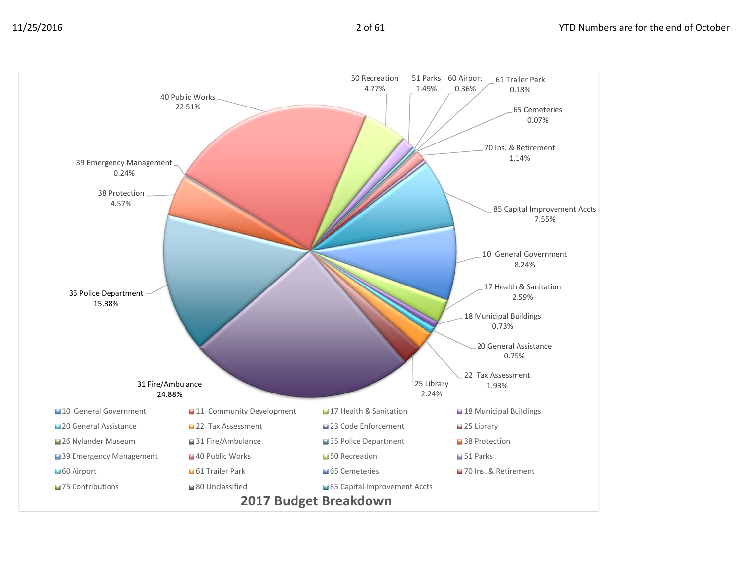## 2017 Budget Breakdown

| Department | Percentage |
| --- | --- |
| 10 General Government | 8.24% |
| 17 Health & Sanitation | 2.59% |
| 18 Municipal Buildings | 0.73% |
| 20 General Assistance | 0.75% |
| 22 Tax Assessment | 1.93% |
| 25 Library | 2.24% |
| 31 Fire/Ambulance | 24.88% |
| 35 Police Department | 15.38% |
| 38 Protection | 4.57% |
| 39 Emergency Management | 0.24% |
| 40 Public Works | 22.51% |
| 50 Recreation | 4.77% |
| 51 Parks | 1.49% |
| 60 Airport | 0.36% |
| 61 Trailer Park | 0.18% |
| 65 Cemeteries | 0.07% |
| 70 Ins. & Retirement | 1.14% |
| 85 Capital Improvement Accts | 7.55% |

Legend: 10 General Government, 11 Community Development, 17 Health & Sanitation, 18 Municipal Buildings, 20 General Assistance, 22 Tax Assessment, 23 Code Enforcement, 25 Library, 26 Nylander Museum, 31 Fire/Ambulance, 35 Police Department, 38 Protection, 39 Emergency Management, 40 Public Works, 50 Recreation, 51 Parks, 60 Airport, 61 Trailer Park, 65 Cemeteries, 70 Ins. & Retirement, 75 Contributions, 80 Unclassified, 85 Capital Improvement Accts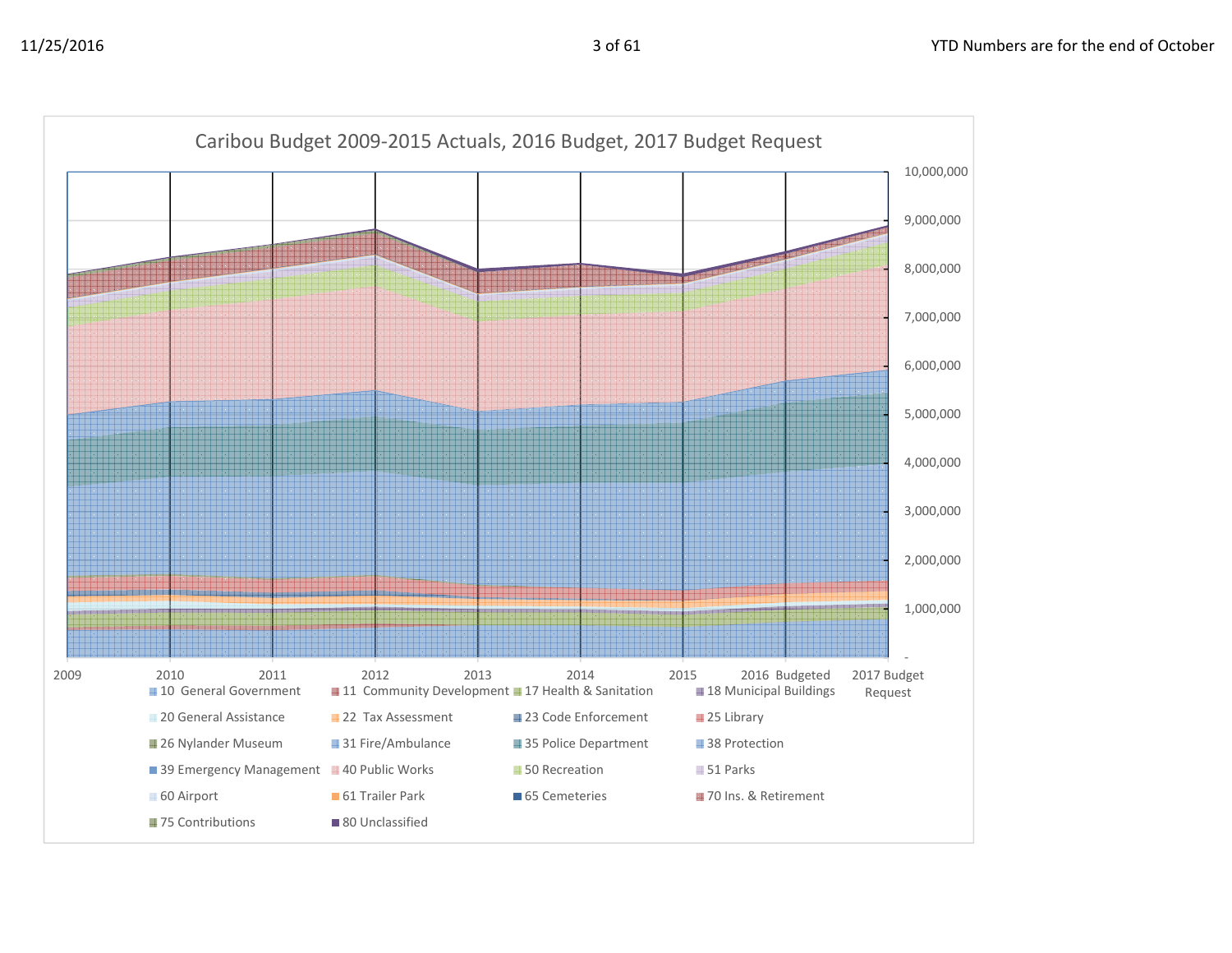11/25/2016

YTD Numbers are for the end of October

## Caribou Budget 2009-2015 Actuals, 2016 Budget, 2017 Budget Request

10,000,000
9,000,000
8,000,000
7,000,000
6,000,000
5,000,000
4,000,000
3,000,000
2,000,000
1,000,000
-

2009 | 2010 | 2011 | 2012 | 2013 | 2014 | 2015 | 2016 Budgeted | 2017 Budget Request

- 10 General Government
- 11 Community Development
- 17 Health & Sanitation
- 18 Municipal Buildings
- 20 General Assistance
- 22 Tax Assessment
- 23 Code Enforcement
- 25 Library
- 26 Nylander Museum
- 31 Fire/Ambulance
- 35 Police Department
- 38 Protection
- 39 Emergency Management
- 40 Public Works
- 50 Recreation
- 51 Parks
- 60 Airport
- 61 Trailer Park
- 65 Cemeteries
- 70 Ins. & Retirement
- 75 Contributions
- 80 Unclassified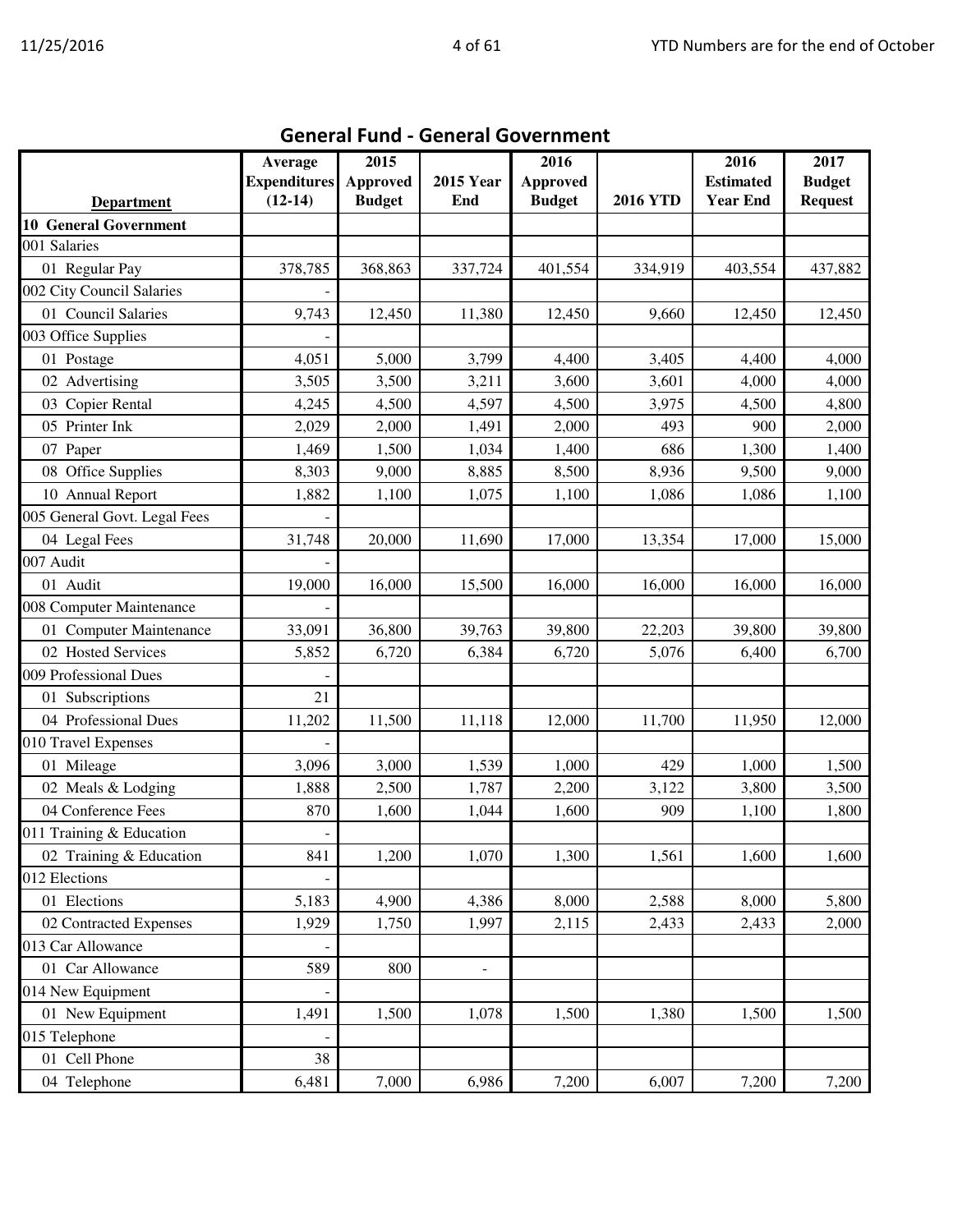## General Fund - General Government

| Department | Average Expenditures (12-14) | 2015 Approved Budget | 2015 Year End | 2016 Approved Budget | 2016 YTD | 2016 Estimated Year End | 2017 Budget Request |
|---|---|---|---|---|---|---|---|
| **10 General Government** | | | | | | | |
| 001 Salaries | | | | | | | |
| 01 Regular Pay | 378,785 | 368,863 | 337,724 | 401,554 | 334,919 | 403,554 | 437,882 |
| 002 City Council Salaries | - | | | | | | |
| 01 Council Salaries | 9,743 | 12,450 | 11,380 | 12,450 | 9,660 | 12,450 | 12,450 |
| 003 Office Supplies | - | | | | | | |
| 01 Postage | 4,051 | 5,000 | 3,799 | 4,400 | 3,405 | 4,400 | 4,000 |
| 02 Advertising | 3,505 | 3,500 | 3,211 | 3,600 | 3,601 | 4,000 | 4,000 |
| 03 Copier Rental | 4,245 | 4,500 | 4,597 | 4,500 | 3,975 | 4,500 | 4,800 |
| 05 Printer Ink | 2,029 | 2,000 | 1,491 | 2,000 | 493 | 900 | 2,000 |
| 07 Paper | 1,469 | 1,500 | 1,034 | 1,400 | 686 | 1,300 | 1,400 |
| 08 Office Supplies | 8,303 | 9,000 | 8,885 | 8,500 | 8,936 | 9,500 | 9,000 |
| 10 Annual Report | 1,882 | 1,100 | 1,075 | 1,100 | 1,086 | 1,086 | 1,100 |
| 005 General Govt. Legal Fees | - | | | | | | |
| 04 Legal Fees | 31,748 | 20,000 | 11,690 | 17,000 | 13,354 | 17,000 | 15,000 |
| 007 Audit | - | | | | | | |
| 01 Audit | 19,000 | 16,000 | 15,500 | 16,000 | 16,000 | 16,000 | 16,000 |
| 008 Computer Maintenance | - | | | | | | |
| 01 Computer Maintenance | 33,091 | 36,800 | 39,763 | 39,800 | 22,203 | 39,800 | 39,800 |
| 02 Hosted Services | 5,852 | 6,720 | 6,384 | 6,720 | 5,076 | 6,400 | 6,700 |
| 009 Professional Dues | - | | | | | | |
| 01 Subscriptions | 21 | | | | | | |
| 04 Professional Dues | 11,202 | 11,500 | 11,118 | 12,000 | 11,700 | 11,950 | 12,000 |
| 010 Travel Expenses | - | | | | | | |
| 01 Mileage | 3,096 | 3,000 | 1,539 | 1,000 | 429 | 1,000 | 1,500 |
| 02 Meals & Lodging | 1,888 | 2,500 | 1,787 | 2,200 | 3,122 | 3,800 | 3,500 |
| 04 Conference Fees | 870 | 1,600 | 1,044 | 1,600 | 909 | 1,100 | 1,800 |
| 011 Training & Education | - | | | | | | |
| 02 Training & Education | 841 | 1,200 | 1,070 | 1,300 | 1,561 | 1,600 | 1,600 |
| 012 Elections | - | | | | | | |
| 01 Elections | 5,183 | 4,900 | 4,386 | 8,000 | 2,588 | 8,000 | 5,800 |
| 02 Contracted Expenses | 1,929 | 1,750 | 1,997 | 2,115 | 2,433 | 2,433 | 2,000 |
| 013 Car Allowance | - | | | | | | |
| 01 Car Allowance | 589 | 800 | - | | | | |
| 014 New Equipment | - | | | | | | |
| 01 New Equipment | 1,491 | 1,500 | 1,078 | 1,500 | 1,380 | 1,500 | 1,500 |
| 015 Telephone | - | | | | | | |
| 01 Cell Phone | 38 | | | | | | |
| 04 Telephone | 6,481 | 7,000 | 6,986 | 7,200 | 6,007 | 7,200 | 7,200 |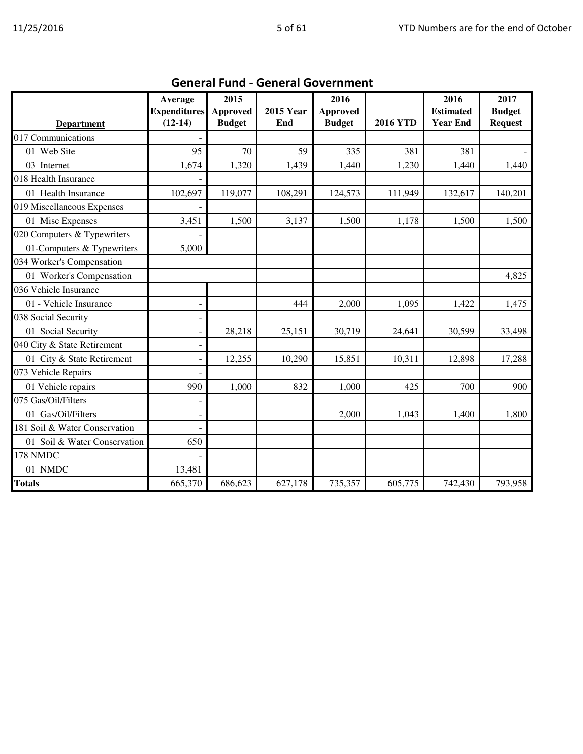## General Fund - General Government

| Department | Average Expenditures (12-14) | 2015 Approved Budget | 2015 Year End | 2016 Approved Budget | 2016 YTD | 2016 Estimated Year End | 2017 Budget Request |
|---|---|---|---|---|---|---|---|
| 017 Communications | - | | | | | | |
| 01 Web Site | 95 | 70 | 59 | 335 | 381 | 381 | - |
| 03 Internet | 1,674 | 1,320 | 1,439 | 1,440 | 1,230 | 1,440 | 1,440 |
| 018 Health Insurance | - | | | | | | |
| 01 Health Insurance | 102,697 | 119,077 | 108,291 | 124,573 | 111,949 | 132,617 | 140,201 |
| 019 Miscellaneous Expenses | - | | | | | | |
| 01 Misc Expenses | 3,451 | 1,500 | 3,137 | 1,500 | 1,178 | 1,500 | 1,500 |
| 020 Computers & Typewriters | - | | | | | | |
| 01-Computers & Typewriters | 5,000 | | | | | | |
| 034 Worker's Compensation | | | | | | | |
| 01 Worker's Compensation | | | | | | | 4,825 |
| 036 Vehicle Insurance | | | | | | | |
| 01 - Vehicle Insurance | - | | 444 | 2,000 | 1,095 | 1,422 | 1,475 |
| 038 Social Security | - | | | | | | |
| 01 Social Security | - | 28,218 | 25,151 | 30,719 | 24,641 | 30,599 | 33,498 |
| 040 City & State Retirement | - | | | | | | |
| 01 City & State Retirement | - | 12,255 | 10,290 | 15,851 | 10,311 | 12,898 | 17,288 |
| 073 Vehicle Repairs | - | | | | | | |
| 01 Vehicle repairs | 990 | 1,000 | 832 | 1,000 | 425 | 700 | 900 |
| 075 Gas/Oil/Filters | - | | | | | | |
| 01 Gas/Oil/Filters | - | | | 2,000 | 1,043 | 1,400 | 1,800 |
| 181 Soil & Water Conservation | - | | | | | | |
| 01 Soil & Water Conservation | 650 | | | | | | |
| 178 NMDC | - | | | | | | |
| 01 NMDC | 13,481 | | | | | | |
| **Totals** | 665,370 | 686,623 | 627,178 | 735,357 | 605,775 | 742,430 | 793,958 |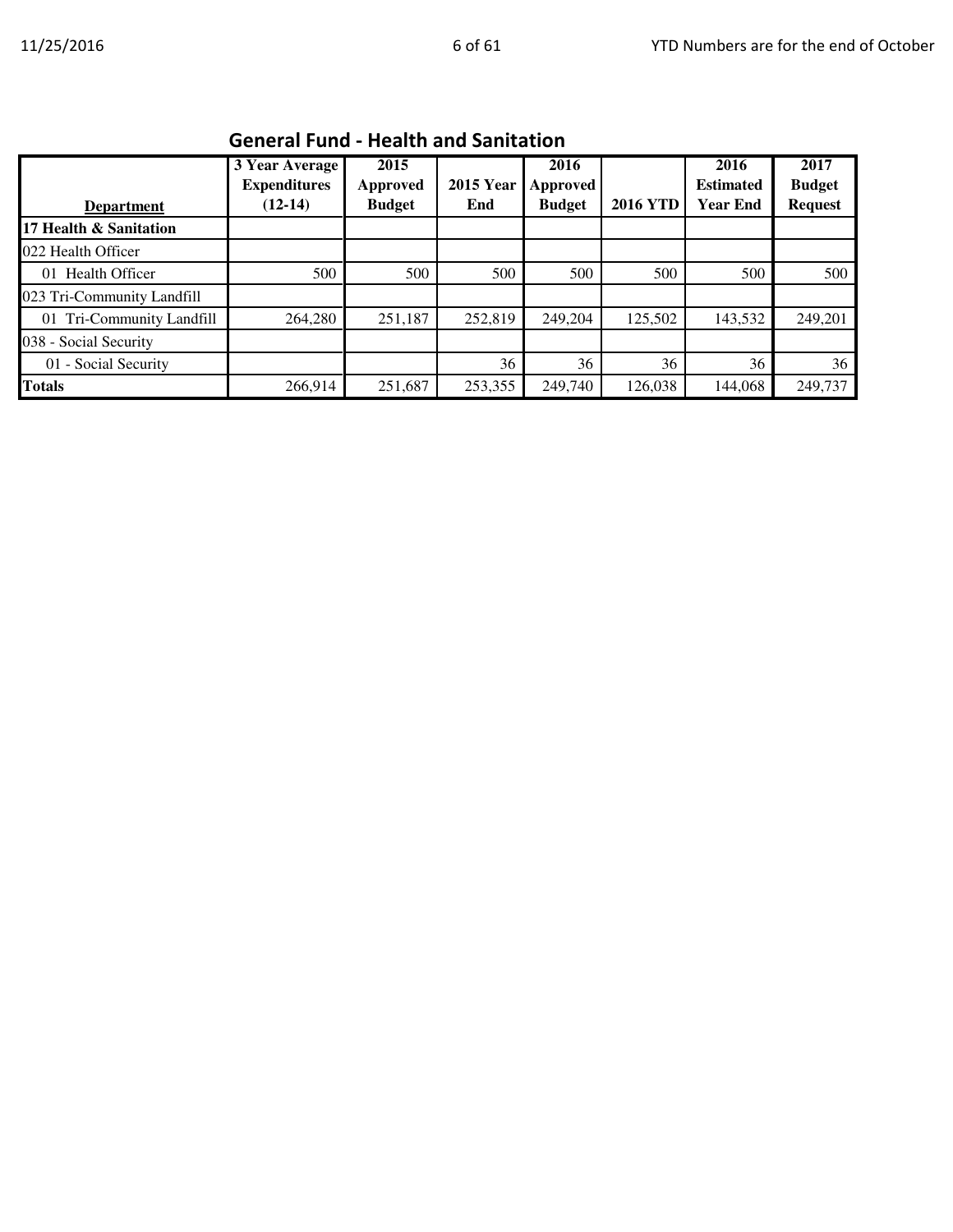## General Fund - Health and Sanitation

| Department | 3 Year Average Expenditures (12-14) | 2015 Approved Budget | 2015 Year End | 2016 Approved Budget | 2016 YTD | 2016 Estimated Year End | 2017 Budget Request |
|---|---|---|---|---|---|---|---|
| **17 Health & Sanitation** | | | | | | | |
| 022 Health Officer | | | | | | | |
| 01 Health Officer | 500 | 500 | 500 | 500 | 500 | 500 | 500 |
| 023 Tri-Community Landfill | | | | | | | |
| 01 Tri-Community Landfill | 264,280 | 251,187 | 252,819 | 249,204 | 125,502 | 143,532 | 249,201 |
| 038 - Social Security | | | | | | | |
| 01 - Social Security | | | 36 | 36 | 36 | 36 | 36 |
| **Totals** | 266,914 | 251,687 | 253,355 | 249,740 | 126,038 | 144,068 | 249,737 |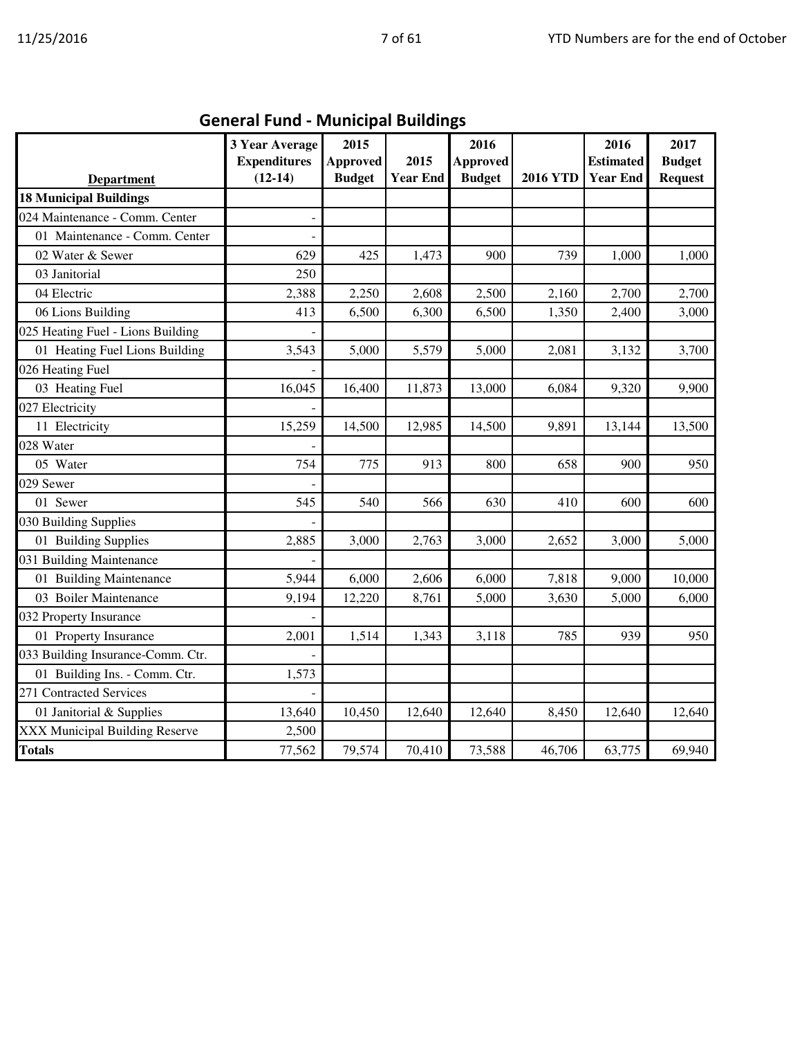## General Fund - Municipal Buildings

| Department | 3 Year Average Expenditures (12-14) | 2015 Approved Budget | 2015 Year End | 2016 Approved Budget | 2016 YTD | 2016 Estimated Year End | 2017 Budget Request |
|---|---|---|---|---|---|---|---|
| **18 Municipal Buildings** | | | | | | | |
| 024 Maintenance - Comm. Center | - | | | | | | |
| 01 Maintenance - Comm. Center | - | | | | | | |
| 02 Water & Sewer | 629 | 425 | 1,473 | 900 | 739 | 1,000 | 1,000 |
| 03 Janitorial | 250 | | | | | | |
| 04 Electric | 2,388 | 2,250 | 2,608 | 2,500 | 2,160 | 2,700 | 2,700 |
| 06 Lions Building | 413 | 6,500 | 6,300 | 6,500 | 1,350 | 2,400 | 3,000 |
| 025 Heating Fuel - Lions Building | - | | | | | | |
| 01 Heating Fuel Lions Building | 3,543 | 5,000 | 5,579 | 5,000 | 2,081 | 3,132 | 3,700 |
| 026 Heating Fuel | - | | | | | | |
| 03 Heating Fuel | 16,045 | 16,400 | 11,873 | 13,000 | 6,084 | 9,320 | 9,900 |
| 027 Electricity | - | | | | | | |
| 11 Electricity | 15,259 | 14,500 | 12,985 | 14,500 | 9,891 | 13,144 | 13,500 |
| 028 Water | - | | | | | | |
| 05 Water | 754 | 775 | 913 | 800 | 658 | 900 | 950 |
| 029 Sewer | - | | | | | | |
| 01 Sewer | 545 | 540 | 566 | 630 | 410 | 600 | 600 |
| 030 Building Supplies | - | | | | | | |
| 01 Building Supplies | 2,885 | 3,000 | 2,763 | 3,000 | 2,652 | 3,000 | 5,000 |
| 031 Building Maintenance | - | | | | | | |
| 01 Building Maintenance | 5,944 | 6,000 | 2,606 | 6,000 | 7,818 | 9,000 | 10,000 |
| 03 Boiler Maintenance | 9,194 | 12,220 | 8,761 | 5,000 | 3,630 | 5,000 | 6,000 |
| 032 Property Insurance | - | | | | | | |
| 01 Property Insurance | 2,001 | 1,514 | 1,343 | 3,118 | 785 | 939 | 950 |
| 033 Building Insurance-Comm. Ctr. | - | | | | | | |
| 01 Building Ins. - Comm. Ctr. | 1,573 | | | | | | |
| 271 Contracted Services | - | | | | | | |
| 01 Janitorial & Supplies | 13,640 | 10,450 | 12,640 | 12,640 | 8,450 | 12,640 | 12,640 |
| XXX Municipal Building Reserve | 2,500 | | | | | | |
| **Totals** | 77,562 | 79,574 | 70,410 | 73,588 | 46,706 | 63,775 | 69,940 |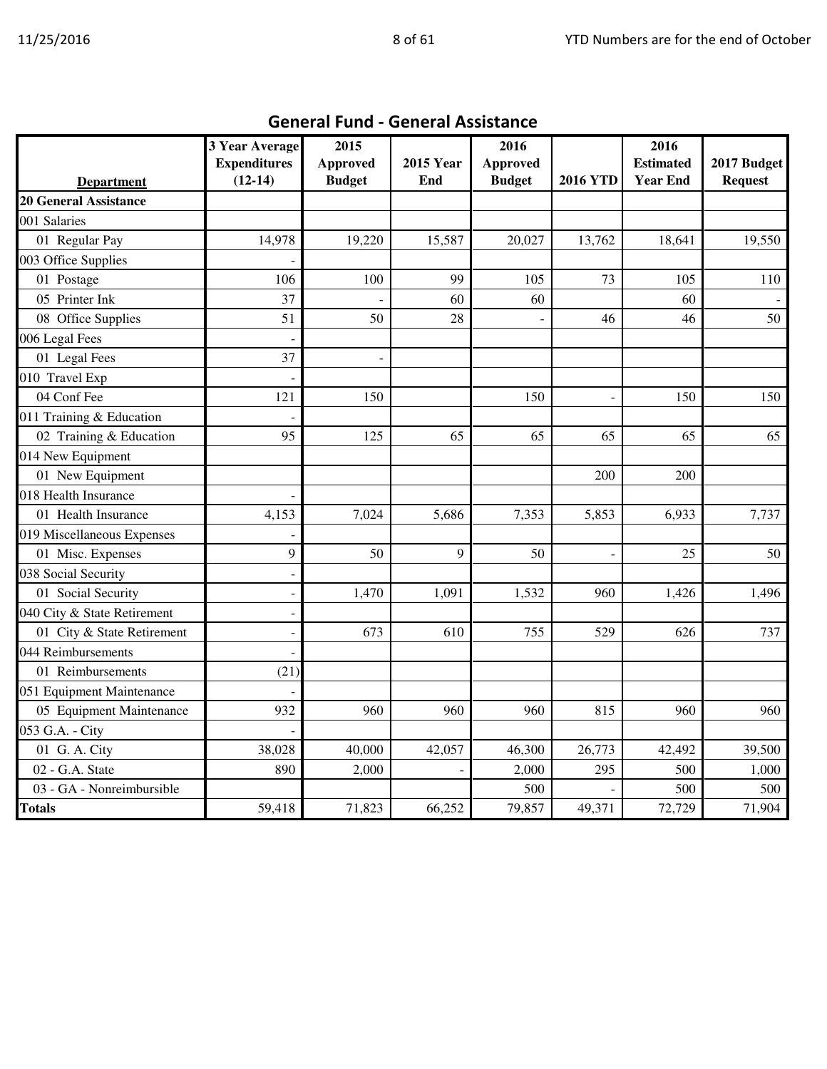## General Fund - General Assistance

| Department | 3 Year Average Expenditures (12-14) | 2015 Approved Budget | 2015 Year End | 2016 Approved Budget | 2016 YTD | 2016 Estimated Year End | 2017 Budget Request |
|---|---|---|---|---|---|---|---|
| **20 General Assistance** | | | | | | | |
| 001 Salaries | | | | | | | |
| 01 Regular Pay | 14,978 | 19,220 | 15,587 | 20,027 | 13,762 | 18,641 | 19,550 |
| 003 Office Supplies | - | | | | | | |
| 01 Postage | 106 | 100 | 99 | 105 | 73 | 105 | 110 |
| 05 Printer Ink | 37 | - | 60 | 60 | | 60 | - |
| 08 Office Supplies | 51 | 50 | 28 | - | 46 | 46 | 50 |
| 006 Legal Fees | - | | | | | | |
| 01 Legal Fees | 37 | - | | | | | |
| 010 Travel Exp | - | | | | | | |
| 04 Conf Fee | 121 | 150 | | 150 | - | 150 | 150 |
| 011 Training & Education | - | | | | | | |
| 02 Training & Education | 95 | 125 | 65 | 65 | 65 | 65 | 65 |
| 014 New Equipment | | | | | | | |
| 01 New Equipment | | | | | 200 | 200 | |
| 018 Health Insurance | - | | | | | | |
| 01 Health Insurance | 4,153 | 7,024 | 5,686 | 7,353 | 5,853 | 6,933 | 7,737 |
| 019 Miscellaneous Expenses | - | | | | | | |
| 01 Misc. Expenses | 9 | 50 | 9 | 50 | - | 25 | 50 |
| 038 Social Security | - | | | | | | |
| 01 Social Security | - | 1,470 | 1,091 | 1,532 | 960 | 1,426 | 1,496 |
| 040 City & State Retirement | - | | | | | | |
| 01 City & State Retirement | - | 673 | 610 | 755 | 529 | 626 | 737 |
| 044 Reimbursements | - | | | | | | |
| 01 Reimbursements | (21) | | | | | | |
| 051 Equipment Maintenance | - | | | | | | |
| 05 Equipment Maintenance | 932 | 960 | 960 | 960 | 815 | 960 | 960 |
| 053 G.A. - City | - | | | | | | |
| 01 G. A. City | 38,028 | 40,000 | 42,057 | 46,300 | 26,773 | 42,492 | 39,500 |
| 02 - G.A. State | 890 | 2,000 | - | 2,000 | 295 | 500 | 1,000 |
| 03 - GA - Nonreimbursible | | | | 500 | - | 500 | 500 |
| **Totals** | 59,418 | 71,823 | 66,252 | 79,857 | 49,371 | 72,729 | 71,904 |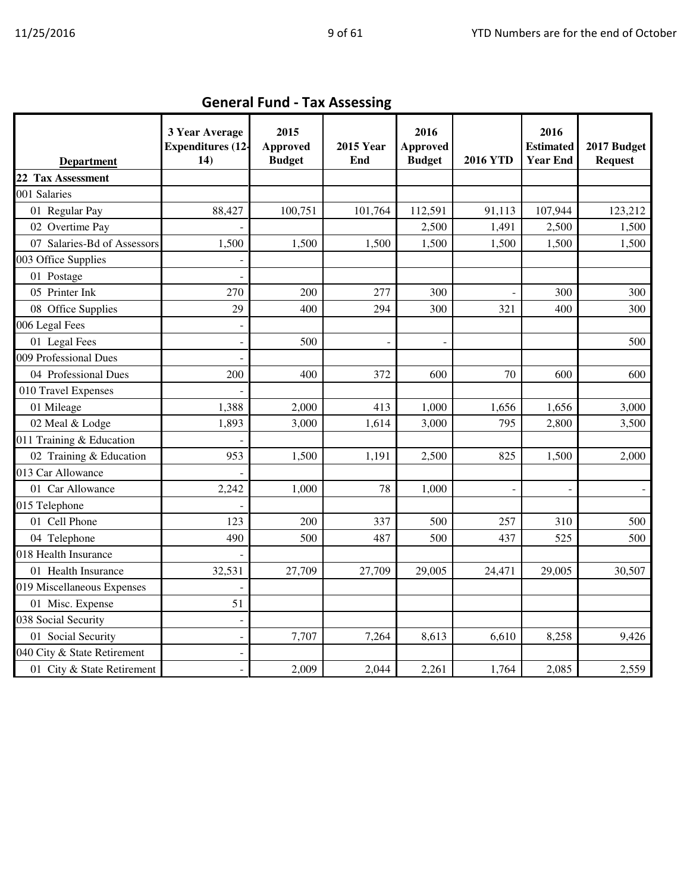## General Fund - Tax Assessing

| Department | 3 Year Average Expenditures (12-14) | 2015 Approved Budget | 2015 Year End | 2016 Approved Budget | 2016 YTD | 2016 Estimated Year End | 2017 Budget Request |
|---|---|---|---|---|---|---|---|
| **22 Tax Assessment** | | | | | | | |
| 001 Salaries | | | | | | | |
| 01 Regular Pay | 88,427 | 100,751 | 101,764 | 112,591 | 91,113 | 107,944 | 123,212 |
| 02 Overtime Pay | - | | | 2,500 | 1,491 | 2,500 | 1,500 |
| 07 Salaries-Bd of Assessors | 1,500 | 1,500 | 1,500 | 1,500 | 1,500 | 1,500 | 1,500 |
| 003 Office Supplies | - | | | | | | |
| 01 Postage | - | | | | | | |
| 05 Printer Ink | 270 | 200 | 277 | 300 | - | 300 | 300 |
| 08 Office Supplies | 29 | 400 | 294 | 300 | 321 | 400 | 300 |
| 006 Legal Fees | - | | | | | | |
| 01 Legal Fees | - | 500 | - | - | | | 500 |
| 009 Professional Dues | - | | | | | | |
| 04 Professional Dues | 200 | 400 | 372 | 600 | 70 | 600 | 600 |
| 010 Travel Expenses | - | | | | | | |
| 01 Mileage | 1,388 | 2,000 | 413 | 1,000 | 1,656 | 1,656 | 3,000 |
| 02 Meal & Lodge | 1,893 | 3,000 | 1,614 | 3,000 | 795 | 2,800 | 3,500 |
| 011 Training & Education | - | | | | | | |
| 02 Training & Education | 953 | 1,500 | 1,191 | 2,500 | 825 | 1,500 | 2,000 |
| 013 Car Allowance | - | | | | | | |
| 01 Car Allowance | 2,242 | 1,000 | 78 | 1,000 | - | - | - |
| 015 Telephone | - | | | | | | |
| 01 Cell Phone | 123 | 200 | 337 | 500 | 257 | 310 | 500 |
| 04 Telephone | 490 | 500 | 487 | 500 | 437 | 525 | 500 |
| 018 Health Insurance | - | | | | | | |
| 01 Health Insurance | 32,531 | 27,709 | 27,709 | 29,005 | 24,471 | 29,005 | 30,507 |
| 019 Miscellaneous Expenses | - | | | | | | |
| 01 Misc. Expense | 51 | | | | | | |
| 038 Social Security | - | | | | | | |
| 01 Social Security | - | 7,707 | 7,264 | 8,613 | 6,610 | 8,258 | 9,426 |
| 040 City & State Retirement | - | | | | | | |
| 01 City & State Retirement | - | 2,009 | 2,044 | 2,261 | 1,764 | 2,085 | 2,559 |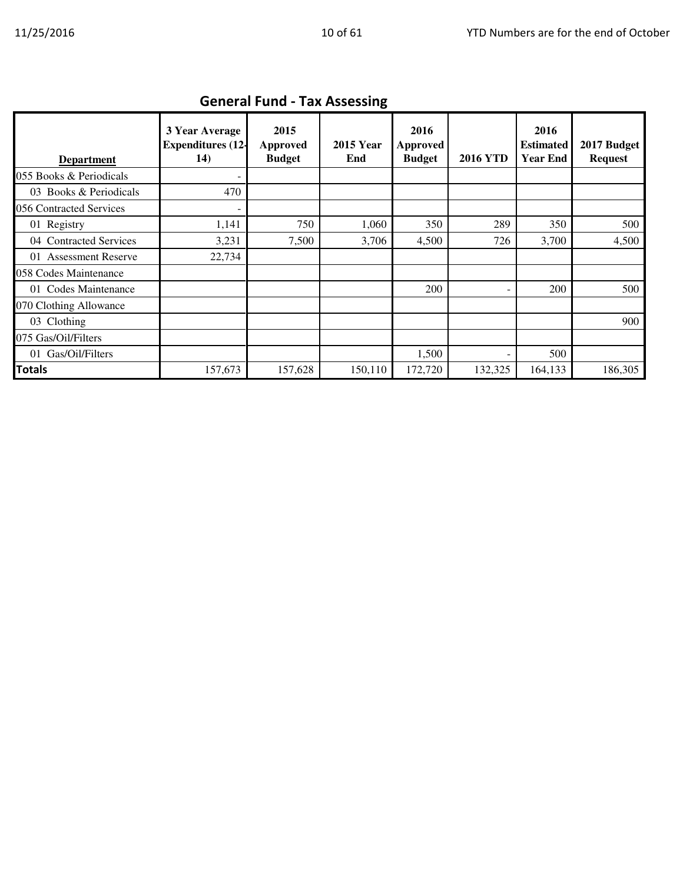## General Fund - Tax Assessing

| Department | 3 Year Average Expenditures (12-14) | 2015 Approved Budget | 2015 Year End | 2016 Approved Budget | 2016 YTD | 2016 Estimated Year End | 2017 Budget Request |
|---|---|---|---|---|---|---|---|
| 055 Books & Periodicals | - | | | | | | |
| 03 Books & Periodicals | 470 | | | | | | |
| 056 Contracted Services | - | | | | | | |
| 01 Registry | 1,141 | 750 | 1,060 | 350 | 289 | 350 | 500 |
| 04 Contracted Services | 3,231 | 7,500 | 3,706 | 4,500 | 726 | 3,700 | 4,500 |
| 01 Assessment Reserve | 22,734 | | | | | | |
| 058 Codes Maintenance | | | | | | | |
| 01 Codes Maintenance | | | | 200 | - | 200 | 500 |
| 070 Clothing Allowance | | | | | | | |
| 03 Clothing | | | | | | | 900 |
| 075 Gas/Oil/Filters | | | | | | | |
| 01 Gas/Oil/Filters | | | | 1,500 | - | 500 | |
| **Totals** | 157,673 | 157,628 | 150,110 | 172,720 | 132,325 | 164,133 | 186,305 |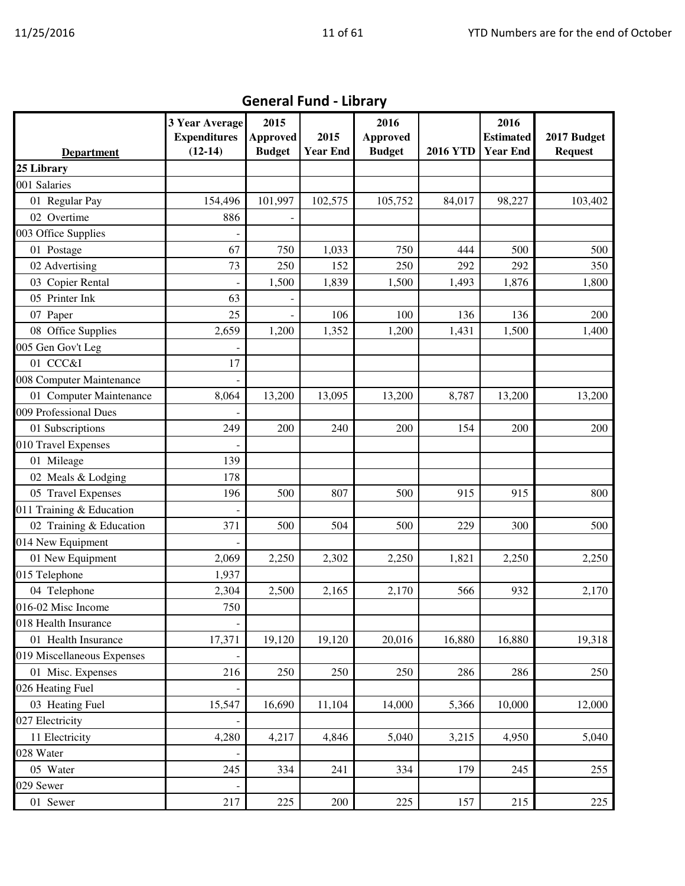## General Fund - Library

| Department | 3 Year Average Expenditures (12-14) | 2015 Approved Budget | 2015 Year End | 2016 Approved Budget | 2016 YTD | 2016 Estimated Year End | 2017 Budget Request |
|---|---|---|---|---|---|---|---|
| **25 Library** | | | | | | | |
| 001 Salaries | | | | | | | |
| 01 Regular Pay | 154,496 | 101,997 | 102,575 | 105,752 | 84,017 | 98,227 | 103,402 |
| 02 Overtime | 886 | - | | | | | |
| 003 Office Supplies | - | | | | | | |
| 01 Postage | 67 | 750 | 1,033 | 750 | 444 | 500 | 500 |
| 02 Advertising | 73 | 250 | 152 | 250 | 292 | 292 | 350 |
| 03 Copier Rental | - | 1,500 | 1,839 | 1,500 | 1,493 | 1,876 | 1,800 |
| 05 Printer Ink | 63 | - | | | | | |
| 07 Paper | 25 | - | 106 | 100 | 136 | 136 | 200 |
| 08 Office Supplies | 2,659 | 1,200 | 1,352 | 1,200 | 1,431 | 1,500 | 1,400 |
| 005 Gen Gov't Leg | - | | | | | | |
| 01 CCC&I | 17 | | | | | | |
| 008 Computer Maintenance | - | | | | | | |
| 01 Computer Maintenance | 8,064 | 13,200 | 13,095 | 13,200 | 8,787 | 13,200 | 13,200 |
| 009 Professional Dues | - | | | | | | |
| 01 Subscriptions | 249 | 200 | 240 | 200 | 154 | 200 | 200 |
| 010 Travel Expenses | - | | | | | | |
| 01 Mileage | 139 | | | | | | |
| 02 Meals & Lodging | 178 | | | | | | |
| 05 Travel Expenses | 196 | 500 | 807 | 500 | 915 | 915 | 800 |
| 011 Training & Education | - | | | | | | |
| 02 Training & Education | 371 | 500 | 504 | 500 | 229 | 300 | 500 |
| 014 New Equipment | - | | | | | | |
| 01 New Equipment | 2,069 | 2,250 | 2,302 | 2,250 | 1,821 | 2,250 | 2,250 |
| 015 Telephone | 1,937 | | | | | | |
| 04 Telephone | 2,304 | 2,500 | 2,165 | 2,170 | 566 | 932 | 2,170 |
| 016-02 Misc Income | 750 | | | | | | |
| 018 Health Insurance | - | | | | | | |
| 01 Health Insurance | 17,371 | 19,120 | 19,120 | 20,016 | 16,880 | 16,880 | 19,318 |
| 019 Miscellaneous Expenses | - | | | | | | |
| 01 Misc. Expenses | 216 | 250 | 250 | 250 | 286 | 286 | 250 |
| 026 Heating Fuel | - | | | | | | |
| 03 Heating Fuel | 15,547 | 16,690 | 11,104 | 14,000 | 5,366 | 10,000 | 12,000 |
| 027 Electricity | - | | | | | | |
| 11 Electricity | 4,280 | 4,217 | 4,846 | 5,040 | 3,215 | 4,950 | 5,040 |
| 028 Water | - | | | | | | |
| 05 Water | 245 | 334 | 241 | 334 | 179 | 245 | 255 |
| 029 Sewer | - | | | | | | |
| 01 Sewer | 217 | 225 | 200 | 225 | 157 | 215 | 225 |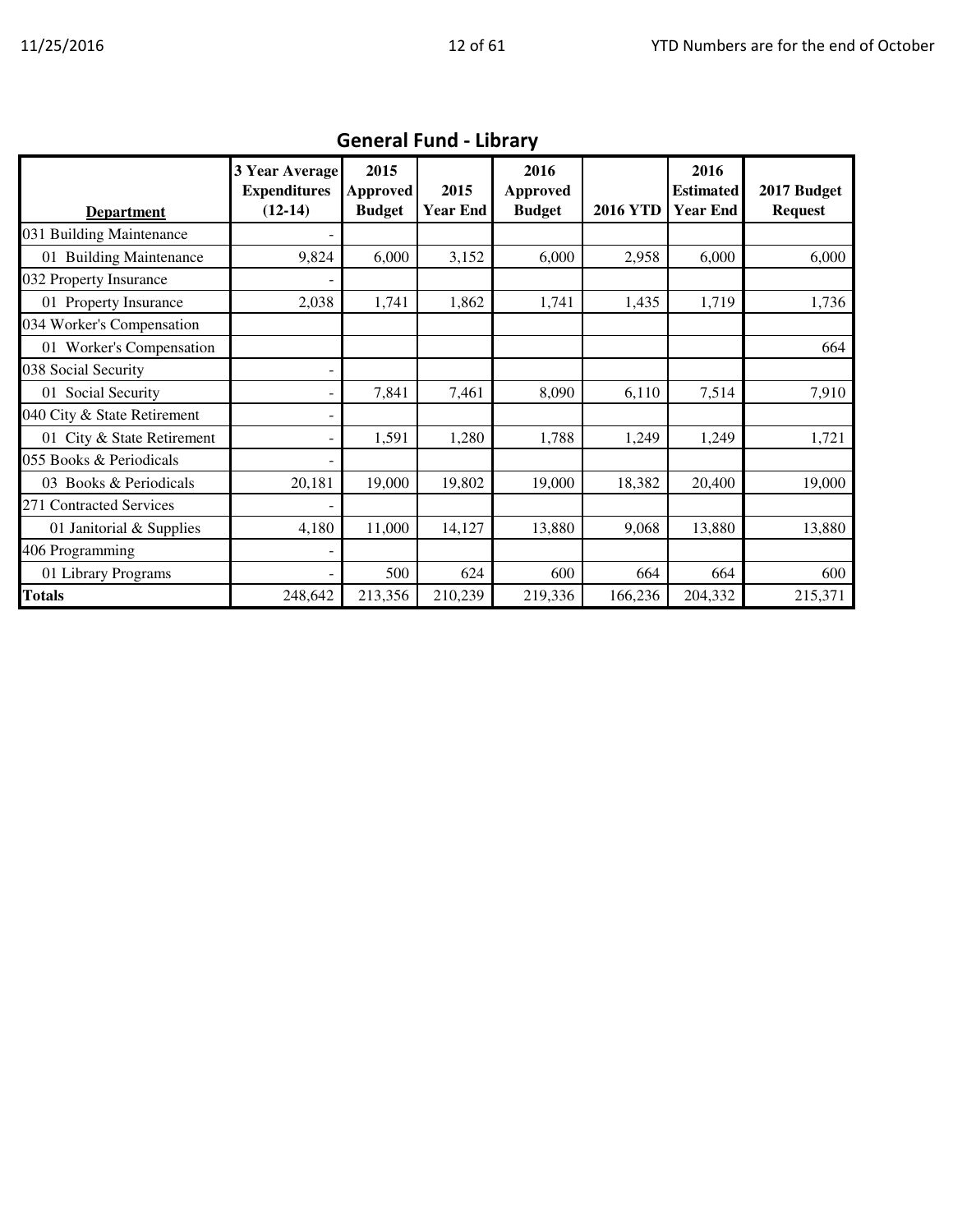## General Fund - Library

| Department | 3 Year Average Expenditures (12-14) | 2015 Approved Budget | 2015 Year End | 2016 Approved Budget | 2016 YTD | 2016 Estimated Year End | 2017 Budget Request |
|---|---|---|---|---|---|---|---|
| 031 Building Maintenance | - | | | | | | |
| 01 Building Maintenance | 9,824 | 6,000 | 3,152 | 6,000 | 2,958 | 6,000 | 6,000 |
| 032 Property Insurance | - | | | | | | |
| 01 Property Insurance | 2,038 | 1,741 | 1,862 | 1,741 | 1,435 | 1,719 | 1,736 |
| 034 Worker's Compensation | | | | | | | |
| 01 Worker's Compensation | | | | | | | 664 |
| 038 Social Security | - | | | | | | |
| 01 Social Security | - | 7,841 | 7,461 | 8,090 | 6,110 | 7,514 | 7,910 |
| 040 City & State Retirement | - | | | | | | |
| 01 City & State Retirement | - | 1,591 | 1,280 | 1,788 | 1,249 | 1,249 | 1,721 |
| 055 Books & Periodicals | - | | | | | | |
| 03 Books & Periodicals | 20,181 | 19,000 | 19,802 | 19,000 | 18,382 | 20,400 | 19,000 |
| 271 Contracted Services | - | | | | | | |
| 01 Janitorial & Supplies | 4,180 | 11,000 | 14,127 | 13,880 | 9,068 | 13,880 | 13,880 |
| 406 Programming | - | | | | | | |
| 01 Library Programs | - | 500 | 624 | 600 | 664 | 664 | 600 |
| **Totals** | 248,642 | 213,356 | 210,239 | 219,336 | 166,236 | 204,332 | 215,371 |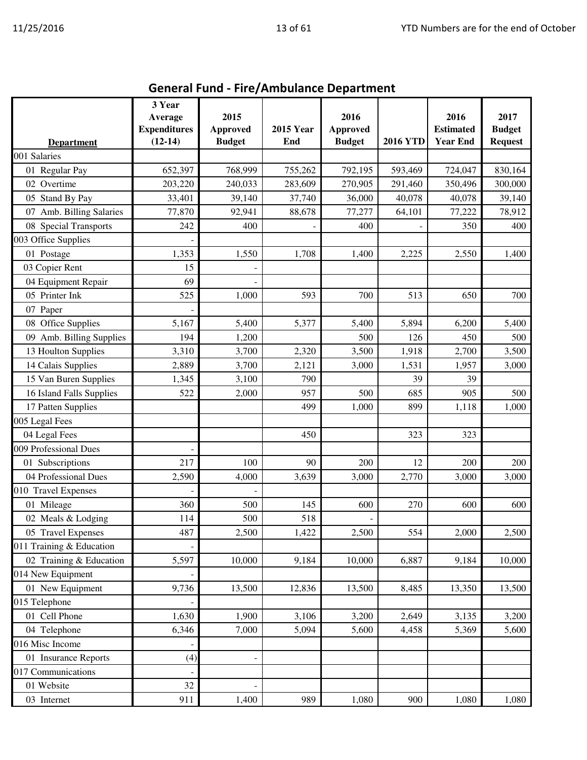## General Fund - Fire/Ambulance Department

| Department | 3 Year Average Expenditures (12-14) | 2015 Approved Budget | 2015 Year End | 2016 Approved Budget | 2016 YTD | 2016 Estimated Year End | 2017 Budget Request |
|---|---|---|---|---|---|---|---|
| 001 Salaries | | | | | | | |
| 01 Regular Pay | 652,397 | 768,999 | 755,262 | 792,195 | 593,469 | 724,047 | 830,164 |
| 02 Overtime | 203,220 | 240,033 | 283,609 | 270,905 | 291,460 | 350,496 | 300,000 |
| 05 Stand By Pay | 33,401 | 39,140 | 37,740 | 36,000 | 40,078 | 40,078 | 39,140 |
| 07 Amb. Billing Salaries | 77,870 | 92,941 | 88,678 | 77,277 | 64,101 | 77,222 | 78,912 |
| 08 Special Transports | 242 | 400 | - | 400 | - | 350 | 400 |
| 003 Office Supplies | - | | | | | | |
| 01 Postage | 1,353 | 1,550 | 1,708 | 1,400 | 2,225 | 2,550 | 1,400 |
| 03 Copier Rent | 15 | - | | | | | |
| 04 Equipment Repair | 69 | - | | | | | |
| 05 Printer Ink | 525 | 1,000 | 593 | 700 | 513 | 650 | 700 |
| 07 Paper | - | | | | | | |
| 08 Office Supplies | 5,167 | 5,400 | 5,377 | 5,400 | 5,894 | 6,200 | 5,400 |
| 09 Amb. Billing Supplies | 194 | 1,200 | | 500 | 126 | 450 | 500 |
| 13 Houlton Supplies | 3,310 | 3,700 | 2,320 | 3,500 | 1,918 | 2,700 | 3,500 |
| 14 Calais Supplies | 2,889 | 3,700 | 2,121 | 3,000 | 1,531 | 1,957 | 3,000 |
| 15 Van Buren Supplies | 1,345 | 3,100 | 790 | | 39 | 39 | |
| 16 Island Falls Supplies | 522 | 2,000 | 957 | 500 | 685 | 905 | 500 |
| 17 Patten Supplies | | | 499 | 1,000 | 899 | 1,118 | 1,000 |
| 005 Legal Fees | | | | | | | |
| 04 Legal Fees | | | 450 | | 323 | 323 | |
| 009 Professional Dues | - | | | | | | |
| 01 Subscriptions | 217 | 100 | 90 | 200 | 12 | 200 | 200 |
| 04 Professional Dues | 2,590 | 4,000 | 3,639 | 3,000 | 2,770 | 3,000 | 3,000 |
| 010 Travel Expenses | - | - | | | | | |
| 01 Mileage | 360 | 500 | 145 | 600 | 270 | 600 | 600 |
| 02 Meals & Lodging | 114 | 500 | 518 | - | | | |
| 05 Travel Expenses | 487 | 2,500 | 1,422 | 2,500 | 554 | 2,000 | 2,500 |
| 011 Training & Education | - | | | | | | |
| 02 Training & Education | 5,597 | 10,000 | 9,184 | 10,000 | 6,887 | 9,184 | 10,000 |
| 014 New Equipment | - | | | | | | |
| 01 New Equipment | 9,736 | 13,500 | 12,836 | 13,500 | 8,485 | 13,350 | 13,500 |
| 015 Telephone | - | | | | | | |
| 01 Cell Phone | 1,630 | 1,900 | 3,106 | 3,200 | 2,649 | 3,135 | 3,200 |
| 04 Telephone | 6,346 | 7,000 | 5,094 | 5,600 | 4,458 | 5,369 | 5,600 |
| 016 Misc Income | - | | | | | | |
| 01 Insurance Reports | (4) | - | | | | | |
| 017 Communications | - | | | | | | |
| 01 Website | 32 | - | | | | | |
| 03 Internet | 911 | 1,400 | 989 | 1,080 | 900 | 1,080 | 1,080 |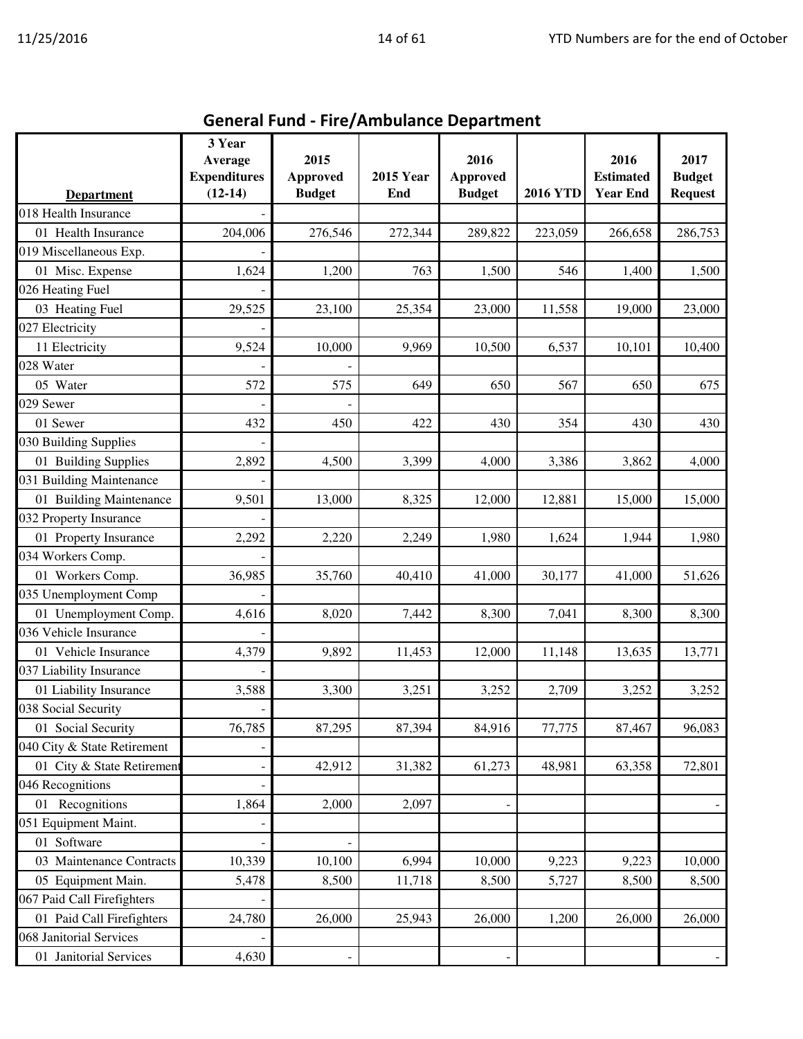## General Fund - Fire/Ambulance Department

| Department | 3 Year Average Expenditures (12-14) | 2015 Approved Budget | 2015 Year End | 2016 Approved Budget | 2016 YTD | 2016 Estimated Year End | 2017 Budget Request |
|---|---|---|---|---|---|---|---|
| 018 Health Insurance | - | | | | | | |
| 01 Health Insurance | 204,006 | 276,546 | 272,344 | 289,822 | 223,059 | 266,658 | 286,753 |
| 019 Miscellaneous Exp. | - | | | | | | |
| 01 Misc. Expense | 1,624 | 1,200 | 763 | 1,500 | 546 | 1,400 | 1,500 |
| 026 Heating Fuel | - | | | | | | |
| 03 Heating Fuel | 29,525 | 23,100 | 25,354 | 23,000 | 11,558 | 19,000 | 23,000 |
| 027 Electricity | - | | | | | | |
| 11 Electricity | 9,524 | 10,000 | 9,969 | 10,500 | 6,537 | 10,101 | 10,400 |
| 028 Water | - | - | | | | | |
| 05 Water | 572 | 575 | 649 | 650 | 567 | 650 | 675 |
| 029 Sewer | - | - | | | | | |
| 01 Sewer | 432 | 450 | 422 | 430 | 354 | 430 | 430 |
| 030 Building Supplies | - | | | | | | |
| 01 Building Supplies | 2,892 | 4,500 | 3,399 | 4,000 | 3,386 | 3,862 | 4,000 |
| 031 Building Maintenance | - | | | | | | |
| 01 Building Maintenance | 9,501 | 13,000 | 8,325 | 12,000 | 12,881 | 15,000 | 15,000 |
| 032 Property Insurance | - | | | | | | |
| 01 Property Insurance | 2,292 | 2,220 | 2,249 | 1,980 | 1,624 | 1,944 | 1,980 |
| 034 Workers Comp. | - | | | | | | |
| 01 Workers Comp. | 36,985 | 35,760 | 40,410 | 41,000 | 30,177 | 41,000 | 51,626 |
| 035 Unemployment Comp | - | | | | | | |
| 01 Unemployment Comp. | 4,616 | 8,020 | 7,442 | 8,300 | 7,041 | 8,300 | 8,300 |
| 036 Vehicle Insurance | - | | | | | | |
| 01 Vehicle Insurance | 4,379 | 9,892 | 11,453 | 12,000 | 11,148 | 13,635 | 13,771 |
| 037 Liability Insurance | - | | | | | | |
| 01 Liability Insurance | 3,588 | 3,300 | 3,251 | 3,252 | 2,709 | 3,252 | 3,252 |
| 038 Social Security | - | | | | | | |
| 01 Social Security | 76,785 | 87,295 | 87,394 | 84,916 | 77,775 | 87,467 | 96,083 |
| 040 City & State Retirement | - | | | | | | |
| 01 City & State Retirement | - | 42,912 | 31,382 | 61,273 | 48,981 | 63,358 | 72,801 |
| 046 Recognitions | - | | | | | | |
| 01 Recognitions | 1,864 | 2,000 | 2,097 | - | | | - |
| 051 Equipment Maint. | - | | | | | | |
| 01 Software | - | - | | | | | |
| 03 Maintenance Contracts | 10,339 | 10,100 | 6,994 | 10,000 | 9,223 | 9,223 | 10,000 |
| 05 Equipment Main. | 5,478 | 8,500 | 11,718 | 8,500 | 5,727 | 8,500 | 8,500 |
| 067 Paid Call Firefighters | - | | | | | | |
| 01 Paid Call Firefighters | 24,780 | 26,000 | 25,943 | 26,000 | 1,200 | 26,000 | 26,000 |
| 068 Janitorial Services | - | | | | | | |
| 01 Janitorial Services | 4,630 | - | | - | | | - |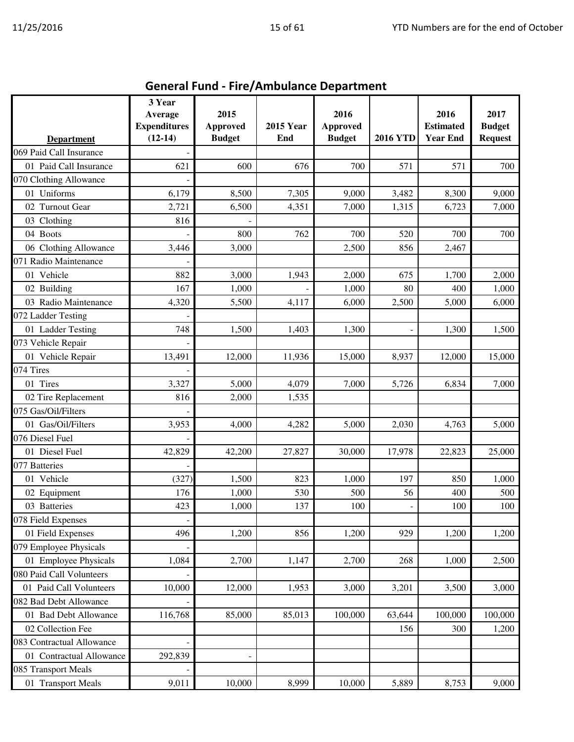## General Fund - Fire/Ambulance Department

| Department | 3 Year Average Expenditures (12-14) | 2015 Approved Budget | 2015 Year End | 2016 Approved Budget | 2016 YTD | 2016 Estimated Year End | 2017 Budget Request |
|---|---|---|---|---|---|---|---|
| 069 Paid Call Insurance | - | | | | | | |
| 01 Paid Call Insurance | 621 | 600 | 676 | 700 | 571 | 571 | 700 |
| 070 Clothing Allowance | - | | | | | | |
| 01 Uniforms | 6,179 | 8,500 | 7,305 | 9,000 | 3,482 | 8,300 | 9,000 |
| 02 Turnout Gear | 2,721 | 6,500 | 4,351 | 7,000 | 1,315 | 6,723 | 7,000 |
| 03 Clothing | 816 | - | | | | | |
| 04 Boots | - | 800 | 762 | 700 | 520 | 700 | 700 |
| 06 Clothing Allowance | 3,446 | 3,000 | | 2,500 | 856 | 2,467 | |
| 071 Radio Maintenance | - | | | | | | |
| 01 Vehicle | 882 | 3,000 | 1,943 | 2,000 | 675 | 1,700 | 2,000 |
| 02 Building | 167 | 1,000 | - | 1,000 | 80 | 400 | 1,000 |
| 03 Radio Maintenance | 4,320 | 5,500 | 4,117 | 6,000 | 2,500 | 5,000 | 6,000 |
| 072 Ladder Testing | - | | | | | | |
| 01 Ladder Testing | 748 | 1,500 | 1,403 | 1,300 | - | 1,300 | 1,500 |
| 073 Vehicle Repair | - | | | | | | |
| 01 Vehicle Repair | 13,491 | 12,000 | 11,936 | 15,000 | 8,937 | 12,000 | 15,000 |
| 074 Tires | - | | | | | | |
| 01 Tires | 3,327 | 5,000 | 4,079 | 7,000 | 5,726 | 6,834 | 7,000 |
| 02 Tire Replacement | 816 | 2,000 | 1,535 | | | | |
| 075 Gas/Oil/Filters | - | | | | | | |
| 01 Gas/Oil/Filters | 3,953 | 4,000 | 4,282 | 5,000 | 2,030 | 4,763 | 5,000 |
| 076 Diesel Fuel | - | | | | | | |
| 01 Diesel Fuel | 42,829 | 42,200 | 27,827 | 30,000 | 17,978 | 22,823 | 25,000 |
| 077 Batteries | - | | | | | | |
| 01 Vehicle | (327) | 1,500 | 823 | 1,000 | 197 | 850 | 1,000 |
| 02 Equipment | 176 | 1,000 | 530 | 500 | 56 | 400 | 500 |
| 03 Batteries | 423 | 1,000 | 137 | 100 | - | 100 | 100 |
| 078 Field Expenses | - | | | | | | |
| 01 Field Expenses | 496 | 1,200 | 856 | 1,200 | 929 | 1,200 | 1,200 |
| 079 Employee Physicals | - | | | | | | |
| 01 Employee Physicals | 1,084 | 2,700 | 1,147 | 2,700 | 268 | 1,000 | 2,500 |
| 080 Paid Call Volunteers | - | | | | | | |
| 01 Paid Call Volunteers | 10,000 | 12,000 | 1,953 | 3,000 | 3,201 | 3,500 | 3,000 |
| 082 Bad Debt Allowance | - | | | | | | |
| 01 Bad Debt Allowance | 116,768 | 85,000 | 85,013 | 100,000 | 63,644 | 100,000 | 100,000 |
| 02 Collection Fee | | | | | 156 | 300 | 1,200 |
| 083 Contractual Allowance | - | | | | | | |
| 01 Contractual Allowance | 292,839 | - | | | | | |
| 085 Transport Meals | - | | | | | | |
| 01 Transport Meals | 9,011 | 10,000 | 8,999 | 10,000 | 5,889 | 8,753 | 9,000 |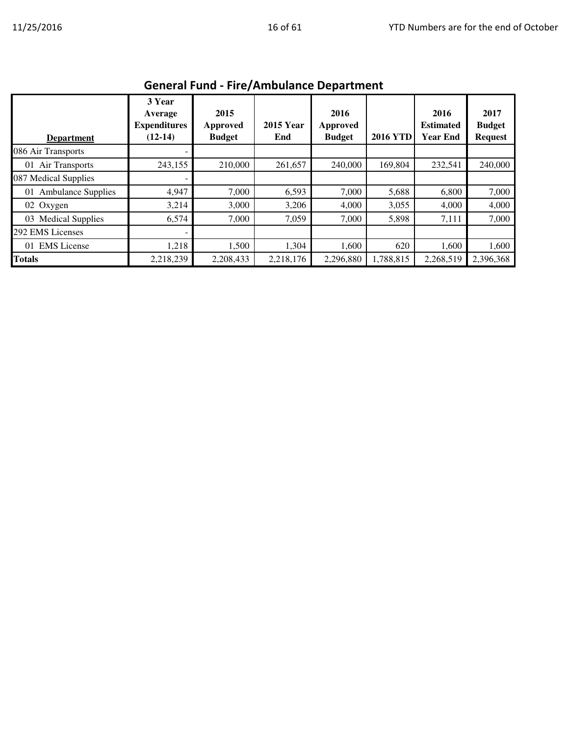## General Fund - Fire/Ambulance Department

| Department | 3 Year Average Expenditures (12-14) | 2015 Approved Budget | 2015 Year End | 2016 Approved Budget | 2016 YTD | 2016 Estimated Year End | 2017 Budget Request |
|---|---|---|---|---|---|---|---|
| 086 Air Transports | - | | | | | | |
| 01 Air Transports | 243,155 | 210,000 | 261,657 | 240,000 | 169,804 | 232,541 | 240,000 |
| 087 Medical Supplies | - | | | | | | |
| 01 Ambulance Supplies | 4,947 | 7,000 | 6,593 | 7,000 | 5,688 | 6,800 | 7,000 |
| 02 Oxygen | 3,214 | 3,000 | 3,206 | 4,000 | 3,055 | 4,000 | 4,000 |
| 03 Medical Supplies | 6,574 | 7,000 | 7,059 | 7,000 | 5,898 | 7,111 | 7,000 |
| 292 EMS Licenses | - | | | | | | |
| 01 EMS License | 1,218 | 1,500 | 1,304 | 1,600 | 620 | 1,600 | 1,600 |
| **Totals** | 2,218,239 | 2,208,433 | 2,218,176 | 2,296,880 | 1,788,815 | 2,268,519 | 2,396,368 |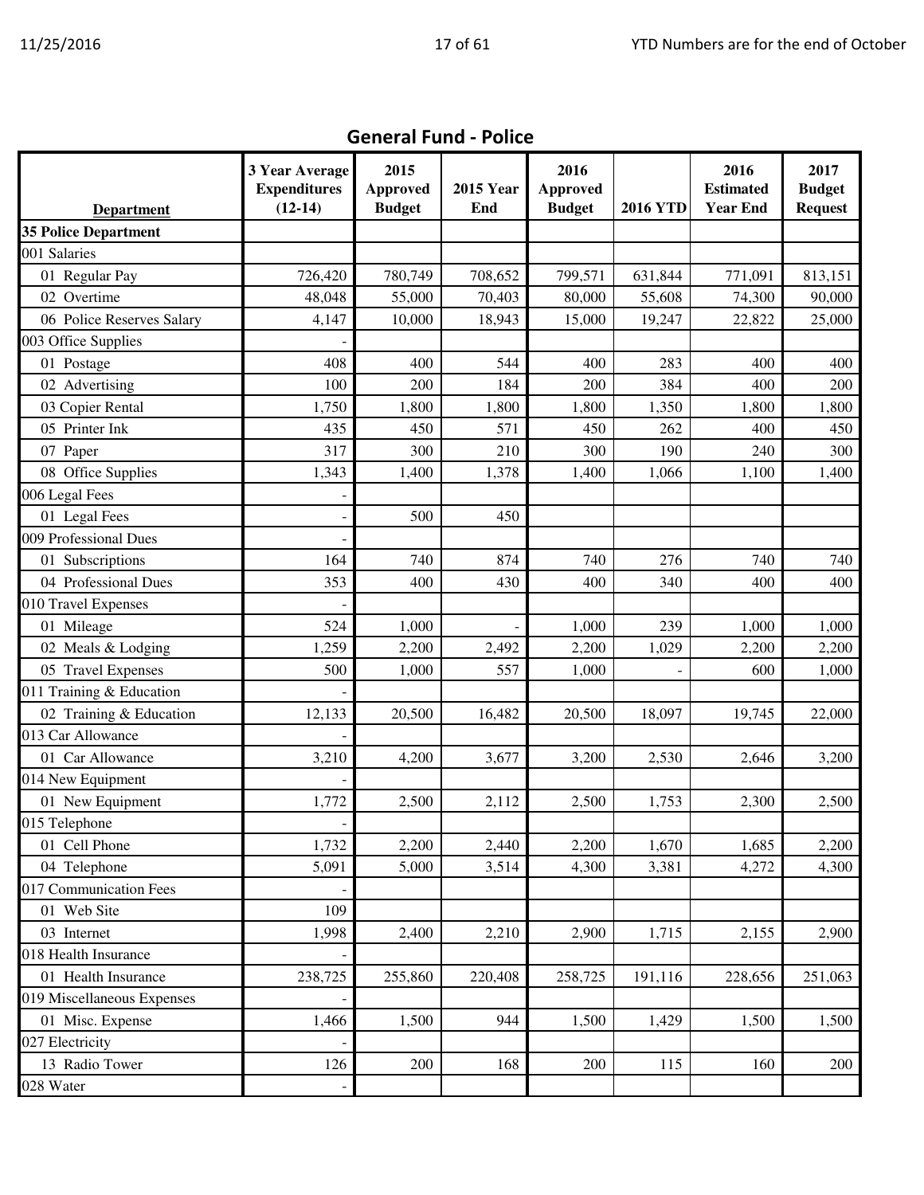## General Fund - Police

| Department | 3 Year Average Expenditures (12-14) | 2015 Approved Budget | 2015 Year End | 2016 Approved Budget | 2016 YTD | 2016 Estimated Year End | 2017 Budget Request |
|---|---|---|---|---|---|---|---|
| **35 Police Department** | | | | | | | |
| 001 Salaries | | | | | | | |
| 01 Regular Pay | 726,420 | 780,749 | 708,652 | 799,571 | 631,844 | 771,091 | 813,151 |
| 02 Overtime | 48,048 | 55,000 | 70,403 | 80,000 | 55,608 | 74,300 | 90,000 |
| 06 Police Reserves Salary | 4,147 | 10,000 | 18,943 | 15,000 | 19,247 | 22,822 | 25,000 |
| 003 Office Supplies | - | | | | | | |
| 01 Postage | 408 | 400 | 544 | 400 | 283 | 400 | 400 |
| 02 Advertising | 100 | 200 | 184 | 200 | 384 | 400 | 200 |
| 03 Copier Rental | 1,750 | 1,800 | 1,800 | 1,800 | 1,350 | 1,800 | 1,800 |
| 05 Printer Ink | 435 | 450 | 571 | 450 | 262 | 400 | 450 |
| 07 Paper | 317 | 300 | 210 | 300 | 190 | 240 | 300 |
| 08 Office Supplies | 1,343 | 1,400 | 1,378 | 1,400 | 1,066 | 1,100 | 1,400 |
| 006 Legal Fees | - | | | | | | |
| 01 Legal Fees | - | 500 | 450 | | | | |
| 009 Professional Dues | - | | | | | | |
| 01 Subscriptions | 164 | 740 | 874 | 740 | 276 | 740 | 740 |
| 04 Professional Dues | 353 | 400 | 430 | 400 | 340 | 400 | 400 |
| 010 Travel Expenses | - | | | | | | |
| 01 Mileage | 524 | 1,000 | - | 1,000 | 239 | 1,000 | 1,000 |
| 02 Meals & Lodging | 1,259 | 2,200 | 2,492 | 2,200 | 1,029 | 2,200 | 2,200 |
| 05 Travel Expenses | 500 | 1,000 | 557 | 1,000 | - | 600 | 1,000 |
| 011 Training & Education | - | | | | | | |
| 02 Training & Education | 12,133 | 20,500 | 16,482 | 20,500 | 18,097 | 19,745 | 22,000 |
| 013 Car Allowance | - | | | | | | |
| 01 Car Allowance | 3,210 | 4,200 | 3,677 | 3,200 | 2,530 | 2,646 | 3,200 |
| 014 New Equipment | - | | | | | | |
| 01 New Equipment | 1,772 | 2,500 | 2,112 | 2,500 | 1,753 | 2,300 | 2,500 |
| 015 Telephone | - | | | | | | |
| 01 Cell Phone | 1,732 | 2,200 | 2,440 | 2,200 | 1,670 | 1,685 | 2,200 |
| 04 Telephone | 5,091 | 5,000 | 3,514 | 4,300 | 3,381 | 4,272 | 4,300 |
| 017 Communication Fees | - | | | | | | |
| 01 Web Site | 109 | | | | | | |
| 03 Internet | 1,998 | 2,400 | 2,210 | 2,900 | 1,715 | 2,155 | 2,900 |
| 018 Health Insurance | - | | | | | | |
| 01 Health Insurance | 238,725 | 255,860 | 220,408 | 258,725 | 191,116 | 228,656 | 251,063 |
| 019 Miscellaneous Expenses | - | | | | | | |
| 01 Misc. Expense | 1,466 | 1,500 | 944 | 1,500 | 1,429 | 1,500 | 1,500 |
| 027 Electricity | - | | | | | | |
| 13 Radio Tower | 126 | 200 | 168 | 200 | 115 | 160 | 200 |
| 028 Water | - | | | | | | |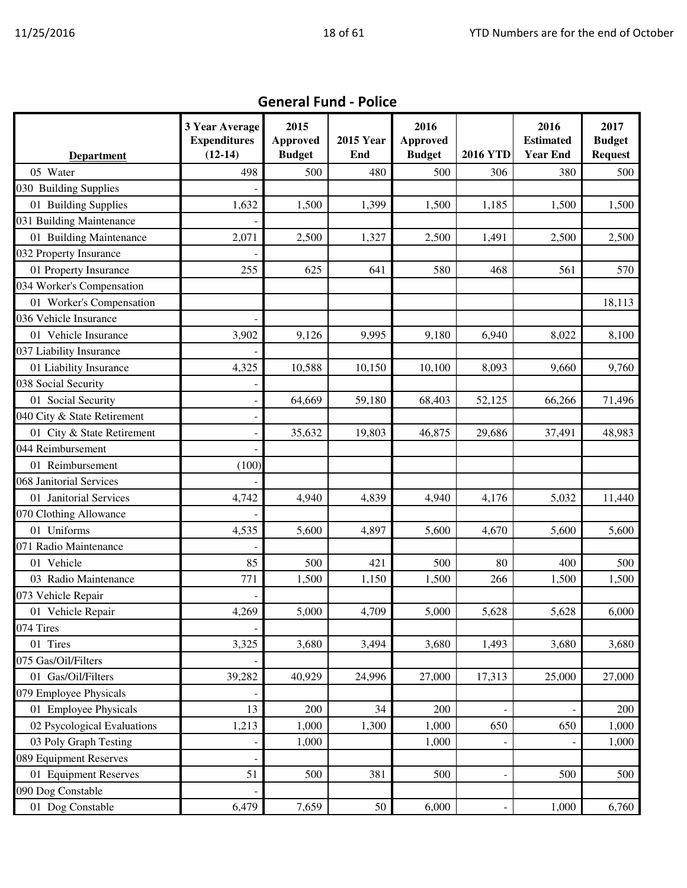## General Fund - Police

| Department | 3 Year Average Expenditures (12-14) | 2015 Approved Budget | 2015 Year End | 2016 Approved Budget | 2016 YTD | 2016 Estimated Year End | 2017 Budget Request |
|---|---|---|---|---|---|---|---|
| 05 Water | 498 | 500 | 480 | 500 | 306 | 380 | 500 |
| 030 Building Supplies | - | | | | | | |
| 01 Building Supplies | 1,632 | 1,500 | 1,399 | 1,500 | 1,185 | 1,500 | 1,500 |
| 031 Building Maintenance | - | | | | | | |
| 01 Building Maintenance | 2,071 | 2,500 | 1,327 | 2,500 | 1,491 | 2,500 | 2,500 |
| 032 Property Insurance | - | | | | | | |
| 01 Property Insurance | 255 | 625 | 641 | 580 | 468 | 561 | 570 |
| 034 Worker's Compensation | | | | | | | |
| 01 Worker's Compensation | | | | | | | 18,113 |
| 036 Vehicle Insurance | - | | | | | | |
| 01 Vehicle Insurance | 3,902 | 9,126 | 9,995 | 9,180 | 6,940 | 8,022 | 8,100 |
| 037 Liability Insurance | - | | | | | | |
| 01 Liability Insurance | 4,325 | 10,588 | 10,150 | 10,100 | 8,093 | 9,660 | 9,760 |
| 038 Social Security | - | | | | | | |
| 01 Social Security | - | 64,669 | 59,180 | 68,403 | 52,125 | 66,266 | 71,496 |
| 040 City & State Retirement | - | | | | | | |
| 01 City & State Retirement | - | 35,632 | 19,803 | 46,875 | 29,686 | 37,491 | 48,983 |
| 044 Reimbursement | - | | | | | | |
| 01 Reimbursement | (100) | | | | | | |
| 068 Janitorial Services | - | | | | | | |
| 01 Janitorial Services | 4,742 | 4,940 | 4,839 | 4,940 | 4,176 | 5,032 | 11,440 |
| 070 Clothing Allowance | - | | | | | | |
| 01 Uniforms | 4,535 | 5,600 | 4,897 | 5,600 | 4,670 | 5,600 | 5,600 |
| 071 Radio Maintenance | - | | | | | | |
| 01 Vehicle | 85 | 500 | 421 | 500 | 80 | 400 | 500 |
| 03 Radio Maintenance | 771 | 1,500 | 1,150 | 1,500 | 266 | 1,500 | 1,500 |
| 073 Vehicle Repair | - | | | | | | |
| 01 Vehicle Repair | 4,269 | 5,000 | 4,709 | 5,000 | 5,628 | 5,628 | 6,000 |
| 074 Tires | - | | | | | | |
| 01 Tires | 3,325 | 3,680 | 3,494 | 3,680 | 1,493 | 3,680 | 3,680 |
| 075 Gas/Oil/Filters | - | | | | | | |
| 01 Gas/Oil/Filters | 39,282 | 40,929 | 24,996 | 27,000 | 17,313 | 25,000 | 27,000 |
| 079 Employee Physicals | - | | | | | | |
| 01 Employee Physicals | 13 | 200 | 34 | 200 | - | - | 200 |
| 02 Psycological Evaluations | 1,213 | 1,000 | 1,300 | 1,000 | 650 | 650 | 1,000 |
| 03 Poly Graph Testing | - | 1,000 | | 1,000 | - | - | 1,000 |
| 089 Equipment Reserves | - | | | | | | |
| 01 Equipment Reserves | 51 | 500 | 381 | 500 | - | 500 | 500 |
| 090 Dog Constable | - | | | | | | |
| 01 Dog Constable | 6,479 | 7,659 | 50 | 6,000 | - | 1,000 | 6,760 |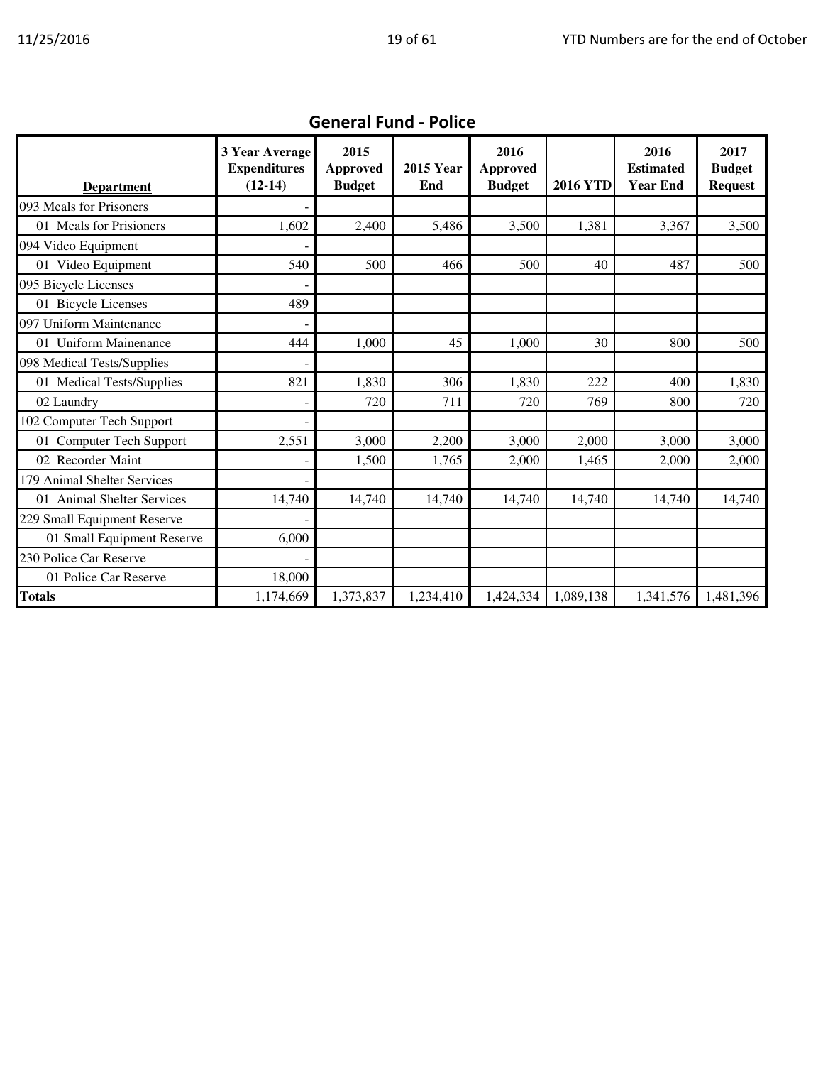## General Fund - Police

| Department | 3 Year Average Expenditures (12-14) | 2015 Approved Budget | 2015 Year End | 2016 Approved Budget | 2016 YTD | 2016 Estimated Year End | 2017 Budget Request |
|---|---|---|---|---|---|---|---|
| 093 Meals for Prisoners | - | | | | | | |
| 01 Meals for Prisioners | 1,602 | 2,400 | 5,486 | 3,500 | 1,381 | 3,367 | 3,500 |
| 094 Video Equipment | - | | | | | | |
| 01 Video Equipment | 540 | 500 | 466 | 500 | 40 | 487 | 500 |
| 095 Bicycle Licenses | - | | | | | | |
| 01 Bicycle Licenses | 489 | | | | | | |
| 097 Uniform Maintenance | - | | | | | | |
| 01 Uniform Mainenance | 444 | 1,000 | 45 | 1,000 | 30 | 800 | 500 |
| 098 Medical Tests/Supplies | - | | | | | | |
| 01 Medical Tests/Supplies | 821 | 1,830 | 306 | 1,830 | 222 | 400 | 1,830 |
| 02 Laundry | - | 720 | 711 | 720 | 769 | 800 | 720 |
| 102 Computer Tech Support | - | | | | | | |
| 01 Computer Tech Support | 2,551 | 3,000 | 2,200 | 3,000 | 2,000 | 3,000 | 3,000 |
| 02 Recorder Maint | - | 1,500 | 1,765 | 2,000 | 1,465 | 2,000 | 2,000 |
| 179 Animal Shelter Services | - | | | | | | |
| 01 Animal Shelter Services | 14,740 | 14,740 | 14,740 | 14,740 | 14,740 | 14,740 | 14,740 |
| 229 Small Equipment Reserve | - | | | | | | |
| 01 Small Equipment Reserve | 6,000 | | | | | | |
| 230 Police Car Reserve | - | | | | | | |
| 01 Police Car Reserve | 18,000 | | | | | | |
| **Totals** | 1,174,669 | 1,373,837 | 1,234,410 | 1,424,334 | 1,089,138 | 1,341,576 | 1,481,396 |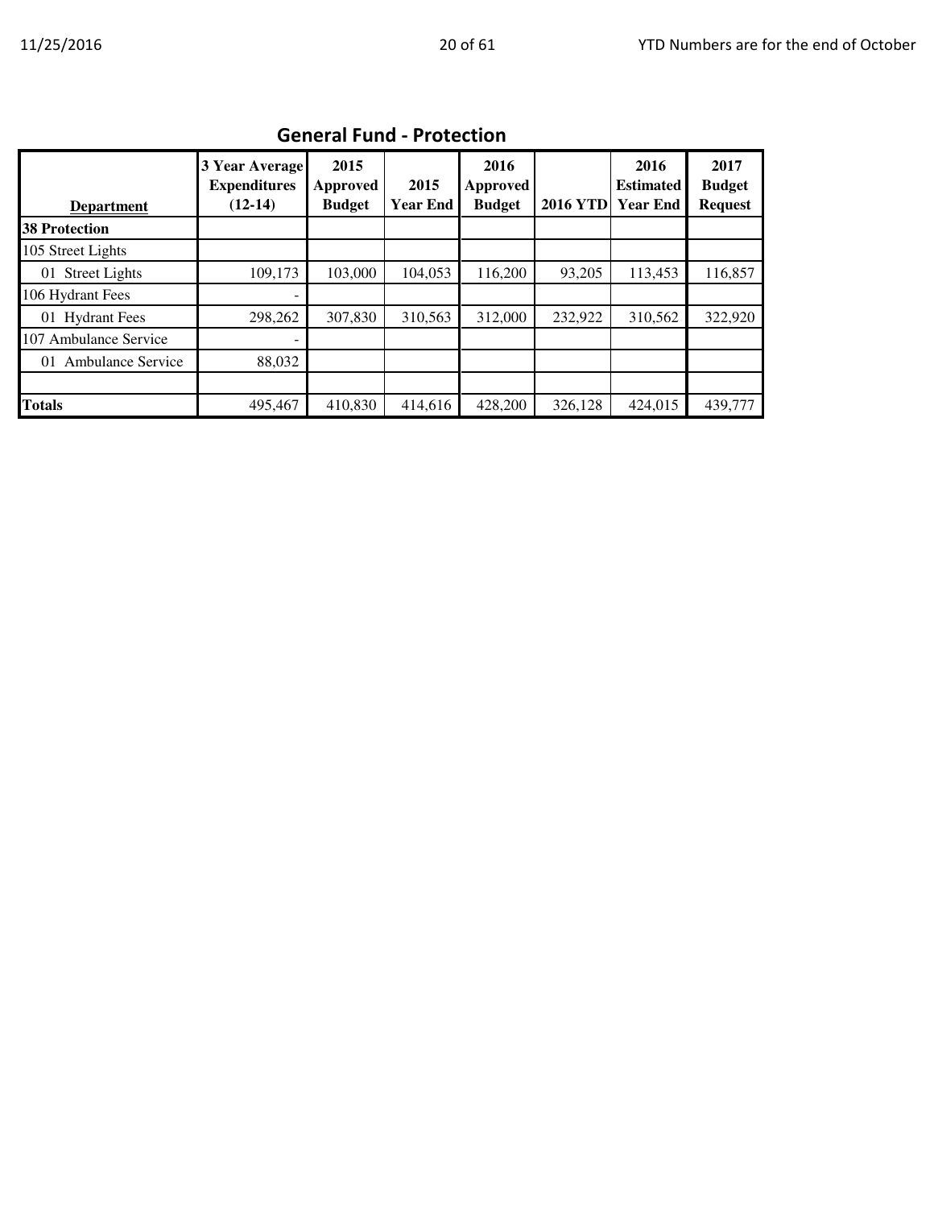## General Fund - Protection

| Department | 3 Year Average Expenditures (12-14) | 2015 Approved Budget | 2015 Year End | 2016 Approved Budget | 2016 YTD | 2016 Estimated Year End | 2017 Budget Request |
|---|---|---|---|---|---|---|---|
| **38 Protection** | | | | | | | |
| 105 Street Lights | | | | | | | |
| 01 Street Lights | 109,173 | 103,000 | 104,053 | 116,200 | 93,205 | 113,453 | 116,857 |
| 106 Hydrant Fees | - | | | | | | |
| 01 Hydrant Fees | 298,262 | 307,830 | 310,563 | 312,000 | 232,922 | 310,562 | 322,920 |
| 107 Ambulance Service | - | | | | | | |
| 01 Ambulance Service | 88,032 | | | | | | |
| | | | | | | | |
| **Totals** | 495,467 | 410,830 | 414,616 | 428,200 | 326,128 | 424,015 | 439,777 |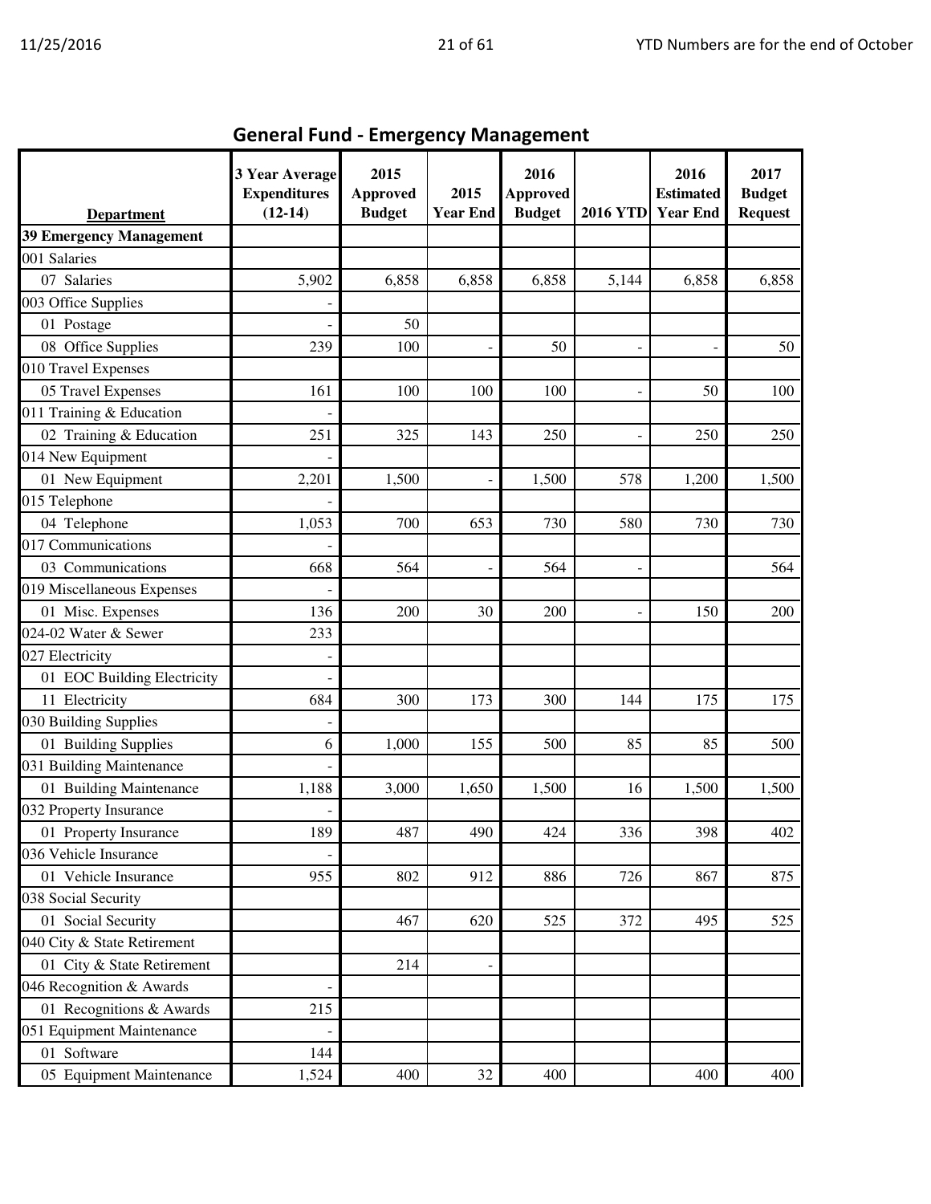## General Fund - Emergency Management

| Department | 3 Year Average Expenditures (12-14) | 2015 Approved Budget | 2015 Year End | 2016 Approved Budget | 2016 YTD | 2016 Estimated Year End | 2017 Budget Request |
|---|---|---|---|---|---|---|---|
| **39 Emergency Management** | | | | | | | |
| 001 Salaries | | | | | | | |
| 07 Salaries | 5,902 | 6,858 | 6,858 | 6,858 | 5,144 | 6,858 | 6,858 |
| 003 Office Supplies | - | | | | | | |
| 01 Postage | - | 50 | | | | | |
| 08 Office Supplies | 239 | 100 | - | 50 | - | - | 50 |
| 010 Travel Expenses | | | | | | | |
| 05 Travel Expenses | 161 | 100 | 100 | 100 | - | 50 | 100 |
| 011 Training & Education | - | | | | | | |
| 02 Training & Education | 251 | 325 | 143 | 250 | - | 250 | 250 |
| 014 New Equipment | - | | | | | | |
| 01 New Equipment | 2,201 | 1,500 | - | 1,500 | 578 | 1,200 | 1,500 |
| 015 Telephone | - | | | | | | |
| 04 Telephone | 1,053 | 700 | 653 | 730 | 580 | 730 | 730 |
| 017 Communications | - | | | | | | |
| 03 Communications | 668 | 564 | - | 564 | - | | 564 |
| 019 Miscellaneous Expenses | - | | | | | | |
| 01 Misc. Expenses | 136 | 200 | 30 | 200 | - | 150 | 200 |
| 024-02 Water & Sewer | 233 | | | | | | |
| 027 Electricity | - | | | | | | |
| 01 EOC Building Electricity | - | | | | | | |
| 11 Electricity | 684 | 300 | 173 | 300 | 144 | 175 | 175 |
| 030 Building Supplies | - | | | | | | |
| 01 Building Supplies | 6 | 1,000 | 155 | 500 | 85 | 85 | 500 |
| 031 Building Maintenance | - | | | | | | |
| 01 Building Maintenance | 1,188 | 3,000 | 1,650 | 1,500 | 16 | 1,500 | 1,500 |
| 032 Property Insurance | - | | | | | | |
| 01 Property Insurance | 189 | 487 | 490 | 424 | 336 | 398 | 402 |
| 036 Vehicle Insurance | - | | | | | | |
| 01 Vehicle Insurance | 955 | 802 | 912 | 886 | 726 | 867 | 875 |
| 038 Social Security | | | | | | | |
| 01 Social Security | | 467 | 620 | 525 | 372 | 495 | 525 |
| 040 City & State Retirement | | | | | | | |
| 01 City & State Retirement | | 214 | - | | | | |
| 046 Recognition & Awards | - | | | | | | |
| 01 Recognitions & Awards | 215 | | | | | | |
| 051 Equipment Maintenance | - | | | | | | |
| 01 Software | 144 | | | | | | |
| 05 Equipment Maintenance | 1,524 | 400 | 32 | 400 | | 400 | 400 |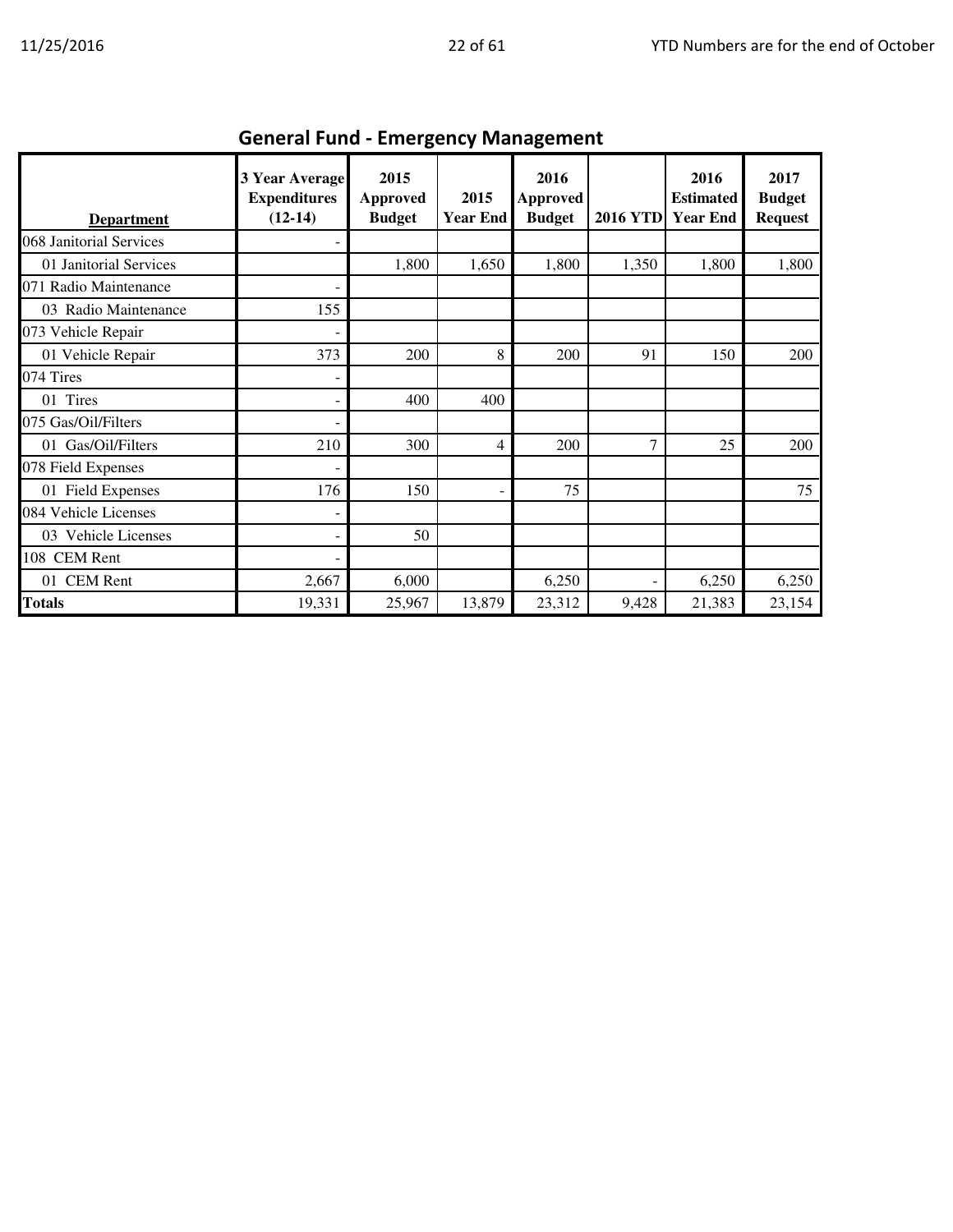## General Fund - Emergency Management

| Department | 3 Year Average Expenditures (12-14) | 2015 Approved Budget | 2015 Year End | 2016 Approved Budget | 2016 YTD | 2016 Estimated Year End | 2017 Budget Request |
|---|---|---|---|---|---|---|---|
| 068 Janitorial Services | - | | | | | | |
| 01 Janitorial Services | | 1,800 | 1,650 | 1,800 | 1,350 | 1,800 | 1,800 |
| 071 Radio Maintenance | - | | | | | | |
| 03 Radio Maintenance | 155 | | | | | | |
| 073 Vehicle Repair | - | | | | | | |
| 01 Vehicle Repair | 373 | 200 | 8 | 200 | 91 | 150 | 200 |
| 074 Tires | - | | | | | | |
| 01 Tires | - | 400 | 400 | | | | |
| 075 Gas/Oil/Filters | - | | | | | | |
| 01 Gas/Oil/Filters | 210 | 300 | 4 | 200 | 7 | 25 | 200 |
| 078 Field Expenses | - | | | | | | |
| 01 Field Expenses | 176 | 150 | - | 75 | | | 75 |
| 084 Vehicle Licenses | - | | | | | | |
| 03 Vehicle Licenses | - | 50 | | | | | |
| 108 CEM Rent | - | | | | | | |
| 01 CEM Rent | 2,667 | 6,000 | | 6,250 | - | 6,250 | 6,250 |
| **Totals** | 19,331 | 25,967 | 13,879 | 23,312 | 9,428 | 21,383 | 23,154 |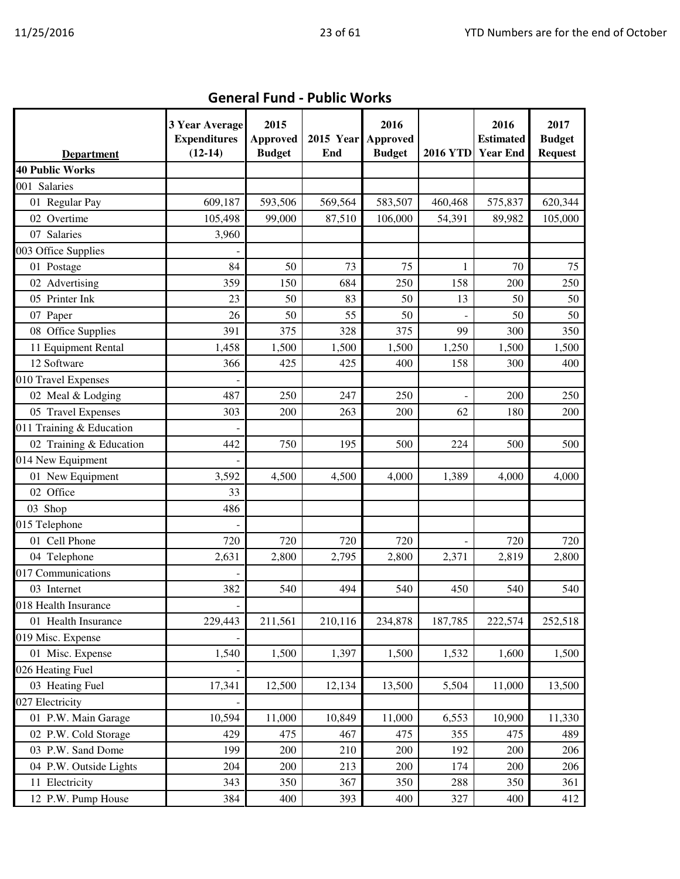## General Fund - Public Works

| Department | 3 Year Average Expenditures (12-14) | 2015 Approved Budget | 2015 Year End | 2016 Approved Budget | 2016 YTD | 2016 Estimated Year End | 2017 Budget Request |
|---|---|---|---|---|---|---|---|
| **40 Public Works** | | | | | | | |
| 001 Salaries | | | | | | | |
| 01 Regular Pay | 609,187 | 593,506 | 569,564 | 583,507 | 460,468 | 575,837 | 620,344 |
| 02 Overtime | 105,498 | 99,000 | 87,510 | 106,000 | 54,391 | 89,982 | 105,000 |
| 07 Salaries | 3,960 | | | | | | |
| 003 Office Supplies | - | | | | | | |
| 01 Postage | 84 | 50 | 73 | 75 | 1 | 70 | 75 |
| 02 Advertising | 359 | 150 | 684 | 250 | 158 | 200 | 250 |
| 05 Printer Ink | 23 | 50 | 83 | 50 | 13 | 50 | 50 |
| 07 Paper | 26 | 50 | 55 | 50 | - | 50 | 50 |
| 08 Office Supplies | 391 | 375 | 328 | 375 | 99 | 300 | 350 |
| 11 Equipment Rental | 1,458 | 1,500 | 1,500 | 1,500 | 1,250 | 1,500 | 1,500 |
| 12 Software | 366 | 425 | 425 | 400 | 158 | 300 | 400 |
| 010 Travel Expenses | - | | | | | | |
| 02 Meal & Lodging | 487 | 250 | 247 | 250 | - | 200 | 250 |
| 05 Travel Expenses | 303 | 200 | 263 | 200 | 62 | 180 | 200 |
| 011 Training & Education | - | | | | | | |
| 02 Training & Education | 442 | 750 | 195 | 500 | 224 | 500 | 500 |
| 014 New Equipment | - | | | | | | |
| 01 New Equipment | 3,592 | 4,500 | 4,500 | 4,000 | 1,389 | 4,000 | 4,000 |
| 02 Office | 33 | | | | | | |
| 03 Shop | 486 | | | | | | |
| 015 Telephone | - | | | | | | |
| 01 Cell Phone | 720 | 720 | 720 | 720 | - | 720 | 720 |
| 04 Telephone | 2,631 | 2,800 | 2,795 | 2,800 | 2,371 | 2,819 | 2,800 |
| 017 Communications | - | | | | | | |
| 03 Internet | 382 | 540 | 494 | 540 | 450 | 540 | 540 |
| 018 Health Insurance | - | | | | | | |
| 01 Health Insurance | 229,443 | 211,561 | 210,116 | 234,878 | 187,785 | 222,574 | 252,518 |
| 019 Misc. Expense | - | | | | | | |
| 01 Misc. Expense | 1,540 | 1,500 | 1,397 | 1,500 | 1,532 | 1,600 | 1,500 |
| 026 Heating Fuel | - | | | | | | |
| 03 Heating Fuel | 17,341 | 12,500 | 12,134 | 13,500 | 5,504 | 11,000 | 13,500 |
| 027 Electricity | - | | | | | | |
| 01 P.W. Main Garage | 10,594 | 11,000 | 10,849 | 11,000 | 6,553 | 10,900 | 11,330 |
| 02 P.W. Cold Storage | 429 | 475 | 467 | 475 | 355 | 475 | 489 |
| 03 P.W. Sand Dome | 199 | 200 | 210 | 200 | 192 | 200 | 206 |
| 04 P.W. Outside Lights | 204 | 200 | 213 | 200 | 174 | 200 | 206 |
| 11 Electricity | 343 | 350 | 367 | 350 | 288 | 350 | 361 |
| 12 P.W. Pump House | 384 | 400 | 393 | 400 | 327 | 400 | 412 |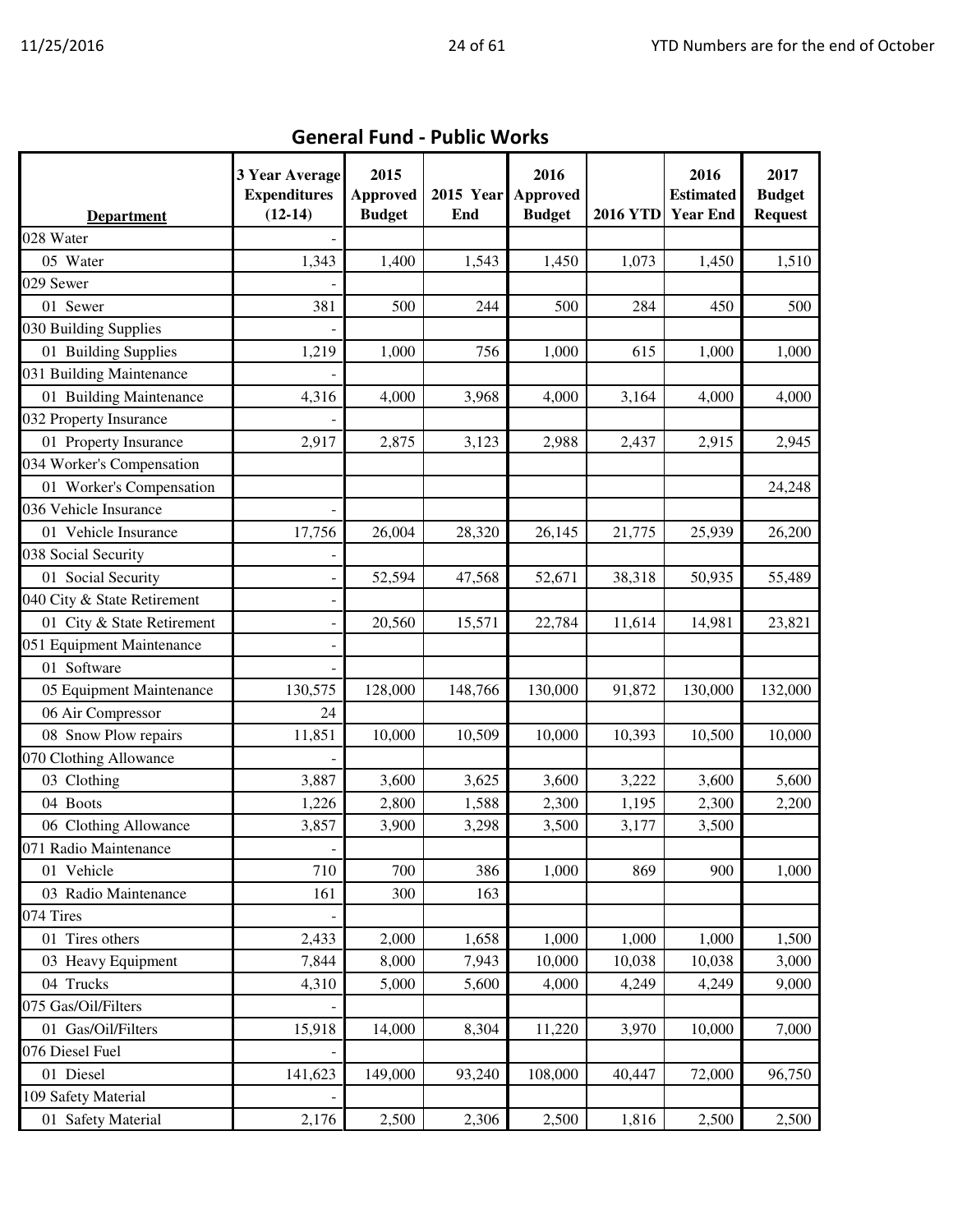## General Fund - Public Works

| Department | 3 Year Average Expenditures (12-14) | 2015 Approved Budget | 2015 Year End | 2016 Approved Budget | 2016 YTD | 2016 Estimated Year End | 2017 Budget Request |
|---|---|---|---|---|---|---|---|
| 028 Water | - | | | | | | |
| 05 Water | 1,343 | 1,400 | 1,543 | 1,450 | 1,073 | 1,450 | 1,510 |
| 029 Sewer | - | | | | | | |
| 01 Sewer | 381 | 500 | 244 | 500 | 284 | 450 | 500 |
| 030 Building Supplies | - | | | | | | |
| 01 Building Supplies | 1,219 | 1,000 | 756 | 1,000 | 615 | 1,000 | 1,000 |
| 031 Building Maintenance | - | | | | | | |
| 01 Building Maintenance | 4,316 | 4,000 | 3,968 | 4,000 | 3,164 | 4,000 | 4,000 |
| 032 Property Insurance | - | | | | | | |
| 01 Property Insurance | 2,917 | 2,875 | 3,123 | 2,988 | 2,437 | 2,915 | 2,945 |
| 034 Worker's Compensation | | | | | | | |
| 01 Worker's Compensation | | | | | | | 24,248 |
| 036 Vehicle Insurance | - | | | | | | |
| 01 Vehicle Insurance | 17,756 | 26,004 | 28,320 | 26,145 | 21,775 | 25,939 | 26,200 |
| 038 Social Security | - | | | | | | |
| 01 Social Security | - | 52,594 | 47,568 | 52,671 | 38,318 | 50,935 | 55,489 |
| 040 City & State Retirement | - | | | | | | |
| 01 City & State Retirement | - | 20,560 | 15,571 | 22,784 | 11,614 | 14,981 | 23,821 |
| 051 Equipment Maintenance | - | | | | | | |
| 01 Software | - | | | | | | |
| 05 Equipment Maintenance | 130,575 | 128,000 | 148,766 | 130,000 | 91,872 | 130,000 | 132,000 |
| 06 Air Compressor | 24 | | | | | | |
| 08 Snow Plow repairs | 11,851 | 10,000 | 10,509 | 10,000 | 10,393 | 10,500 | 10,000 |
| 070 Clothing Allowance | - | | | | | | |
| 03 Clothing | 3,887 | 3,600 | 3,625 | 3,600 | 3,222 | 3,600 | 5,600 |
| 04 Boots | 1,226 | 2,800 | 1,588 | 2,300 | 1,195 | 2,300 | 2,200 |
| 06 Clothing Allowance | 3,857 | 3,900 | 3,298 | 3,500 | 3,177 | 3,500 | |
| 071 Radio Maintenance | - | | | | | | |
| 01 Vehicle | 710 | 700 | 386 | 1,000 | 869 | 900 | 1,000 |
| 03 Radio Maintenance | 161 | 300 | 163 | | | | |
| 074 Tires | - | | | | | | |
| 01 Tires others | 2,433 | 2,000 | 1,658 | 1,000 | 1,000 | 1,000 | 1,500 |
| 03 Heavy Equipment | 7,844 | 8,000 | 7,943 | 10,000 | 10,038 | 10,038 | 3,000 |
| 04 Trucks | 4,310 | 5,000 | 5,600 | 4,000 | 4,249 | 4,249 | 9,000 |
| 075 Gas/Oil/Filters | - | | | | | | |
| 01 Gas/Oil/Filters | 15,918 | 14,000 | 8,304 | 11,220 | 3,970 | 10,000 | 7,000 |
| 076 Diesel Fuel | - | | | | | | |
| 01 Diesel | 141,623 | 149,000 | 93,240 | 108,000 | 40,447 | 72,000 | 96,750 |
| 109 Safety Material | - | | | | | | |
| 01 Safety Material | 2,176 | 2,500 | 2,306 | 2,500 | 1,816 | 2,500 | 2,500 |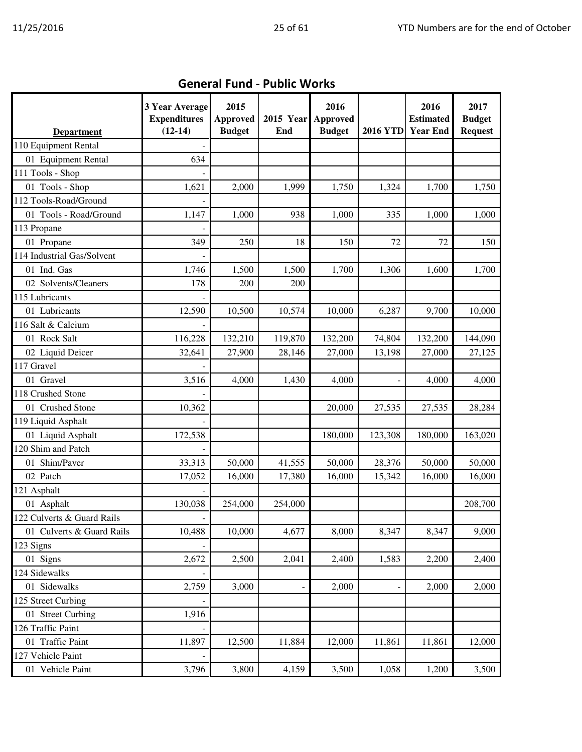## General Fund - Public Works

| Department | 3 Year Average Expenditures (12-14) | 2015 Approved Budget | 2015 Year End | 2016 Approved Budget | 2016 YTD | 2016 Estimated Year End | 2017 Budget Request |
|---|---|---|---|---|---|---|---|
| 110 Equipment Rental | - | | | | | | |
| 01 Equipment Rental | 634 | | | | | | |
| 111 Tools - Shop | - | | | | | | |
| 01 Tools - Shop | 1,621 | 2,000 | 1,999 | 1,750 | 1,324 | 1,700 | 1,750 |
| 112 Tools-Road/Ground | - | | | | | | |
| 01 Tools - Road/Ground | 1,147 | 1,000 | 938 | 1,000 | 335 | 1,000 | 1,000 |
| 113 Propane | - | | | | | | |
| 01 Propane | 349 | 250 | 18 | 150 | 72 | 72 | 150 |
| 114 Industrial Gas/Solvent | - | | | | | | |
| 01 Ind. Gas | 1,746 | 1,500 | 1,500 | 1,700 | 1,306 | 1,600 | 1,700 |
| 02 Solvents/Cleaners | 178 | 200 | 200 | | | | |
| 115 Lubricants | - | | | | | | |
| 01 Lubricants | 12,590 | 10,500 | 10,574 | 10,000 | 6,287 | 9,700 | 10,000 |
| 116 Salt & Calcium | - | | | | | | |
| 01 Rock Salt | 116,228 | 132,210 | 119,870 | 132,200 | 74,804 | 132,200 | 144,090 |
| 02 Liquid Deicer | 32,641 | 27,900 | 28,146 | 27,000 | 13,198 | 27,000 | 27,125 |
| 117 Gravel | - | | | | | | |
| 01 Gravel | 3,516 | 4,000 | 1,430 | 4,000 | - | 4,000 | 4,000 |
| 118 Crushed Stone | - | | | | | | |
| 01 Crushed Stone | 10,362 | | | 20,000 | 27,535 | 27,535 | 28,284 |
| 119 Liquid Asphalt | - | | | | | | |
| 01 Liquid Asphalt | 172,538 | | | 180,000 | 123,308 | 180,000 | 163,020 |
| 120 Shim and Patch | - | | | | | | |
| 01 Shim/Paver | 33,313 | 50,000 | 41,555 | 50,000 | 28,376 | 50,000 | 50,000 |
| 02 Patch | 17,052 | 16,000 | 17,380 | 16,000 | 15,342 | 16,000 | 16,000 |
| 121 Asphalt | - | | | | | | |
| 01 Asphalt | 130,038 | 254,000 | 254,000 | | | | 208,700 |
| 122 Culverts & Guard Rails | - | | | | | | |
| 01 Culverts & Guard Rails | 10,488 | 10,000 | 4,677 | 8,000 | 8,347 | 8,347 | 9,000 |
| 123 Signs | - | | | | | | |
| 01 Signs | 2,672 | 2,500 | 2,041 | 2,400 | 1,583 | 2,200 | 2,400 |
| 124 Sidewalks | - | | | | | | |
| 01 Sidewalks | 2,759 | 3,000 | - | 2,000 | - | 2,000 | 2,000 |
| 125 Street Curbing | - | | | | | | |
| 01 Street Curbing | 1,916 | | | | | | |
| 126 Traffic Paint | - | | | | | | |
| 01 Traffic Paint | 11,897 | 12,500 | 11,884 | 12,000 | 11,861 | 11,861 | 12,000 |
| 127 Vehicle Paint | - | | | | | | |
| 01 Vehicle Paint | 3,796 | 3,800 | 4,159 | 3,500 | 1,058 | 1,200 | 3,500 |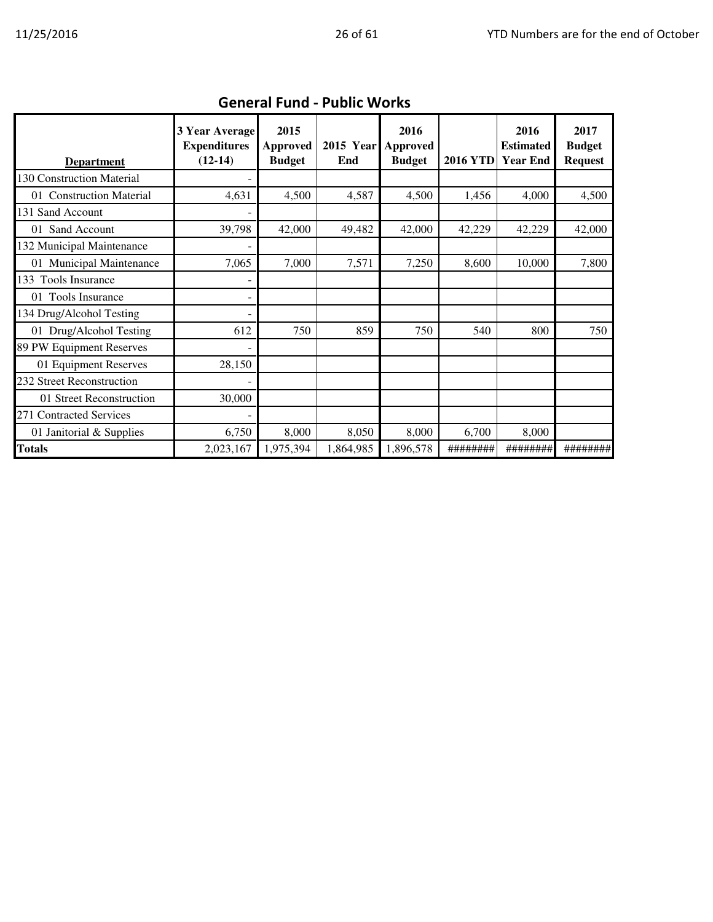## General Fund - Public Works

| Department | 3 Year Average Expenditures (12-14) | 2015 Approved Budget | 2015 Year End | 2016 Approved Budget | 2016 YTD | 2016 Estimated Year End | 2017 Budget Request |
|---|---|---|---|---|---|---|---|
| 130 Construction Material | - | | | | | | |
| 01 Construction Material | 4,631 | 4,500 | 4,587 | 4,500 | 1,456 | 4,000 | 4,500 |
| 131 Sand Account | - | | | | | | |
| 01 Sand Account | 39,798 | 42,000 | 49,482 | 42,000 | 42,229 | 42,229 | 42,000 |
| 132 Municipal Maintenance | - | | | | | | |
| 01 Municipal Maintenance | 7,065 | 7,000 | 7,571 | 7,250 | 8,600 | 10,000 | 7,800 |
| 133 Tools Insurance | - | | | | | | |
| 01 Tools Insurance | - | | | | | | |
| 134 Drug/Alcohol Testing | - | | | | | | |
| 01 Drug/Alcohol Testing | 612 | 750 | 859 | 750 | 540 | 800 | 750 |
| 89 PW Equipment Reserves | - | | | | | | |
| 01 Equipment Reserves | 28,150 | | | | | | |
| 232 Street Reconstruction | - | | | | | | |
| 01 Street Reconstruction | 30,000 | | | | | | |
| 271 Contracted Services | - | | | | | | |
| 01 Janitorial & Supplies | 6,750 | 8,000 | 8,050 | 8,000 | 6,700 | 8,000 | |
| **Totals** | 2,023,167 | 1,975,394 | 1,864,985 | 1,896,578 | ######## | ######## | ######## |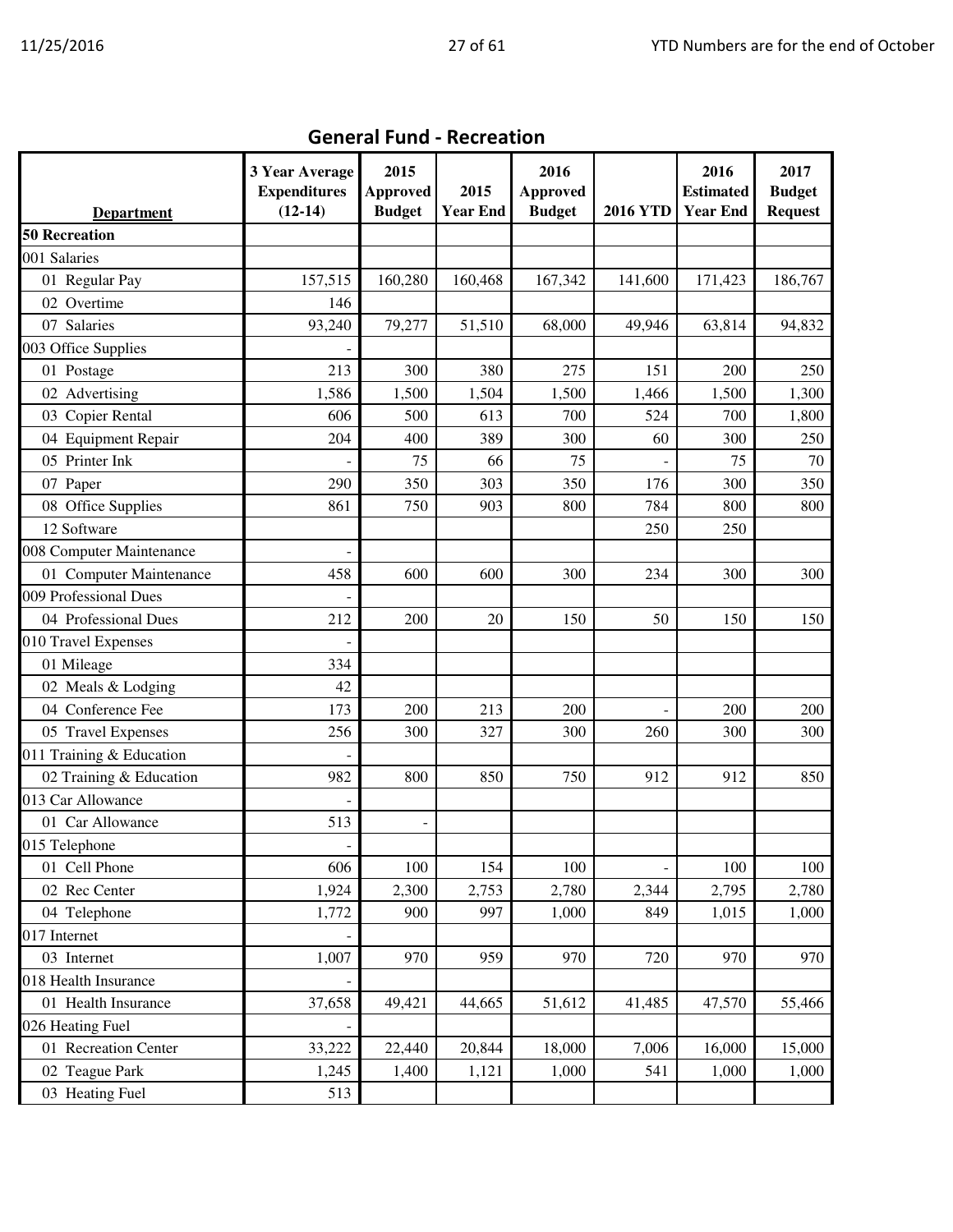## General Fund - Recreation

| Department | 3 Year Average Expenditures (12-14) | 2015 Approved Budget | 2015 Year End | 2016 Approved Budget | 2016 YTD | 2016 Estimated Year End | 2017 Budget Request |
|---|---|---|---|---|---|---|---|
| **50 Recreation** | | | | | | | |
| 001 Salaries | | | | | | | |
| 01 Regular Pay | 157,515 | 160,280 | 160,468 | 167,342 | 141,600 | 171,423 | 186,767 |
| 02 Overtime | 146 | | | | | | |
| 07 Salaries | 93,240 | 79,277 | 51,510 | 68,000 | 49,946 | 63,814 | 94,832 |
| 003 Office Supplies | - | | | | | | |
| 01 Postage | 213 | 300 | 380 | 275 | 151 | 200 | 250 |
| 02 Advertising | 1,586 | 1,500 | 1,504 | 1,500 | 1,466 | 1,500 | 1,300 |
| 03 Copier Rental | 606 | 500 | 613 | 700 | 524 | 700 | 1,800 |
| 04 Equipment Repair | 204 | 400 | 389 | 300 | 60 | 300 | 250 |
| 05 Printer Ink | - | 75 | 66 | 75 | - | 75 | 70 |
| 07 Paper | 290 | 350 | 303 | 350 | 176 | 300 | 350 |
| 08 Office Supplies | 861 | 750 | 903 | 800 | 784 | 800 | 800 |
| 12 Software | | | | | 250 | 250 | |
| 008 Computer Maintenance | - | | | | | | |
| 01 Computer Maintenance | 458 | 600 | 600 | 300 | 234 | 300 | 300 |
| 009 Professional Dues | - | | | | | | |
| 04 Professional Dues | 212 | 200 | 20 | 150 | 50 | 150 | 150 |
| 010 Travel Expenses | - | | | | | | |
| 01 Mileage | 334 | | | | | | |
| 02 Meals & Lodging | 42 | | | | | | |
| 04 Conference Fee | 173 | 200 | 213 | 200 | - | 200 | 200 |
| 05 Travel Expenses | 256 | 300 | 327 | 300 | 260 | 300 | 300 |
| 011 Training & Education | - | | | | | | |
| 02 Training & Education | 982 | 800 | 850 | 750 | 912 | 912 | 850 |
| 013 Car Allowance | - | | | | | | |
| 01 Car Allowance | 513 | - | | | | | |
| 015 Telephone | - | | | | | | |
| 01 Cell Phone | 606 | 100 | 154 | 100 | - | 100 | 100 |
| 02 Rec Center | 1,924 | 2,300 | 2,753 | 2,780 | 2,344 | 2,795 | 2,780 |
| 04 Telephone | 1,772 | 900 | 997 | 1,000 | 849 | 1,015 | 1,000 |
| 017 Internet | - | | | | | | |
| 03 Internet | 1,007 | 970 | 959 | 970 | 720 | 970 | 970 |
| 018 Health Insurance | - | | | | | | |
| 01 Health Insurance | 37,658 | 49,421 | 44,665 | 51,612 | 41,485 | 47,570 | 55,466 |
| 026 Heating Fuel | - | | | | | | |
| 01 Recreation Center | 33,222 | 22,440 | 20,844 | 18,000 | 7,006 | 16,000 | 15,000 |
| 02 Teague Park | 1,245 | 1,400 | 1,121 | 1,000 | 541 | 1,000 | 1,000 |
| 03 Heating Fuel | 513 | | | | | | |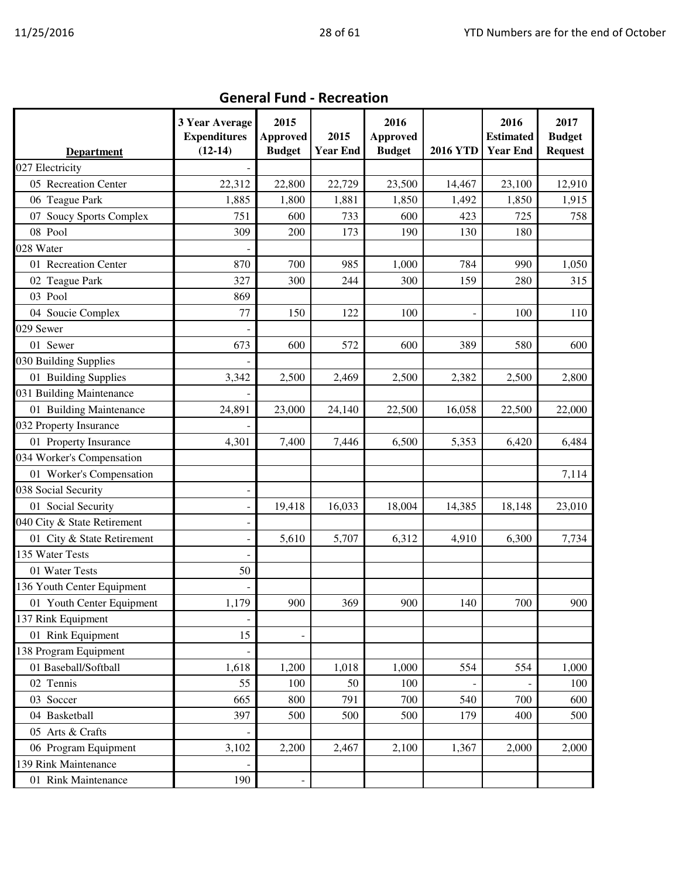## General Fund - Recreation

| Department | 3 Year Average Expenditures (12-14) | 2015 Approved Budget | 2015 Year End | 2016 Approved Budget | 2016 YTD | 2016 Estimated Year End | 2017 Budget Request |
|---|---|---|---|---|---|---|---|
| 027 Electricity | - | | | | | | |
| 05 Recreation Center | 22,312 | 22,800 | 22,729 | 23,500 | 14,467 | 23,100 | 12,910 |
| 06 Teague Park | 1,885 | 1,800 | 1,881 | 1,850 | 1,492 | 1,850 | 1,915 |
| 07 Soucy Sports Complex | 751 | 600 | 733 | 600 | 423 | 725 | 758 |
| 08 Pool | 309 | 200 | 173 | 190 | 130 | 180 | |
| 028 Water | - | | | | | | |
| 01 Recreation Center | 870 | 700 | 985 | 1,000 | 784 | 990 | 1,050 |
| 02 Teague Park | 327 | 300 | 244 | 300 | 159 | 280 | 315 |
| 03 Pool | 869 | | | | | | |
| 04 Soucie Complex | 77 | 150 | 122 | 100 | - | 100 | 110 |
| 029 Sewer | - | | | | | | |
| 01 Sewer | 673 | 600 | 572 | 600 | 389 | 580 | 600 |
| 030 Building Supplies | - | | | | | | |
| 01 Building Supplies | 3,342 | 2,500 | 2,469 | 2,500 | 2,382 | 2,500 | 2,800 |
| 031 Building Maintenance | - | | | | | | |
| 01 Building Maintenance | 24,891 | 23,000 | 24,140 | 22,500 | 16,058 | 22,500 | 22,000 |
| 032 Property Insurance | - | | | | | | |
| 01 Property Insurance | 4,301 | 7,400 | 7,446 | 6,500 | 5,353 | 6,420 | 6,484 |
| 034 Worker's Compensation | | | | | | | |
| 01 Worker's Compensation | | | | | | | 7,114 |
| 038 Social Security | - | | | | | | |
| 01 Social Security | - | 19,418 | 16,033 | 18,004 | 14,385 | 18,148 | 23,010 |
| 040 City & State Retirement | - | | | | | | |
| 01 City & State Retirement | - | 5,610 | 5,707 | 6,312 | 4,910 | 6,300 | 7,734 |
| 135 Water Tests | - | | | | | | |
| 01 Water Tests | 50 | | | | | | |
| 136 Youth Center Equipment | - | | | | | | |
| 01 Youth Center Equipment | 1,179 | 900 | 369 | 900 | 140 | 700 | 900 |
| 137 Rink Equipment | - | | | | | | |
| 01 Rink Equipment | 15 | - | | | | | |
| 138 Program Equipment | - | | | | | | |
| 01 Baseball/Softball | 1,618 | 1,200 | 1,018 | 1,000 | 554 | 554 | 1,000 |
| 02 Tennis | 55 | 100 | 50 | 100 | - | - | 100 |
| 03 Soccer | 665 | 800 | 791 | 700 | 540 | 700 | 600 |
| 04 Basketball | 397 | 500 | 500 | 500 | 179 | 400 | 500 |
| 05 Arts & Crafts | - | | | | | | |
| 06 Program Equipment | 3,102 | 2,200 | 2,467 | 2,100 | 1,367 | 2,000 | 2,000 |
| 139 Rink Maintenance | - | | | | | | |
| 01 Rink Maintenance | 190 | - | | | | | |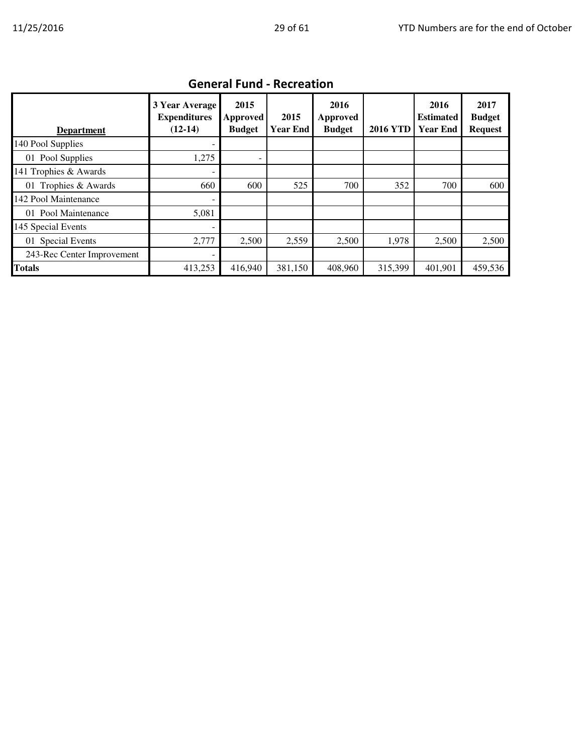## General Fund - Recreation

| Department | 3 Year Average Expenditures (12-14) | 2015 Approved Budget | 2015 Year End | 2016 Approved Budget | 2016 YTD | 2016 Estimated Year End | 2017 Budget Request |
|---|---|---|---|---|---|---|---|
| 140 Pool Supplies | - | | | | | | |
| 01 Pool Supplies | 1,275 | - | | | | | |
| 141 Trophies & Awards | - | | | | | | |
| 01 Trophies & Awards | 660 | 600 | 525 | 700 | 352 | 700 | 600 |
| 142 Pool Maintenance | - | | | | | | |
| 01 Pool Maintenance | 5,081 | | | | | | |
| 145 Special Events | - | | | | | | |
| 01 Special Events | 2,777 | 2,500 | 2,559 | 2,500 | 1,978 | 2,500 | 2,500 |
| 243-Rec Center Improvement | - | | | | | | |
| **Totals** | 413,253 | 416,940 | 381,150 | 408,960 | 315,399 | 401,901 | 459,536 |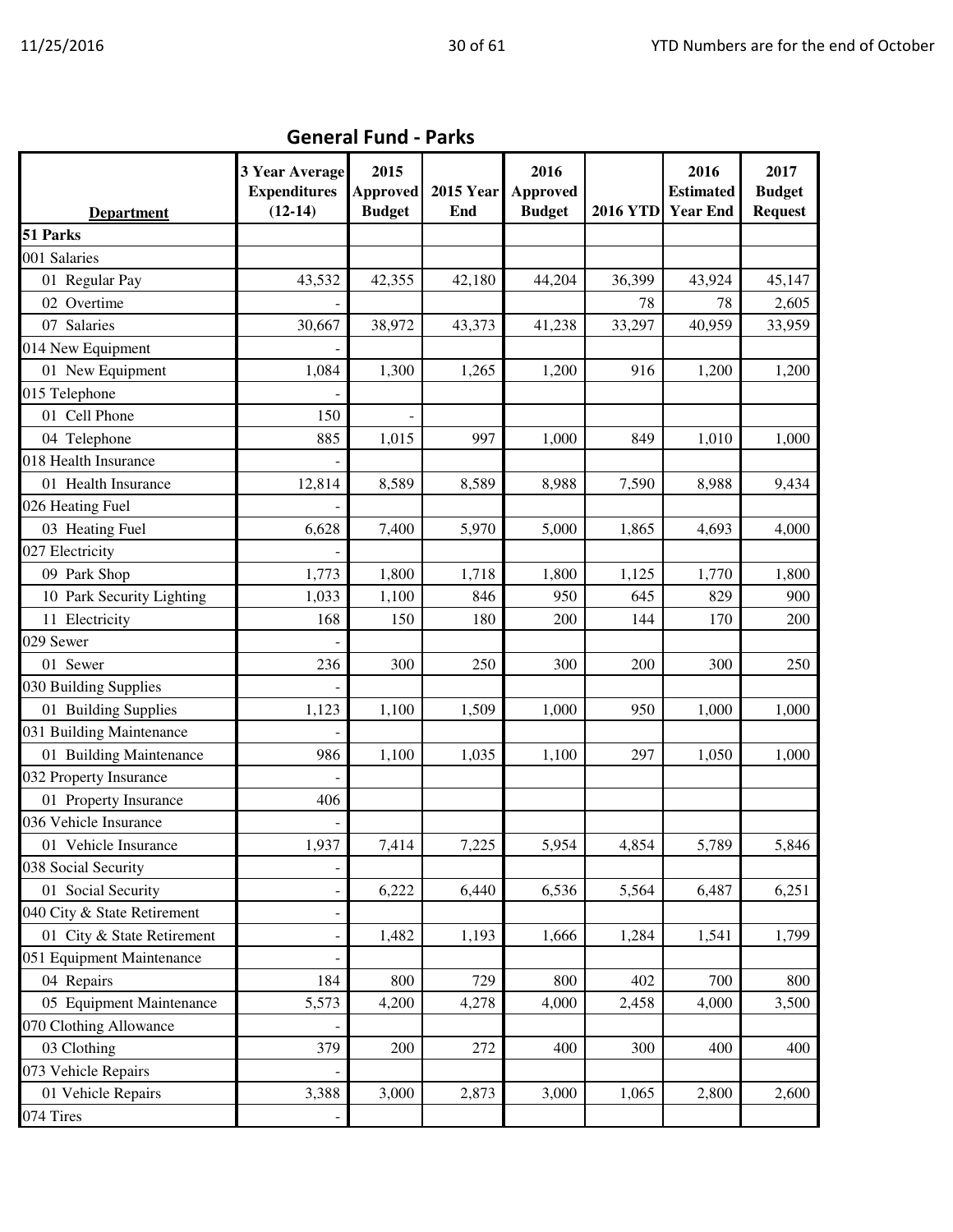## General Fund - Parks

| Department | 3 Year Average Expenditures (12-14) | 2015 Approved Budget | 2015 Year End | 2016 Approved Budget | 2016 YTD | 2016 Estimated Year End | 2017 Budget Request |
|---|---|---|---|---|---|---|---|
| **51 Parks** | | | | | | | |
| 001 Salaries | | | | | | | |
| 01 Regular Pay | 43,532 | 42,355 | 42,180 | 44,204 | 36,399 | 43,924 | 45,147 |
| 02 Overtime | - | | | | 78 | 78 | 2,605 |
| 07 Salaries | 30,667 | 38,972 | 43,373 | 41,238 | 33,297 | 40,959 | 33,959 |
| 014 New Equipment | - | | | | | | |
| 01 New Equipment | 1,084 | 1,300 | 1,265 | 1,200 | 916 | 1,200 | 1,200 |
| 015 Telephone | - | | | | | | |
| 01 Cell Phone | 150 | - | | | | | |
| 04 Telephone | 885 | 1,015 | 997 | 1,000 | 849 | 1,010 | 1,000 |
| 018 Health Insurance | - | | | | | | |
| 01 Health Insurance | 12,814 | 8,589 | 8,589 | 8,988 | 7,590 | 8,988 | 9,434 |
| 026 Heating Fuel | - | | | | | | |
| 03 Heating Fuel | 6,628 | 7,400 | 5,970 | 5,000 | 1,865 | 4,693 | 4,000 |
| 027 Electricity | - | | | | | | |
| 09 Park Shop | 1,773 | 1,800 | 1,718 | 1,800 | 1,125 | 1,770 | 1,800 |
| 10 Park Security Lighting | 1,033 | 1,100 | 846 | 950 | 645 | 829 | 900 |
| 11 Electricity | 168 | 150 | 180 | 200 | 144 | 170 | 200 |
| 029 Sewer | - | | | | | | |
| 01 Sewer | 236 | 300 | 250 | 300 | 200 | 300 | 250 |
| 030 Building Supplies | - | | | | | | |
| 01 Building Supplies | 1,123 | 1,100 | 1,509 | 1,000 | 950 | 1,000 | 1,000 |
| 031 Building Maintenance | - | | | | | | |
| 01 Building Maintenance | 986 | 1,100 | 1,035 | 1,100 | 297 | 1,050 | 1,000 |
| 032 Property Insurance | - | | | | | | |
| 01 Property Insurance | 406 | | | | | | |
| 036 Vehicle Insurance | - | | | | | | |
| 01 Vehicle Insurance | 1,937 | 7,414 | 7,225 | 5,954 | 4,854 | 5,789 | 5,846 |
| 038 Social Security | - | | | | | | |
| 01 Social Security | - | 6,222 | 6,440 | 6,536 | 5,564 | 6,487 | 6,251 |
| 040 City & State Retirement | - | | | | | | |
| 01 City & State Retirement | - | 1,482 | 1,193 | 1,666 | 1,284 | 1,541 | 1,799 |
| 051 Equipment Maintenance | - | | | | | | |
| 04 Repairs | 184 | 800 | 729 | 800 | 402 | 700 | 800 |
| 05 Equipment Maintenance | 5,573 | 4,200 | 4,278 | 4,000 | 2,458 | 4,000 | 3,500 |
| 070 Clothing Allowance | - | | | | | | |
| 03 Clothing | 379 | 200 | 272 | 400 | 300 | 400 | 400 |
| 073 Vehicle Repairs | - | | | | | | |
| 01 Vehicle Repairs | 3,388 | 3,000 | 2,873 | 3,000 | 1,065 | 2,800 | 2,600 |
| 074 Tires | - | | | | | | |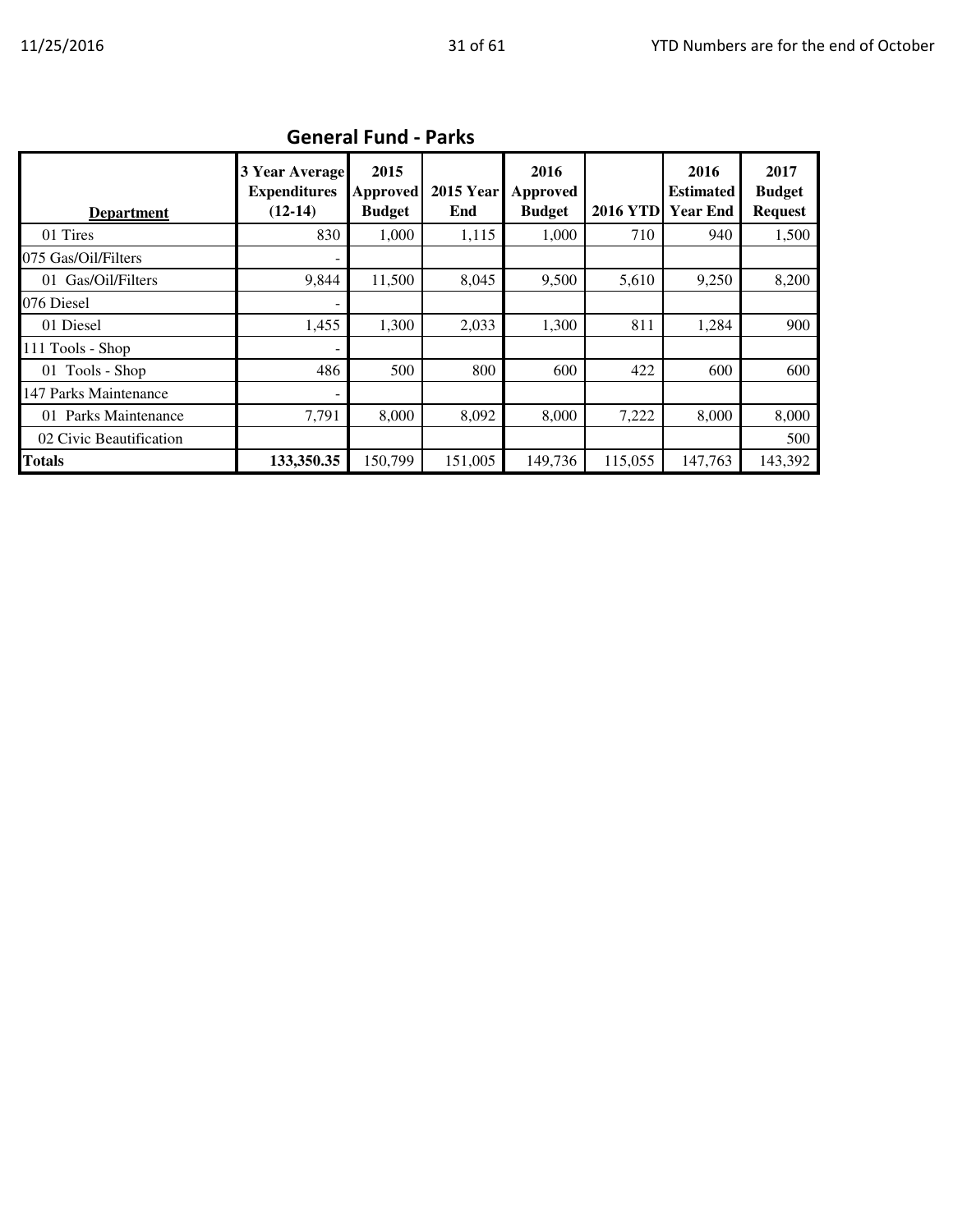## General Fund - Parks

| Department | 3 Year Average Expenditures (12-14) | 2015 Approved Budget | 2015 Year End | 2016 Approved Budget | 2016 YTD | 2016 Estimated Year End | 2017 Budget Request |
|---|---|---|---|---|---|---|---|
| 01 Tires | 830 | 1,000 | 1,115 | 1,000 | 710 | 940 | 1,500 |
| 075 Gas/Oil/Filters | - | | | | | | |
| 01 Gas/Oil/Filters | 9,844 | 11,500 | 8,045 | 9,500 | 5,610 | 9,250 | 8,200 |
| 076 Diesel | - | | | | | | |
| 01 Diesel | 1,455 | 1,300 | 2,033 | 1,300 | 811 | 1,284 | 900 |
| 111 Tools - Shop | - | | | | | | |
| 01 Tools - Shop | 486 | 500 | 800 | 600 | 422 | 600 | 600 |
| 147 Parks Maintenance | - | | | | | | |
| 01 Parks Maintenance | 7,791 | 8,000 | 8,092 | 8,000 | 7,222 | 8,000 | 8,000 |
| 02 Civic Beautification | | | | | | | 500 |
| **Totals** | **133,350.35** | 150,799 | 151,005 | 149,736 | 115,055 | 147,763 | 143,392 |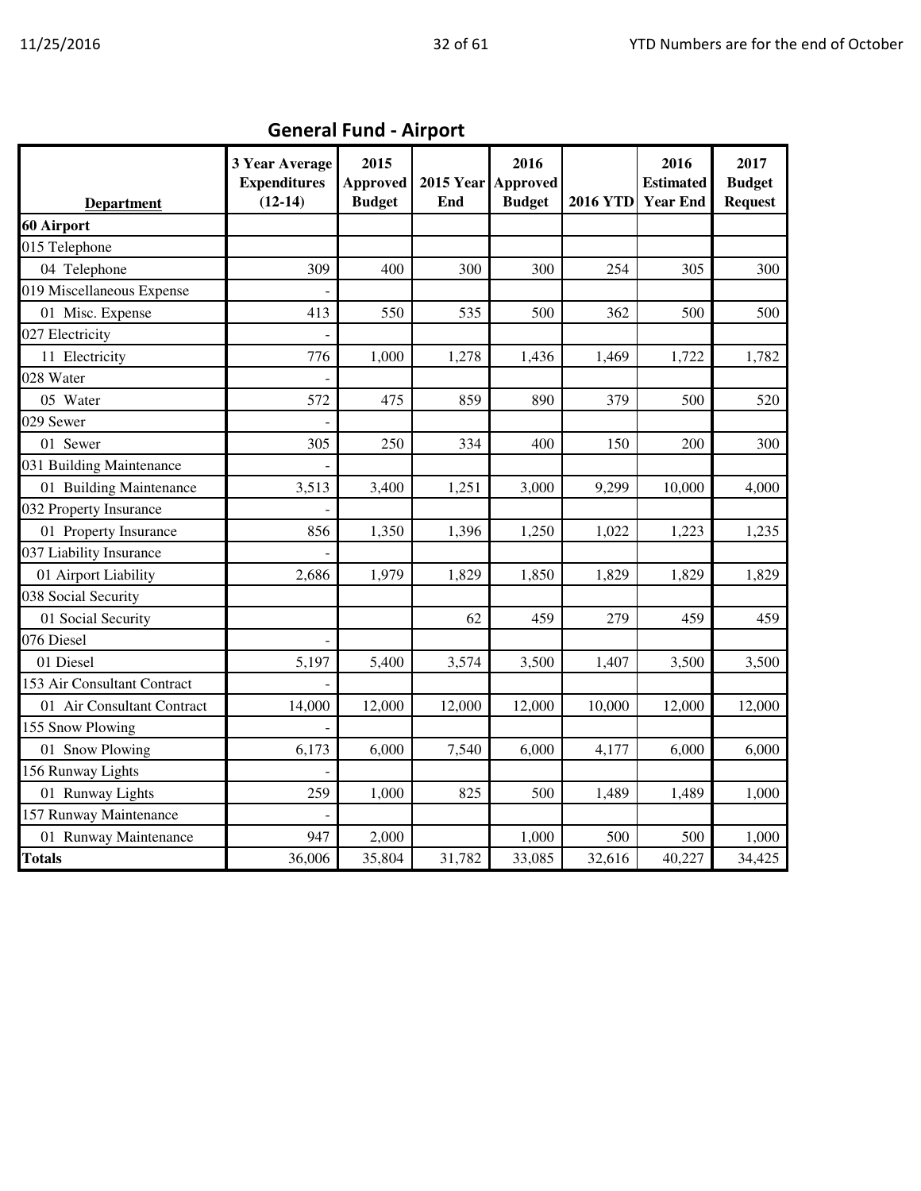## General Fund - Airport

| Department | 3 Year Average Expenditures (12-14) | 2015 Approved Budget | 2015 Year End | 2016 Approved Budget | 2016 YTD | 2016 Estimated Year End | 2017 Budget Request |
|---|---|---|---|---|---|---|---|
| **60 Airport** | | | | | | | |
| 015 Telephone | | | | | | | |
| 04 Telephone | 309 | 400 | 300 | 300 | 254 | 305 | 300 |
| 019 Miscellaneous Expense | - | | | | | | |
| 01 Misc. Expense | 413 | 550 | 535 | 500 | 362 | 500 | 500 |
| 027 Electricity | - | | | | | | |
| 11 Electricity | 776 | 1,000 | 1,278 | 1,436 | 1,469 | 1,722 | 1,782 |
| 028 Water | - | | | | | | |
| 05 Water | 572 | 475 | 859 | 890 | 379 | 500 | 520 |
| 029 Sewer | - | | | | | | |
| 01 Sewer | 305 | 250 | 334 | 400 | 150 | 200 | 300 |
| 031 Building Maintenance | - | | | | | | |
| 01 Building Maintenance | 3,513 | 3,400 | 1,251 | 3,000 | 9,299 | 10,000 | 4,000 |
| 032 Property Insurance | - | | | | | | |
| 01 Property Insurance | 856 | 1,350 | 1,396 | 1,250 | 1,022 | 1,223 | 1,235 |
| 037 Liability Insurance | - | | | | | | |
| 01 Airport Liability | 2,686 | 1,979 | 1,829 | 1,850 | 1,829 | 1,829 | 1,829 |
| 038 Social Security | | | | | | | |
| 01 Social Security | | | 62 | 459 | 279 | 459 | 459 |
| 076 Diesel | - | | | | | | |
| 01 Diesel | 5,197 | 5,400 | 3,574 | 3,500 | 1,407 | 3,500 | 3,500 |
| 153 Air Consultant Contract | - | | | | | | |
| 01 Air Consultant Contract | 14,000 | 12,000 | 12,000 | 12,000 | 10,000 | 12,000 | 12,000 |
| 155 Snow Plowing | - | | | | | | |
| 01 Snow Plowing | 6,173 | 6,000 | 7,540 | 6,000 | 4,177 | 6,000 | 6,000 |
| 156 Runway Lights | - | | | | | | |
| 01 Runway Lights | 259 | 1,000 | 825 | 500 | 1,489 | 1,489 | 1,000 |
| 157 Runway Maintenance | - | | | | | | |
| 01 Runway Maintenance | 947 | 2,000 | | 1,000 | 500 | 500 | 1,000 |
| **Totals** | 36,006 | 35,804 | 31,782 | 33,085 | 32,616 | 40,227 | 34,425 |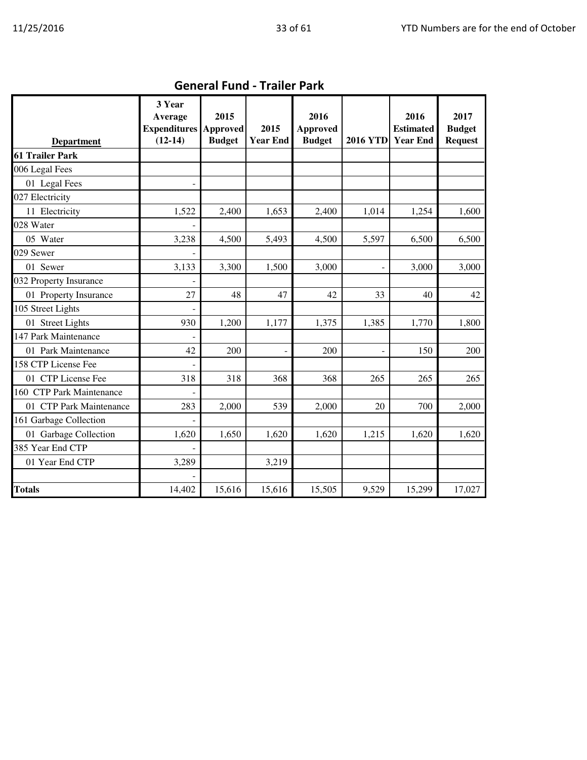## General Fund - Trailer Park

| Department | 3 Year Average Expenditures (12-14) | 2015 Approved Budget | 2015 Year End | 2016 Approved Budget | 2016 YTD | 2016 Estimated Year End | 2017 Budget Request |
|---|---|---|---|---|---|---|---|
| **61 Trailer Park** | | | | | | | |
| 006 Legal Fees | | | | | | | |
| 01 Legal Fees | - | | | | | | |
| 027 Electricity | | | | | | | |
| 11 Electricity | 1,522 | 2,400 | 1,653 | 2,400 | 1,014 | 1,254 | 1,600 |
| 028 Water | - | | | | | | |
| 05 Water | 3,238 | 4,500 | 5,493 | 4,500 | 5,597 | 6,500 | 6,500 |
| 029 Sewer | - | | | | | | |
| 01 Sewer | 3,133 | 3,300 | 1,500 | 3,000 | - | 3,000 | 3,000 |
| 032 Property Insurance | - | | | | | | |
| 01 Property Insurance | 27 | 48 | 47 | 42 | 33 | 40 | 42 |
| 105 Street Lights | - | | | | | | |
| 01 Street Lights | 930 | 1,200 | 1,177 | 1,375 | 1,385 | 1,770 | 1,800 |
| 147 Park Maintenance | - | | | | | | |
| 01 Park Maintenance | 42 | 200 | - | 200 | - | 150 | 200 |
| 158 CTP License Fee | - | | | | | | |
| 01 CTP License Fee | 318 | 318 | 368 | 368 | 265 | 265 | 265 |
| 160 CTP Park Maintenance | - | | | | | | |
| 01 CTP Park Maintenance | 283 | 2,000 | 539 | 2,000 | 20 | 700 | 2,000 |
| 161 Garbage Collection | - | | | | | | |
| 01 Garbage Collection | 1,620 | 1,650 | 1,620 | 1,620 | 1,215 | 1,620 | 1,620 |
| 385 Year End CTP | - | | | | | | |
| 01 Year End CTP | 3,289 | | 3,219 | | | | |
| | - | | | | | | |
| **Totals** | 14,402 | 15,616 | 15,616 | 15,505 | 9,529 | 15,299 | 17,027 |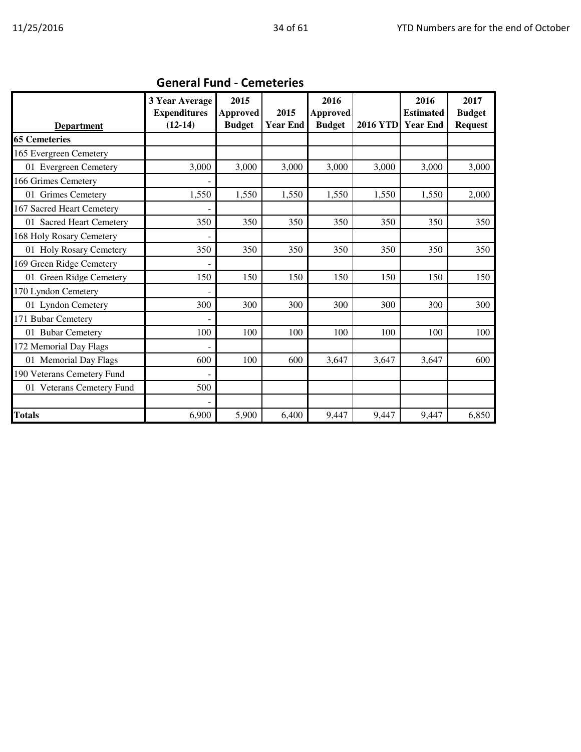## General Fund - Cemeteries

| Department | 3 Year Average Expenditures (12-14) | 2015 Approved Budget | 2015 Year End | 2016 Approved Budget | 2016 YTD | 2016 Estimated Year End | 2017 Budget Request |
|---|---|---|---|---|---|---|---|
| **65 Cemeteries** | | | | | | | |
| 165 Evergreen Cemetery | | | | | | | |
| 01 Evergreen Cemetery | 3,000 | 3,000 | 3,000 | 3,000 | 3,000 | 3,000 | 3,000 |
| 166 Grimes Cemetery | - | | | | | | |
| 01 Grimes Cemetery | 1,550 | 1,550 | 1,550 | 1,550 | 1,550 | 1,550 | 2,000 |
| 167 Sacred Heart Cemetery | - | | | | | | |
| 01 Sacred Heart Cemetery | 350 | 350 | 350 | 350 | 350 | 350 | 350 |
| 168 Holy Rosary Cemetery | - | | | | | | |
| 01 Holy Rosary Cemetery | 350 | 350 | 350 | 350 | 350 | 350 | 350 |
| 169 Green Ridge Cemetery | - | | | | | | |
| 01 Green Ridge Cemetery | 150 | 150 | 150 | 150 | 150 | 150 | 150 |
| 170 Lyndon Cemetery | - | | | | | | |
| 01 Lyndon Cemetery | 300 | 300 | 300 | 300 | 300 | 300 | 300 |
| 171 Bubar Cemetery | - | | | | | | |
| 01 Bubar Cemetery | 100 | 100 | 100 | 100 | 100 | 100 | 100 |
| 172 Memorial Day Flags | - | | | | | | |
| 01 Memorial Day Flags | 600 | 100 | 600 | 3,647 | 3,647 | 3,647 | 600 |
| 190 Veterans Cemetery Fund | - | | | | | | |
| 01 Veterans Cemetery Fund | 500 | | | | | | |
| | - | | | | | | |
| **Totals** | 6,900 | 5,900 | 6,400 | 9,447 | 9,447 | 9,447 | 6,850 |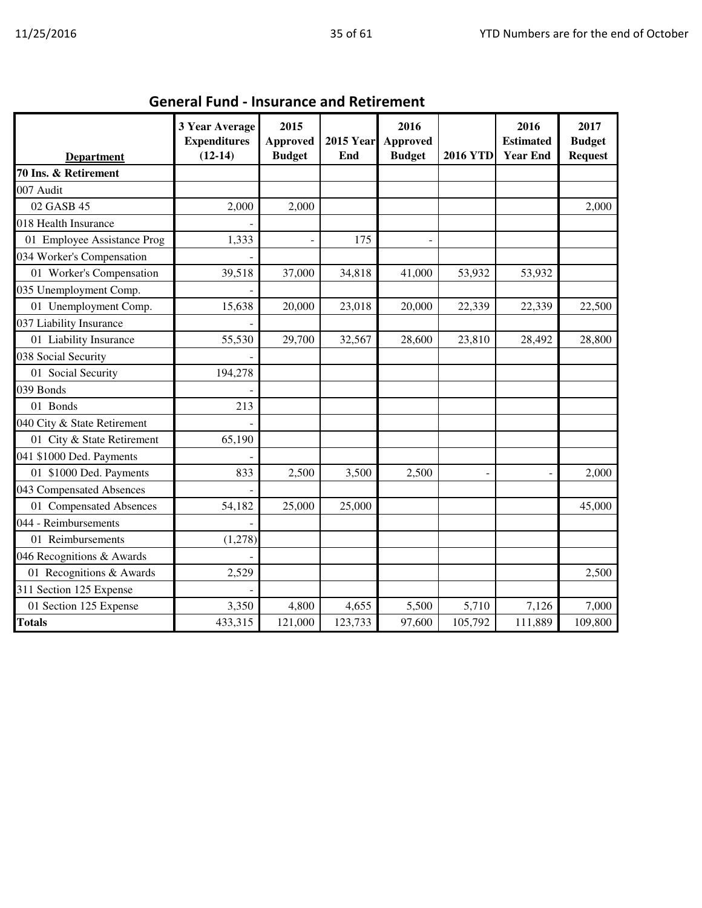## General Fund - Insurance and Retirement

| Department | 3 Year Average Expenditures (12-14) | 2015 Approved Budget | 2015 Year End | 2016 Approved Budget | 2016 YTD | 2016 Estimated Year End | 2017 Budget Request |
|---|---|---|---|---|---|---|---|
| **70 Ins. & Retirement** | | | | | | | |
| 007 Audit | | | | | | | |
| 02 GASB 45 | 2,000 | 2,000 | | | | | 2,000 |
| 018 Health Insurance | - | | | | | | |
| 01 Employee Assistance Prog | 1,333 | - | 175 | - | | | |
| 034 Worker's Compensation | - | | | | | | |
| 01 Worker's Compensation | 39,518 | 37,000 | 34,818 | 41,000 | 53,932 | 53,932 | |
| 035 Unemployment Comp. | - | | | | | | |
| 01 Unemployment Comp. | 15,638 | 20,000 | 23,018 | 20,000 | 22,339 | 22,339 | 22,500 |
| 037 Liability Insurance | - | | | | | | |
| 01 Liability Insurance | 55,530 | 29,700 | 32,567 | 28,600 | 23,810 | 28,492 | 28,800 |
| 038 Social Security | - | | | | | | |
| 01 Social Security | 194,278 | | | | | | |
| 039 Bonds | - | | | | | | |
| 01 Bonds | 213 | | | | | | |
| 040 City & State Retirement | - | | | | | | |
| 01 City & State Retirement | 65,190 | | | | | | |
| 041 $1000 Ded. Payments | - | | | | | | |
| 01 $1000 Ded. Payments | 833 | 2,500 | 3,500 | 2,500 | - | - | 2,000 |
| 043 Compensated Absences | - | | | | | | |
| 01 Compensated Absences | 54,182 | 25,000 | 25,000 | | | | 45,000 |
| 044 - Reimbursements | - | | | | | | |
| 01 Reimbursements | (1,278) | | | | | | |
| 046 Recognitions & Awards | - | | | | | | |
| 01 Recognitions & Awards | 2,529 | | | | | | 2,500 |
| 311 Section 125 Expense | - | | | | | | |
| 01 Section 125 Expense | 3,350 | 4,800 | 4,655 | 5,500 | 5,710 | 7,126 | 7,000 |
| **Totals** | 433,315 | 121,000 | 123,733 | 97,600 | 105,792 | 111,889 | 109,800 |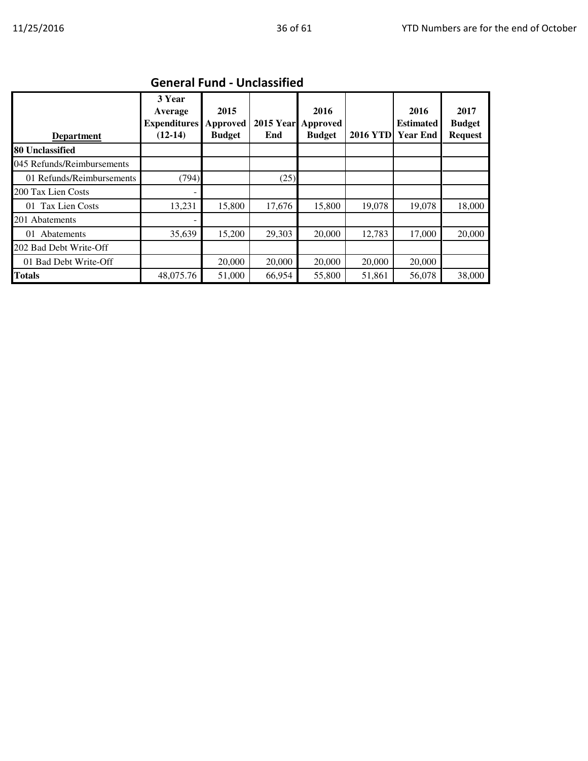## General Fund - Unclassified

| Department | 3 Year Average Expenditures (12-14) | 2015 Approved Budget | 2015 Year End | 2016 Approved Budget | 2016 YTD | 2016 Estimated Year End | 2017 Budget Request |
|---|---|---|---|---|---|---|---|
| **80 Unclassified** | | | | | | | |
| 045 Refunds/Reimbursements | | | | | | | |
| 01 Refunds/Reimbursements | (794) | | (25) | | | | |
| 200 Tax Lien Costs | - | | | | | | |
| 01 Tax Lien Costs | 13,231 | 15,800 | 17,676 | 15,800 | 19,078 | 19,078 | 18,000 |
| 201 Abatements | - | | | | | | |
| 01 Abatements | 35,639 | 15,200 | 29,303 | 20,000 | 12,783 | 17,000 | 20,000 |
| 202 Bad Debt Write-Off | | | | | | | |
| 01 Bad Debt Write-Off | | 20,000 | 20,000 | 20,000 | 20,000 | 20,000 | |
| **Totals** | 48,075.76 | 51,000 | 66,954 | 55,800 | 51,861 | 56,078 | 38,000 |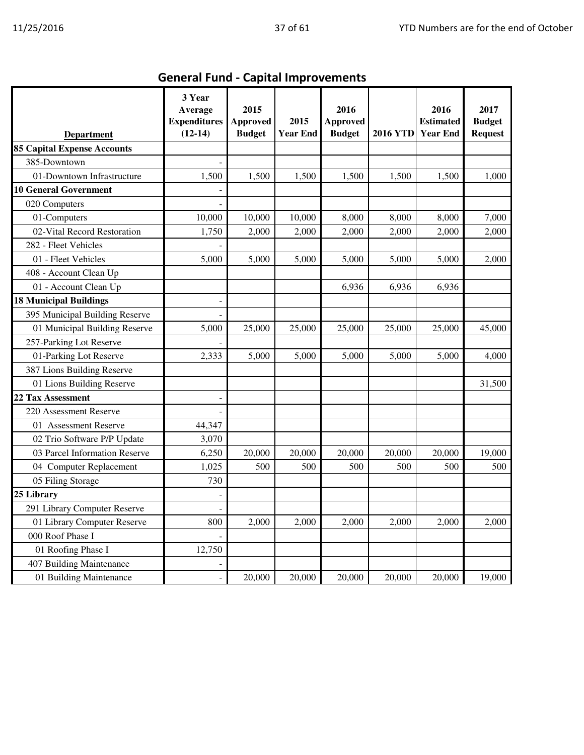## General Fund - Capital Improvements

| Department | 3 Year Average Expenditures (12-14) | 2015 Approved Budget | 2015 Year End | 2016 Approved Budget | 2016 YTD | 2016 Estimated Year End | 2017 Budget Request |
|---|---|---|---|---|---|---|---|
| **85 Capital Expense Accounts** | | | | | | | |
| 385-Downtown | - | | | | | | |
| 01-Downtown Infrastructure | 1,500 | 1,500 | 1,500 | 1,500 | 1,500 | 1,500 | 1,000 |
| **10 General Government** | - | | | | | | |
| 020 Computers | - | | | | | | |
| 01-Computers | 10,000 | 10,000 | 10,000 | 8,000 | 8,000 | 8,000 | 7,000 |
| 02-Vital Record Restoration | 1,750 | 2,000 | 2,000 | 2,000 | 2,000 | 2,000 | 2,000 |
| 282 - Fleet Vehicles | - | | | | | | |
| 01 - Fleet Vehicles | 5,000 | 5,000 | 5,000 | 5,000 | 5,000 | 5,000 | 2,000 |
| 408 - Account Clean Up | | | | | | | |
| 01 - Account Clean Up | | | | 6,936 | 6,936 | 6,936 | |
| **18 Municipal Buildings** | - | | | | | | |
| 395 Municipal Building Reserve | - | | | | | | |
| 01 Municipal Building Reserve | 5,000 | 25,000 | 25,000 | 25,000 | 25,000 | 25,000 | 45,000 |
| 257-Parking Lot Reserve | - | | | | | | |
| 01-Parking Lot Reserve | 2,333 | 5,000 | 5,000 | 5,000 | 5,000 | 5,000 | 4,000 |
| 387 Lions Building Reserve | | | | | | | |
| 01 Lions Building Reserve | | | | | | | 31,500 |
| **22 Tax Assessment** | - | | | | | | |
| 220 Assessment Reserve | - | | | | | | |
| 01 Assessment Reserve | 44,347 | | | | | | |
| 02 Trio Software P/P Update | 3,070 | | | | | | |
| 03 Parcel Information Reserve | 6,250 | 20,000 | 20,000 | 20,000 | 20,000 | 20,000 | 19,000 |
| 04 Computer Replacement | 1,025 | 500 | 500 | 500 | 500 | 500 | 500 |
| 05 Filing Storage | 730 | | | | | | |
| **25 Library** | - | | | | | | |
| 291 Library Computer Reserve | - | | | | | | |
| 01 Library Computer Reserve | 800 | 2,000 | 2,000 | 2,000 | 2,000 | 2,000 | 2,000 |
| 000 Roof Phase I | - | | | | | | |
| 01 Roofing Phase I | 12,750 | | | | | | |
| 407 Building Maintenance | - | | | | | | |
| 01 Building Maintenance | - | 20,000 | 20,000 | 20,000 | 20,000 | 20,000 | 19,000 |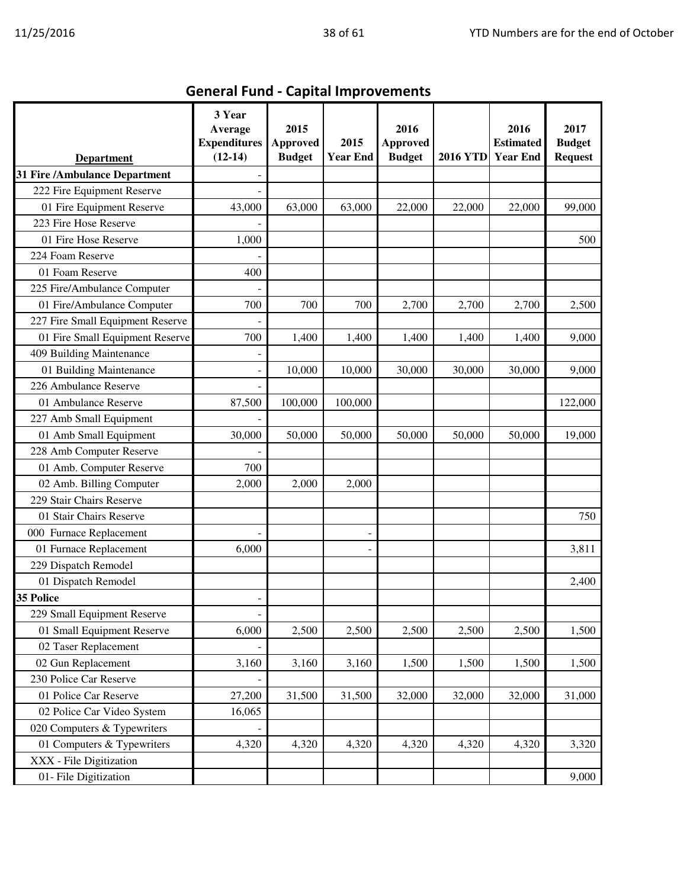## General Fund - Capital Improvements

| Department | 3 Year Average Expenditures (12-14) | 2015 Approved Budget | 2015 Year End | 2016 Approved Budget | 2016 YTD | 2016 Estimated Year End | 2017 Budget Request |
|---|---|---|---|---|---|---|---|
| **31 Fire /Ambulance Department** | - | | | | | | |
| 222 Fire Equipment Reserve | - | | | | | | |
| 01 Fire Equipment Reserve | 43,000 | 63,000 | 63,000 | 22,000 | 22,000 | 22,000 | 99,000 |
| 223 Fire Hose Reserve | - | | | | | | |
| 01 Fire Hose Reserve | 1,000 | | | | | | 500 |
| 224 Foam Reserve | - | | | | | | |
| 01 Foam Reserve | 400 | | | | | | |
| 225 Fire/Ambulance Computer | - | | | | | | |
| 01 Fire/Ambulance Computer | 700 | 700 | 700 | 2,700 | 2,700 | 2,700 | 2,500 |
| 227 Fire Small Equipment Reserve | - | | | | | | |
| 01 Fire Small Equipment Reserve | 700 | 1,400 | 1,400 | 1,400 | 1,400 | 1,400 | 9,000 |
| 409 Building Maintenance | - | | | | | | |
| 01 Building Maintenance | - | 10,000 | 10,000 | 30,000 | 30,000 | 30,000 | 9,000 |
| 226 Ambulance Reserve | - | | | | | | |
| 01 Ambulance Reserve | 87,500 | 100,000 | 100,000 | | | | 122,000 |
| 227 Amb Small Equipment | - | | | | | | |
| 01 Amb Small Equipment | 30,000 | 50,000 | 50,000 | 50,000 | 50,000 | 50,000 | 19,000 |
| 228 Amb Computer Reserve | - | | | | | | |
| 01 Amb. Computer Reserve | 700 | | | | | | |
| 02 Amb. Billing Computer | 2,000 | 2,000 | 2,000 | | | | |
| 229 Stair Chairs Reserve | | | | | | | |
| 01 Stair Chairs Reserve | | | | | | | 750 |
| 000 Furnace Replacement | - | | - | | | | |
| 01 Furnace Replacement | 6,000 | | - | | | | 3,811 |
| 229 Dispatch Remodel | | | | | | | |
| 01 Dispatch Remodel | | | | | | | 2,400 |
| **35 Police** | - | | | | | | |
| 229 Small Equipment Reserve | - | | | | | | |
| 01 Small Equipment Reserve | 6,000 | 2,500 | 2,500 | 2,500 | 2,500 | 2,500 | 1,500 |
| 02 Taser Replacement | - | | | | | | |
| 02 Gun Replacement | 3,160 | 3,160 | 3,160 | 1,500 | 1,500 | 1,500 | 1,500 |
| 230 Police Car Reserve | - | | | | | | |
| 01 Police Car Reserve | 27,200 | 31,500 | 31,500 | 32,000 | 32,000 | 32,000 | 31,000 |
| 02 Police Car Video System | 16,065 | | | | | | |
| 020 Computers & Typewriters | - | | | | | | |
| 01 Computers & Typewriters | 4,320 | 4,320 | 4,320 | 4,320 | 4,320 | 4,320 | 3,320 |
| XXX - File Digitization | | | | | | | |
| 01- File Digitization | | | | | | | 9,000 |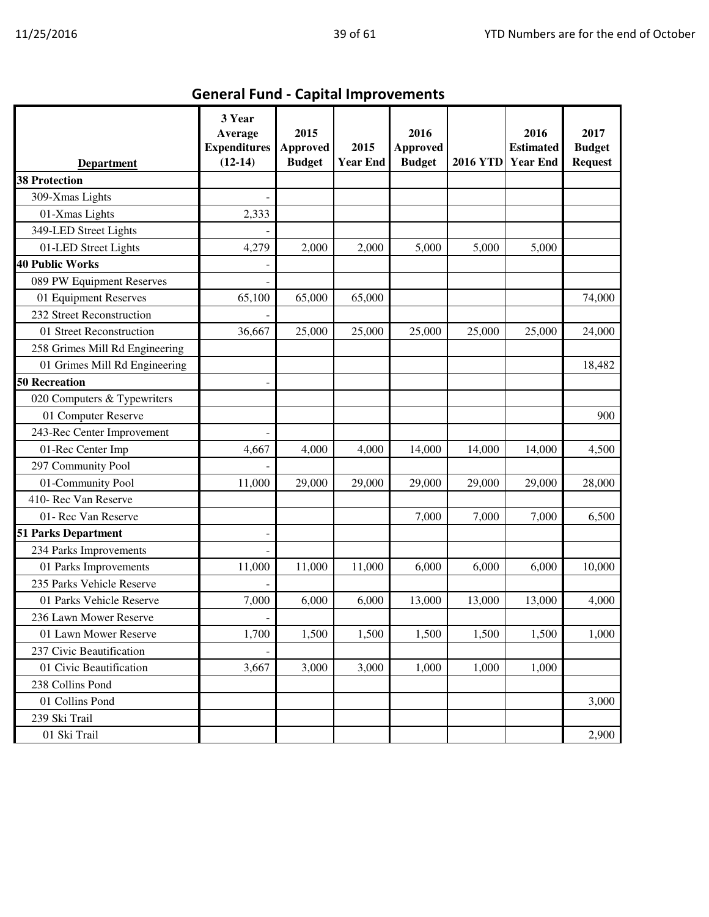## General Fund - Capital Improvements

| Department | 3 Year Average Expenditures (12-14) | 2015 Approved Budget | 2015 Year End | 2016 Approved Budget | 2016 YTD | 2016 Estimated Year End | 2017 Budget Request |
|---|---|---|---|---|---|---|---|
| **38 Protection** | | | | | | | |
| 309-Xmas Lights | - | | | | | | |
| 01-Xmas Lights | 2,333 | | | | | | |
| 349-LED Street Lights | - | | | | | | |
| 01-LED Street Lights | 4,279 | 2,000 | 2,000 | 5,000 | 5,000 | 5,000 | |
| **40 Public Works** | - | | | | | | |
| 089 PW Equipment Reserves | - | | | | | | |
| 01 Equipment Reserves | 65,100 | 65,000 | 65,000 | | | | 74,000 |
| 232 Street Reconstruction | - | | | | | | |
| 01 Street Reconstruction | 36,667 | 25,000 | 25,000 | 25,000 | 25,000 | 25,000 | 24,000 |
| 258 Grimes Mill Rd Engineering | | | | | | | |
| 01 Grimes Mill Rd Engineering | | | | | | | 18,482 |
| **50 Recreation** | - | | | | | | |
| 020 Computers & Typewriters | | | | | | | |
| 01 Computer Reserve | | | | | | | 900 |
| 243-Rec Center Improvement | - | | | | | | |
| 01-Rec Center Imp | 4,667 | 4,000 | 4,000 | 14,000 | 14,000 | 14,000 | 4,500 |
| 297 Community Pool | - | | | | | | |
| 01-Community Pool | 11,000 | 29,000 | 29,000 | 29,000 | 29,000 | 29,000 | 28,000 |
| 410- Rec Van Reserve | | | | | | | |
| 01- Rec Van Reserve | | | | 7,000 | 7,000 | 7,000 | 6,500 |
| **51 Parks Department** | - | | | | | | |
| 234 Parks Improvements | - | | | | | | |
| 01 Parks Improvements | 11,000 | 11,000 | 11,000 | 6,000 | 6,000 | 6,000 | 10,000 |
| 235 Parks Vehicle Reserve | - | | | | | | |
| 01 Parks Vehicle Reserve | 7,000 | 6,000 | 6,000 | 13,000 | 13,000 | 13,000 | 4,000 |
| 236 Lawn Mower Reserve | - | | | | | | |
| 01 Lawn Mower Reserve | 1,700 | 1,500 | 1,500 | 1,500 | 1,500 | 1,500 | 1,000 |
| 237 Civic Beautification | - | | | | | | |
| 01 Civic Beautification | 3,667 | 3,000 | 3,000 | 1,000 | 1,000 | 1,000 | |
| 238 Collins Pond | | | | | | | |
| 01 Collins Pond | | | | | | | 3,000 |
| 239 Ski Trail | | | | | | | |
| 01 Ski Trail | | | | | | | 2,900 |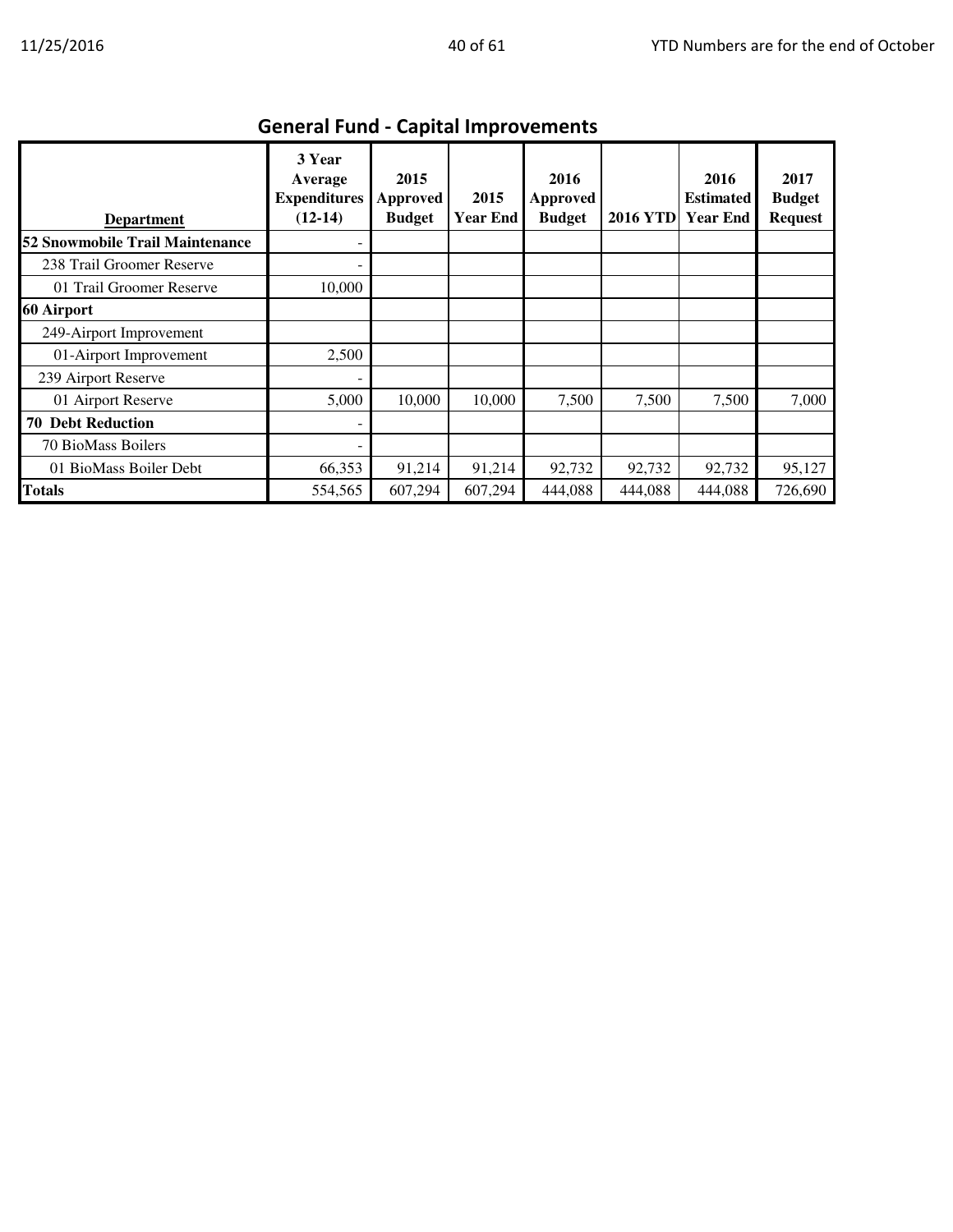## General Fund - Capital Improvements

| Department | 3 Year Average Expenditures (12-14) | 2015 Approved Budget | 2015 Year End | 2016 Approved Budget | 2016 YTD | 2016 Estimated Year End | 2017 Budget Request |
|---|---|---|---|---|---|---|---|
| **52 Snowmobile Trail Maintenance** | - | | | | | | |
| 238 Trail Groomer Reserve | - | | | | | | |
| 01 Trail Groomer Reserve | 10,000 | | | | | | |
| **60 Airport** | | | | | | | |
| 249-Airport Improvement | | | | | | | |
| 01-Airport Improvement | 2,500 | | | | | | |
| 239 Airport Reserve | - | | | | | | |
| 01 Airport Reserve | 5,000 | 10,000 | 10,000 | 7,500 | 7,500 | 7,500 | 7,000 |
| **70 Debt Reduction** | - | | | | | | |
| 70 BioMass Boilers | - | | | | | | |
| 01 BioMass Boiler Debt | 66,353 | 91,214 | 91,214 | 92,732 | 92,732 | 92,732 | 95,127 |
| **Totals** | 554,565 | 607,294 | 607,294 | 444,088 | 444,088 | 444,088 | 726,690 |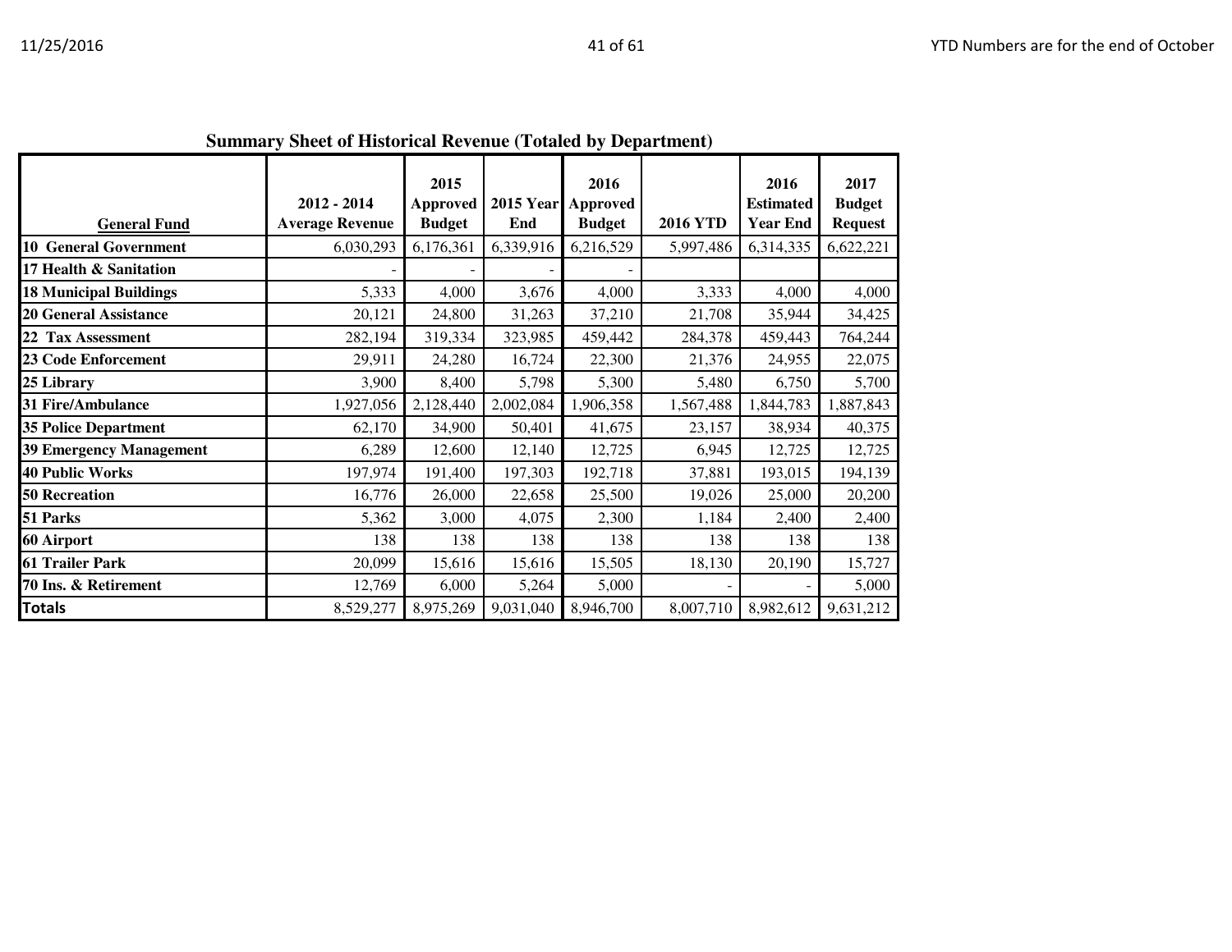## Summary Sheet of Historical Revenue (Totaled by Department)

| General Fund | 2012 - 2014 Average Revenue | 2015 Approved Budget | 2015 Year End | 2016 Approved Budget | 2016 YTD | 2016 Estimated Year End | 2017 Budget Request |
|---|---|---|---|---|---|---|---|
| 10 General Government | 6,030,293 | 6,176,361 | 6,339,916 | 6,216,529 | 5,997,486 | 6,314,335 | 6,622,221 |
| 17 Health & Sanitation | - | - | - | - | | | |
| 18 Municipal Buildings | 5,333 | 4,000 | 3,676 | 4,000 | 3,333 | 4,000 | 4,000 |
| 20 General Assistance | 20,121 | 24,800 | 31,263 | 37,210 | 21,708 | 35,944 | 34,425 |
| 22 Tax Assessment | 282,194 | 319,334 | 323,985 | 459,442 | 284,378 | 459,443 | 764,244 |
| 23 Code Enforcement | 29,911 | 24,280 | 16,724 | 22,300 | 21,376 | 24,955 | 22,075 |
| 25 Library | 3,900 | 8,400 | 5,798 | 5,300 | 5,480 | 6,750 | 5,700 |
| 31 Fire/Ambulance | 1,927,056 | 2,128,440 | 2,002,084 | 1,906,358 | 1,567,488 | 1,844,783 | 1,887,843 |
| 35 Police Department | 62,170 | 34,900 | 50,401 | 41,675 | 23,157 | 38,934 | 40,375 |
| 39 Emergency Management | 6,289 | 12,600 | 12,140 | 12,725 | 6,945 | 12,725 | 12,725 |
| 40 Public Works | 197,974 | 191,400 | 197,303 | 192,718 | 37,881 | 193,015 | 194,139 |
| 50 Recreation | 16,776 | 26,000 | 22,658 | 25,500 | 19,026 | 25,000 | 20,200 |
| 51 Parks | 5,362 | 3,000 | 4,075 | 2,300 | 1,184 | 2,400 | 2,400 |
| 60 Airport | 138 | 138 | 138 | 138 | 138 | 138 | 138 |
| 61 Trailer Park | 20,099 | 15,616 | 15,616 | 15,505 | 18,130 | 20,190 | 15,727 |
| 70 Ins. & Retirement | 12,769 | 6,000 | 5,264 | 5,000 | - | - | 5,000 |
| **Totals** | 8,529,277 | 8,975,269 | 9,031,040 | 8,946,700 | 8,007,710 | 8,982,612 | 9,631,212 |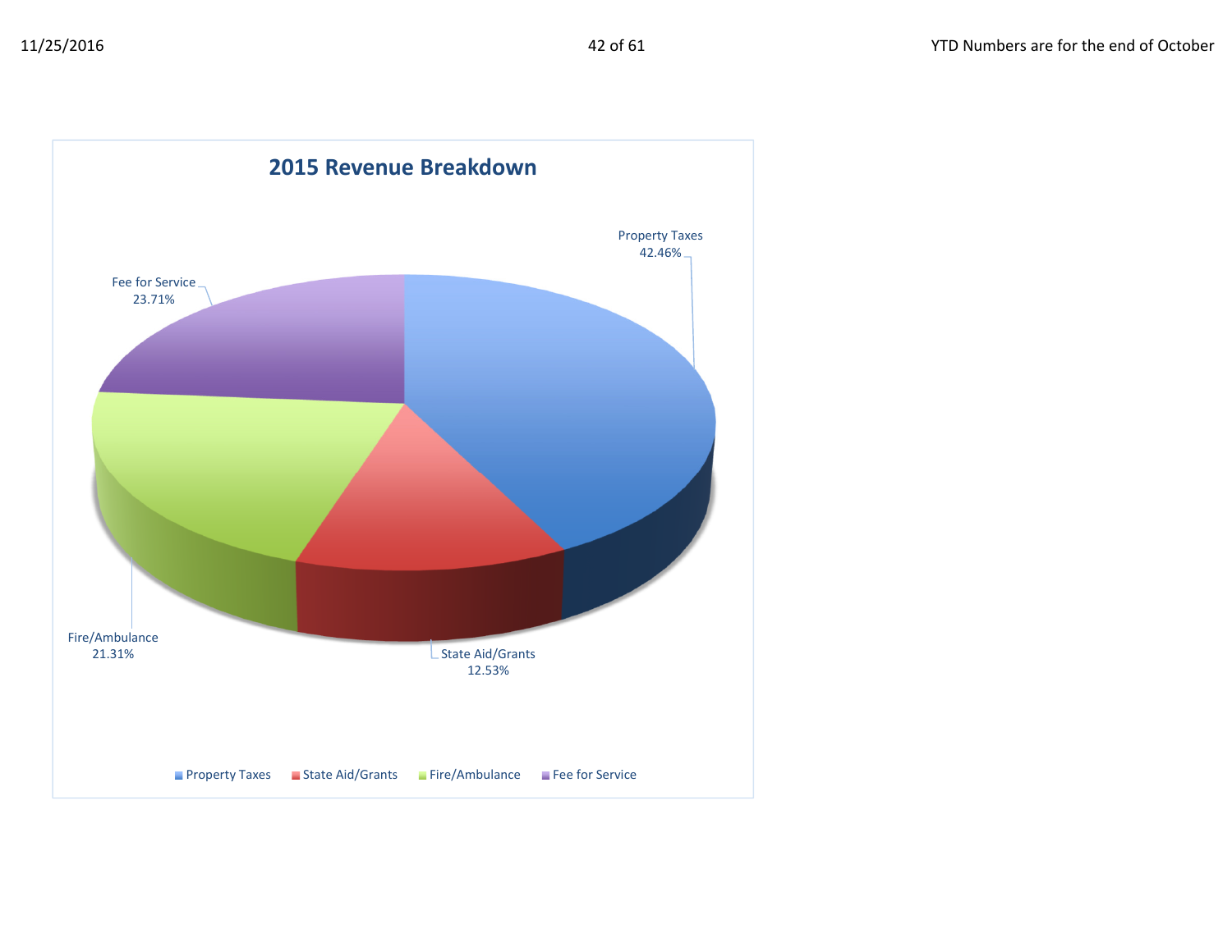## 2015 Revenue Breakdown

| Category | Percentage |
|---|---|
| Property Taxes | 42.46% |
| State Aid/Grants | 12.53% |
| Fire/Ambulance | 21.31% |
| Fee for Service | 23.71% |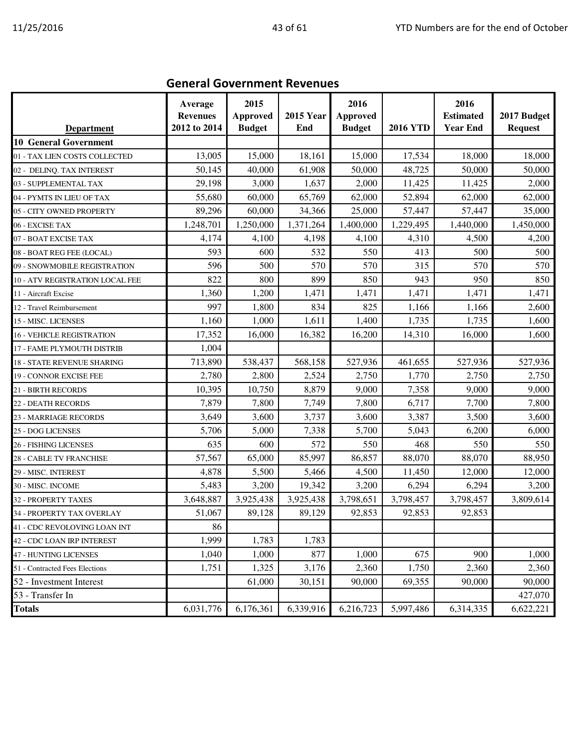## General Government Revenues

| Department | Average Revenues 2012 to 2014 | 2015 Approved Budget | 2015 Year End | 2016 Approved Budget | 2016 YTD | 2016 Estimated Year End | 2017 Budget Request |
|---|---|---|---|---|---|---|---|
| **10 General Government** | | | | | | | |
| 01 - TAX LIEN COSTS COLLECTED | 13,005 | 15,000 | 18,161 | 15,000 | 17,534 | 18,000 | 18,000 |
| 02 - DELINQ. TAX INTEREST | 50,145 | 40,000 | 61,908 | 50,000 | 48,725 | 50,000 | 50,000 |
| 03 - SUPPLEMENTAL TAX | 29,198 | 3,000 | 1,637 | 2,000 | 11,425 | 11,425 | 2,000 |
| 04 - PYMTS IN LIEU OF TAX | 55,680 | 60,000 | 65,769 | 62,000 | 52,894 | 62,000 | 62,000 |
| 05 - CITY OWNED PROPERTY | 89,296 | 60,000 | 34,366 | 25,000 | 57,447 | 57,447 | 35,000 |
| 06 - EXCISE TAX | 1,248,701 | 1,250,000 | 1,371,264 | 1,400,000 | 1,229,495 | 1,440,000 | 1,450,000 |
| 07 - BOAT EXCISE TAX | 4,174 | 4,100 | 4,198 | 4,100 | 4,310 | 4,500 | 4,200 |
| 08 - BOAT REG FEE (LOCAL) | 593 | 600 | 532 | 550 | 413 | 500 | 500 |
| 09 - SNOWMOBILE REGISTRATION | 596 | 500 | 570 | 570 | 315 | 570 | 570 |
| 10 - ATV REGISTRATION LOCAL FEE | 822 | 800 | 899 | 850 | 943 | 950 | 850 |
| 11 - Aircraft Excise | 1,360 | 1,200 | 1,471 | 1,471 | 1,471 | 1,471 | 1,471 |
| 12 - Travel Reimbursement | 997 | 1,800 | 834 | 825 | 1,166 | 1,166 | 2,600 |
| 15 - MISC. LICENSES | 1,160 | 1,000 | 1,611 | 1,400 | 1,735 | 1,735 | 1,600 |
| 16 - VEHICLE REGISTRATION | 17,352 | 16,000 | 16,382 | 16,200 | 14,310 | 16,000 | 1,600 |
| 17 - FAME PLYMOUTH DISTRIB | 1,004 | | | | | | |
| 18 - STATE REVENUE SHARING | 713,890 | 538,437 | 568,158 | 527,936 | 461,655 | 527,936 | 527,936 |
| 19 - CONNOR EXCISE FEE | 2,780 | 2,800 | 2,524 | 2,750 | 1,770 | 2,750 | 2,750 |
| 21 - BIRTH RECORDS | 10,395 | 10,750 | 8,879 | 9,000 | 7,358 | 9,000 | 9,000 |
| 22 - DEATH RECORDS | 7,879 | 7,800 | 7,749 | 7,800 | 6,717 | 7,700 | 7,800 |
| 23 - MARRIAGE RECORDS | 3,649 | 3,600 | 3,737 | 3,600 | 3,387 | 3,500 | 3,600 |
| 25 - DOG LICENSES | 5,706 | 5,000 | 7,338 | 5,700 | 5,043 | 6,200 | 6,000 |
| 26 - FISHING LICENSES | 635 | 600 | 572 | 550 | 468 | 550 | 550 |
| 28 - CABLE TV FRANCHISE | 57,567 | 65,000 | 85,997 | 86,857 | 88,070 | 88,070 | 88,950 |
| 29 - MISC. INTEREST | 4,878 | 5,500 | 5,466 | 4,500 | 11,450 | 12,000 | 12,000 |
| 30 - MISC. INCOME | 5,483 | 3,200 | 19,342 | 3,200 | 6,294 | 6,294 | 3,200 |
| 32 - PROPERTY TAXES | 3,648,887 | 3,925,438 | 3,925,438 | 3,798,651 | 3,798,457 | 3,798,457 | 3,809,614 |
| 34 - PROPERTY TAX OVERLAY | 51,067 | 89,128 | 89,129 | 92,853 | 92,853 | 92,853 | |
| 41 - CDC REVOLOVING LOAN INT | 86 | | | | | | |
| 42 - CDC LOAN IRP INTEREST | 1,999 | 1,783 | 1,783 | | | | |
| 47 - HUNTING LICENSES | 1,040 | 1,000 | 877 | 1,000 | 675 | 900 | 1,000 |
| 51 - Contracted Fees Elections | 1,751 | 1,325 | 3,176 | 2,360 | 1,750 | 2,360 | 2,360 |
| 52 - Investment Interest | | 61,000 | 30,151 | 90,000 | 69,355 | 90,000 | 90,000 |
| 53 - Transfer In | | | | | | | 427,070 |
| **Totals** | 6,031,776 | 6,176,361 | 6,339,916 | 6,216,723 | 5,997,486 | 6,314,335 | 6,622,221 |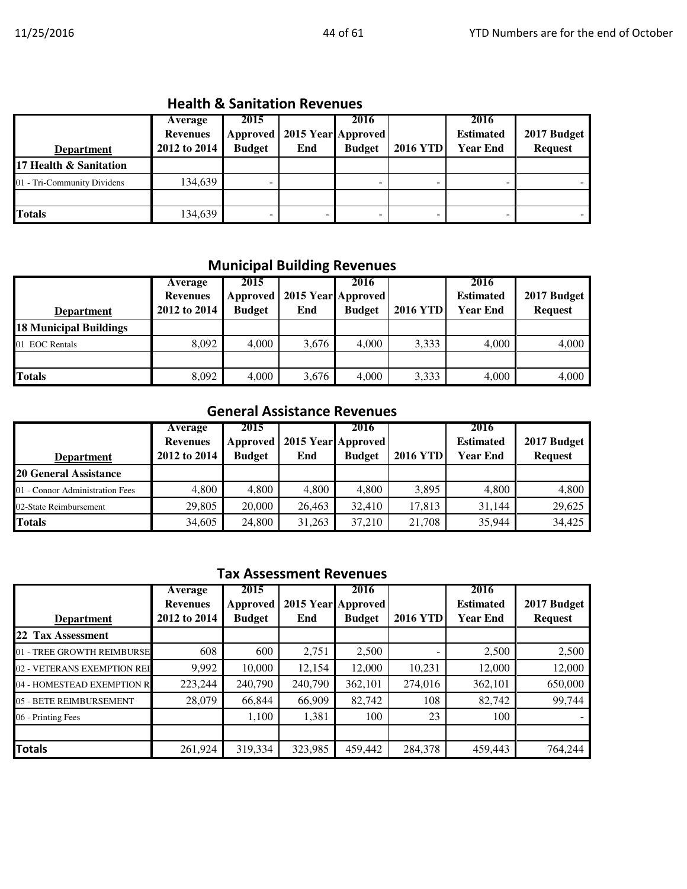## Health & Sanitation Revenues

| Department | Average Revenues 2012 to 2014 | 2015 Approved Budget | 2015 Year End | 2016 Approved Budget | 2016 YTD | 2016 Estimated Year End | 2017 Budget Request |
|---|---|---|---|---|---|---|---|
| **17 Health & Sanitation** | | | | | | | |
| 01 - Tri-Community Dividens | 134,639 | - | | - | - | - | - |
| | | | | | | | |
| **Totals** | 134,639 | - | - | - | - | - | - |

## Municipal Building Revenues

| Department | Average Revenues 2012 to 2014 | 2015 Approved Budget | 2015 Year End | 2016 Approved Budget | 2016 YTD | 2016 Estimated Year End | 2017 Budget Request |
|---|---|---|---|---|---|---|---|
| **18 Municipal Buildings** | | | | | | | |
| 01 EOC Rentals | 8,092 | 4,000 | 3,676 | 4,000 | 3,333 | 4,000 | 4,000 |
| | | | | | | | |
| **Totals** | 8,092 | 4,000 | 3,676 | 4,000 | 3,333 | 4,000 | 4,000 |

## General Assistance Revenues

| Department | Average Revenues 2012 to 2014 | 2015 Approved Budget | 2015 Year End | 2016 Approved Budget | 2016 YTD | 2016 Estimated Year End | 2017 Budget Request |
|---|---|---|---|---|---|---|---|
| **20 General Assistance** | | | | | | | |
| 01 - Connor Administration Fees | 4,800 | 4,800 | 4,800 | 4,800 | 3,895 | 4,800 | 4,800 |
| 02-State Reimbursement | 29,805 | 20,000 | 26,463 | 32,410 | 17,813 | 31,144 | 29,625 |
| **Totals** | 34,605 | 24,800 | 31,263 | 37,210 | 21,708 | 35,944 | 34,425 |

## Tax Assessment Revenues

| Department | Average Revenues 2012 to 2014 | 2015 Approved Budget | 2015 Year End | 2016 Approved Budget | 2016 YTD | 2016 Estimated Year End | 2017 Budget Request |
|---|---|---|---|---|---|---|---|
| **22 Tax Assessment** | | | | | | | |
| 01 - TREE GROWTH REIMBURSE | 608 | 600 | 2,751 | 2,500 | - | 2,500 | 2,500 |
| 02 - VETERANS EXEMPTION REI | 9,992 | 10,000 | 12,154 | 12,000 | 10,231 | 12,000 | 12,000 |
| 04 - HOMESTEAD EXEMPTION R | 223,244 | 240,790 | 240,790 | 362,101 | 274,016 | 362,101 | 650,000 |
| 05 - BETE REIMBURSEMENT | 28,079 | 66,844 | 66,909 | 82,742 | 108 | 82,742 | 99,744 |
| 06 - Printing Fees | | 1,100 | 1,381 | 100 | 23 | 100 | - |
| | | | | | | | |
| **Totals** | 261,924 | 319,334 | 323,985 | 459,442 | 284,378 | 459,443 | 764,244 |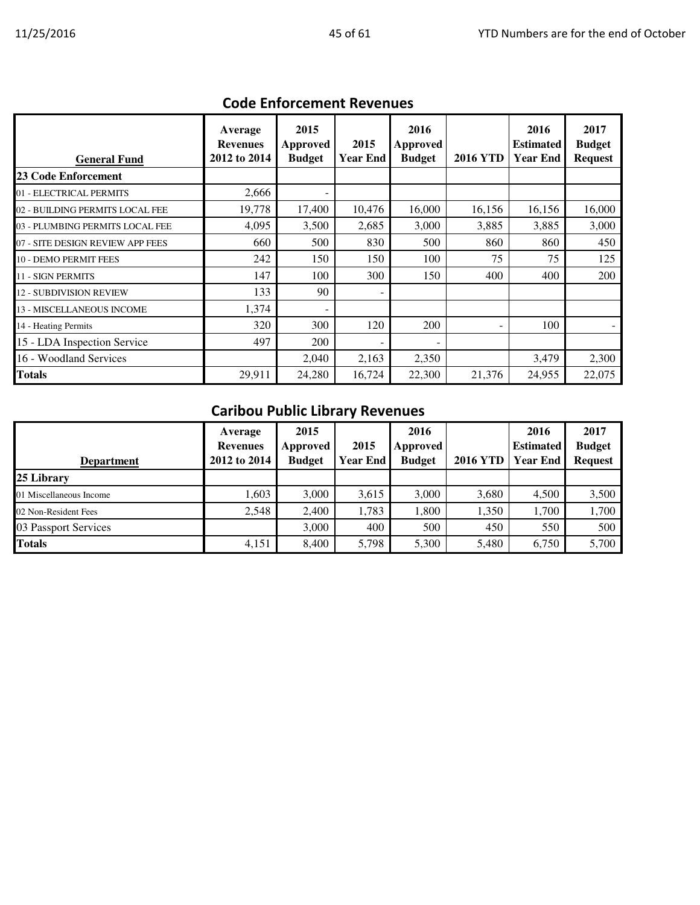## Code Enforcement Revenues

| General Fund | Average Revenues 2012 to 2014 | 2015 Approved Budget | 2015 Year End | 2016 Approved Budget | 2016 YTD | 2016 Estimated Year End | 2017 Budget Request |
|---|---|---|---|---|---|---|---|
| **23 Code Enforcement** | | | | | | | |
| 01 - ELECTRICAL PERMITS | 2,666 | - | | | | | |
| 02 - BUILDING PERMITS LOCAL FEE | 19,778 | 17,400 | 10,476 | 16,000 | 16,156 | 16,156 | 16,000 |
| 03 - PLUMBING PERMITS LOCAL FEE | 4,095 | 3,500 | 2,685 | 3,000 | 3,885 | 3,885 | 3,000 |
| 07 - SITE DESIGN REVIEW APP FEES | 660 | 500 | 830 | 500 | 860 | 860 | 450 |
| 10 - DEMO PERMIT FEES | 242 | 150 | 150 | 100 | 75 | 75 | 125 |
| 11 - SIGN PERMITS | 147 | 100 | 300 | 150 | 400 | 400 | 200 |
| 12 - SUBDIVISION REVIEW | 133 | 90 | - | | | | |
| 13 - MISCELLANEOUS INCOME | 1,374 | - | | | | | |
| 14 - Heating Permits | 320 | 300 | 120 | 200 | - | 100 | - |
| 15 - LDA Inspection Service | 497 | 200 | - | - | | | |
| 16 - Woodland Services | | 2,040 | 2,163 | 2,350 | | 3,479 | 2,300 |
| **Totals** | 29,911 | 24,280 | 16,724 | 22,300 | 21,376 | 24,955 | 22,075 |

## Caribou Public Library Revenues

| Department | Average Revenues 2012 to 2014 | 2015 Approved Budget | 2015 Year End | 2016 Approved Budget | 2016 YTD | 2016 Estimated Year End | 2017 Budget Request |
|---|---|---|---|---|---|---|---|
| **25 Library** | | | | | | | |
| 01 Miscellaneous Income | 1,603 | 3,000 | 3,615 | 3,000 | 3,680 | 4,500 | 3,500 |
| 02 Non-Resident Fees | 2,548 | 2,400 | 1,783 | 1,800 | 1,350 | 1,700 | 1,700 |
| 03 Passport Services | | 3,000 | 400 | 500 | 450 | 550 | 500 |
| **Totals** | 4,151 | 8,400 | 5,798 | 5,300 | 5,480 | 6,750 | 5,700 |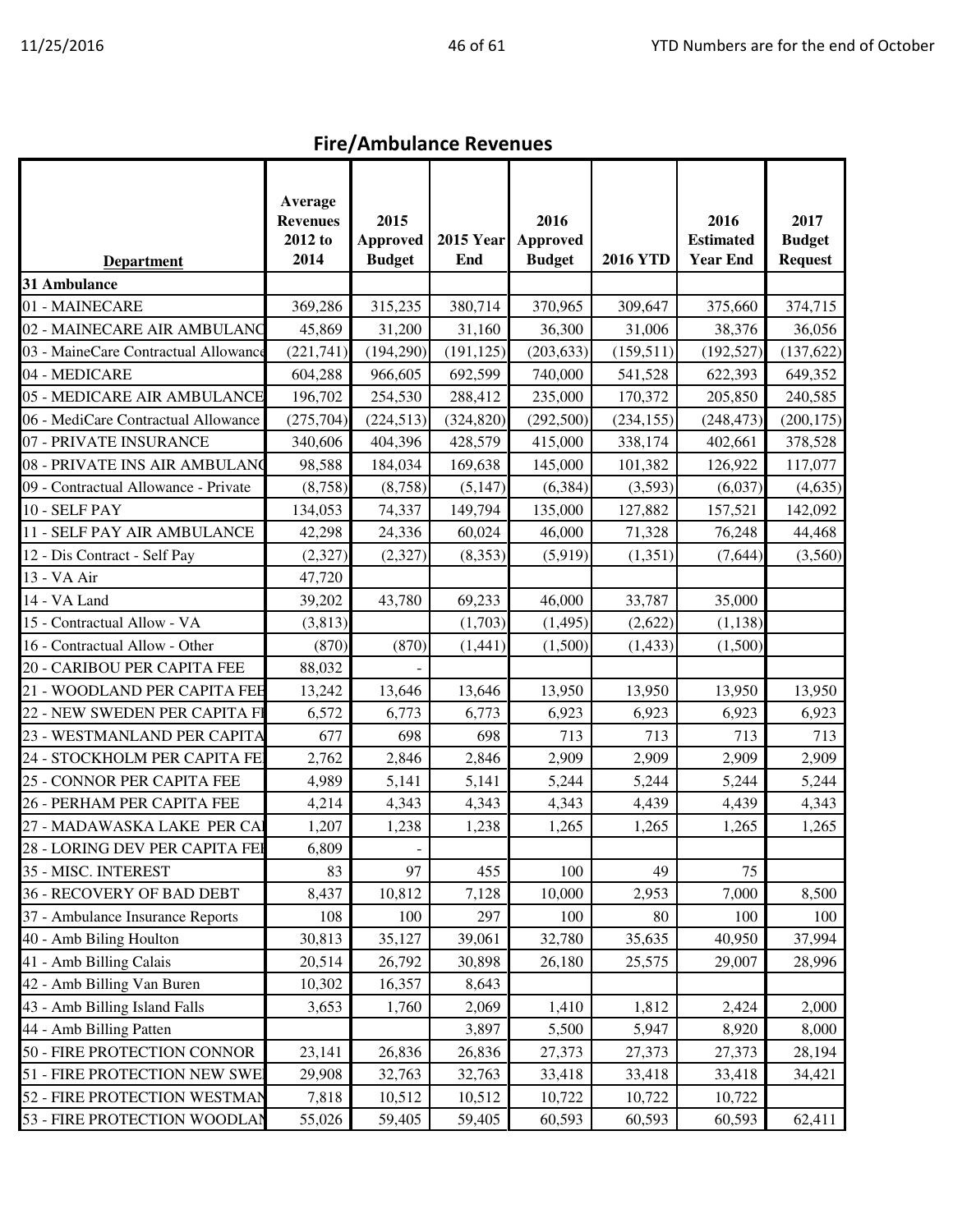## Fire/Ambulance Revenues

| Department | Average Revenues 2012 to 2014 | 2015 Approved Budget | 2015 Year End | 2016 Approved Budget | 2016 YTD | 2016 Estimated Year End | 2017 Budget Request |
|---|---|---|---|---|---|---|---|
| **31 Ambulance** | | | | | | | |
| 01 - MAINECARE | 369,286 | 315,235 | 380,714 | 370,965 | 309,647 | 375,660 | 374,715 |
| 02 - MAINECARE AIR AMBULANC | 45,869 | 31,200 | 31,160 | 36,300 | 31,006 | 38,376 | 36,056 |
| 03 - MaineCare Contractual Allowance | (221,741) | (194,290) | (191,125) | (203,633) | (159,511) | (192,527) | (137,622) |
| 04 - MEDICARE | 604,288 | 966,605 | 692,599 | 740,000 | 541,528 | 622,393 | 649,352 |
| 05 - MEDICARE AIR AMBULANCE | 196,702 | 254,530 | 288,412 | 235,000 | 170,372 | 205,850 | 240,585 |
| 06 - MediCare Contractual Allowance | (275,704) | (224,513) | (324,820) | (292,500) | (234,155) | (248,473) | (200,175) |
| 07 - PRIVATE INSURANCE | 340,606 | 404,396 | 428,579 | 415,000 | 338,174 | 402,661 | 378,528 |
| 08 - PRIVATE INS AIR AMBULANC | 98,588 | 184,034 | 169,638 | 145,000 | 101,382 | 126,922 | 117,077 |
| 09 - Contractual Allowance - Private | (8,758) | (8,758) | (5,147) | (6,384) | (3,593) | (6,037) | (4,635) |
| 10 - SELF PAY | 134,053 | 74,337 | 149,794 | 135,000 | 127,882 | 157,521 | 142,092 |
| 11 - SELF PAY AIR AMBULANCE | 42,298 | 24,336 | 60,024 | 46,000 | 71,328 | 76,248 | 44,468 |
| 12 - Dis Contract - Self Pay | (2,327) | (2,327) | (8,353) | (5,919) | (1,351) | (7,644) | (3,560) |
| 13 - VA Air | 47,720 | | | | | | |
| 14 - VA Land | 39,202 | 43,780 | 69,233 | 46,000 | 33,787 | 35,000 | |
| 15 - Contractual Allow - VA | (3,813) | | (1,703) | (1,495) | (2,622) | (1,138) | |
| 16 - Contractual Allow - Other | (870) | (870) | (1,441) | (1,500) | (1,433) | (1,500) | |
| 20 - CARIBOU PER CAPITA FEE | 88,032 | - | | | | | |
| 21 - WOODLAND PER CAPITA FEE | 13,242 | 13,646 | 13,646 | 13,950 | 13,950 | 13,950 | 13,950 |
| 22 - NEW SWEDEN PER CAPITA FI | 6,572 | 6,773 | 6,773 | 6,923 | 6,923 | 6,923 | 6,923 |
| 23 - WESTMANLAND PER CAPITA | 677 | 698 | 698 | 713 | 713 | 713 | 713 |
| 24 - STOCKHOLM PER CAPITA FE | 2,762 | 2,846 | 2,846 | 2,909 | 2,909 | 2,909 | 2,909 |
| 25 - CONNOR PER CAPITA FEE | 4,989 | 5,141 | 5,141 | 5,244 | 5,244 | 5,244 | 5,244 |
| 26 - PERHAM PER CAPITA FEE | 4,214 | 4,343 | 4,343 | 4,343 | 4,439 | 4,439 | 4,343 |
| 27 - MADAWASKA LAKE PER CA | 1,207 | 1,238 | 1,238 | 1,265 | 1,265 | 1,265 | 1,265 |
| 28 - LORING DEV PER CAPITA FEE | 6,809 | - | | | | | |
| 35 - MISC. INTEREST | 83 | 97 | 455 | 100 | 49 | 75 | |
| 36 - RECOVERY OF BAD DEBT | 8,437 | 10,812 | 7,128 | 10,000 | 2,953 | 7,000 | 8,500 |
| 37 - Ambulance Insurance Reports | 108 | 100 | 297 | 100 | 80 | 100 | 100 |
| 40 - Amb Biling Houlton | 30,813 | 35,127 | 39,061 | 32,780 | 35,635 | 40,950 | 37,994 |
| 41 - Amb Billing Calais | 20,514 | 26,792 | 30,898 | 26,180 | 25,575 | 29,007 | 28,996 |
| 42 - Amb Billing Van Buren | 10,302 | 16,357 | 8,643 | | | | |
| 43 - Amb Billing Island Falls | 3,653 | 1,760 | 2,069 | 1,410 | 1,812 | 2,424 | 2,000 |
| 44 - Amb Billing Patten | | | 3,897 | 5,500 | 5,947 | 8,920 | 8,000 |
| 50 - FIRE PROTECTION CONNOR | 23,141 | 26,836 | 26,836 | 27,373 | 27,373 | 27,373 | 28,194 |
| 51 - FIRE PROTECTION NEW SWE | 29,908 | 32,763 | 32,763 | 33,418 | 33,418 | 33,418 | 34,421 |
| 52 - FIRE PROTECTION WESTMAN | 7,818 | 10,512 | 10,512 | 10,722 | 10,722 | 10,722 | |
| 53 - FIRE PROTECTION WOODLAN | 55,026 | 59,405 | 59,405 | 60,593 | 60,593 | 60,593 | 62,411 |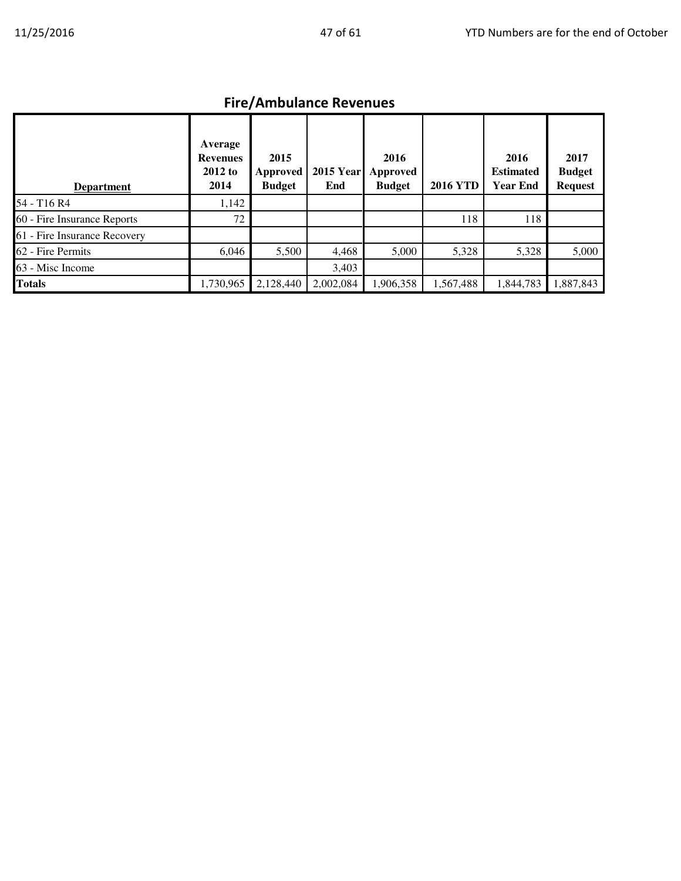## Fire/Ambulance Revenues

| Department | Average Revenues 2012 to 2014 | 2015 Approved Budget | 2015 Year End | 2016 Approved Budget | 2016 YTD | 2016 Estimated Year End | 2017 Budget Request |
|---|---|---|---|---|---|---|---|
| 54 - T16 R4 | 1,142 | | | | | | |
| 60 - Fire Insurance Reports | 72 | | | | 118 | 118 | |
| 61 - Fire Insurance Recovery | | | | | | | |
| 62 - Fire Permits | 6,046 | 5,500 | 4,468 | 5,000 | 5,328 | 5,328 | 5,000 |
| 63 - Misc Income | | | 3,403 | | | | |
| **Totals** | 1,730,965 | 2,128,440 | 2,002,084 | 1,906,358 | 1,567,488 | 1,844,783 | 1,887,843 |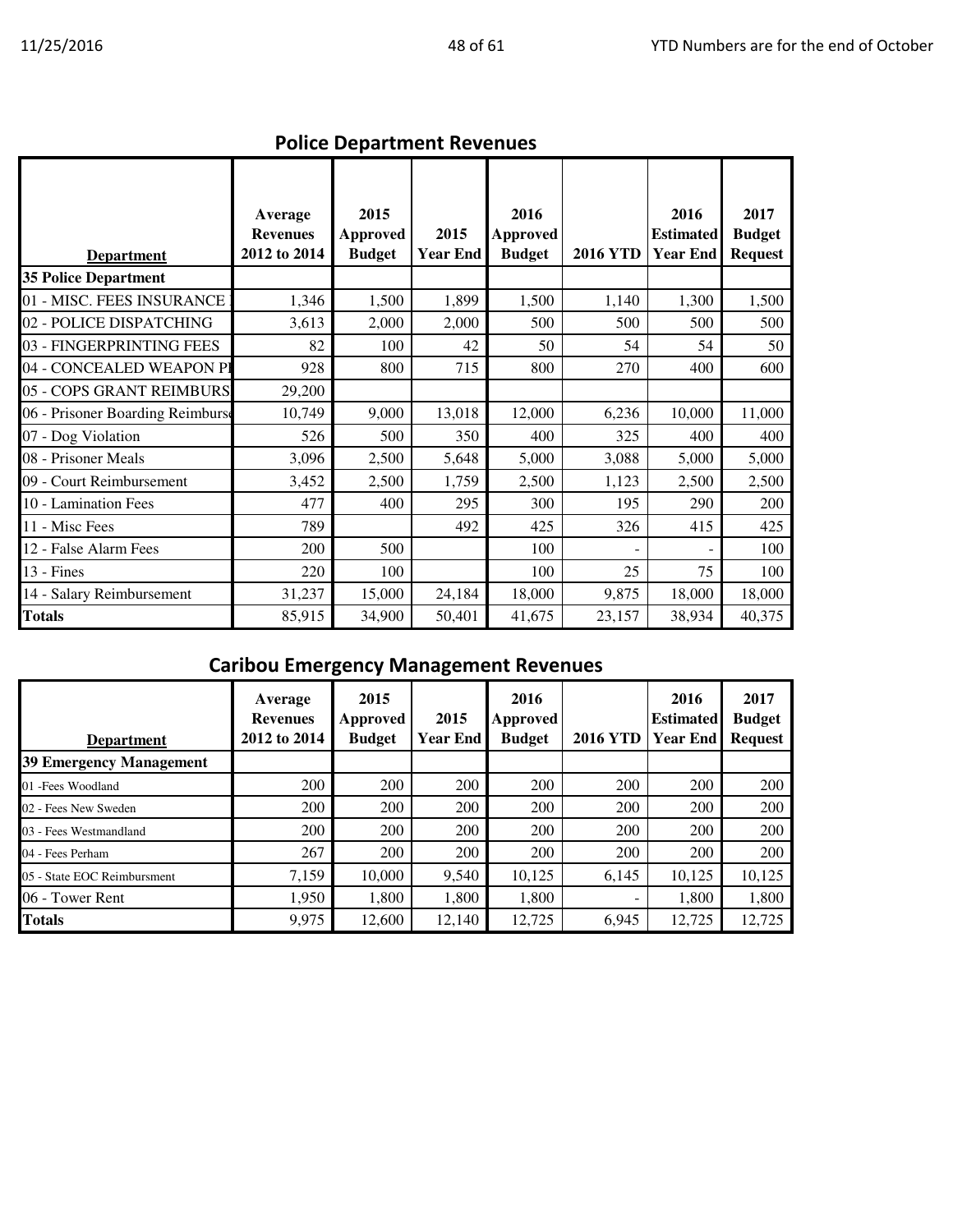## Police Department Revenues

| Department | Average Revenues 2012 to 2014 | 2015 Approved Budget | 2015 Year End | 2016 Approved Budget | 2016 YTD | 2016 Estimated Year End | 2017 Budget Request |
|---|---|---|---|---|---|---|---|
| **35 Police Department** | | | | | | | |
| 01 - MISC. FEES INSURANCE | 1,346 | 1,500 | 1,899 | 1,500 | 1,140 | 1,300 | 1,500 |
| 02 - POLICE DISPATCHING | 3,613 | 2,000 | 2,000 | 500 | 500 | 500 | 500 |
| 03 - FINGERPRINTING FEES | 82 | 100 | 42 | 50 | 54 | 54 | 50 |
| 04 - CONCEALED WEAPON PI | 928 | 800 | 715 | 800 | 270 | 400 | 600 |
| 05 - COPS GRANT REIMBURS | 29,200 | | | | | | |
| 06 - Prisoner Boarding Reimburse | 10,749 | 9,000 | 13,018 | 12,000 | 6,236 | 10,000 | 11,000 |
| 07 - Dog Violation | 526 | 500 | 350 | 400 | 325 | 400 | 400 |
| 08 - Prisoner Meals | 3,096 | 2,500 | 5,648 | 5,000 | 3,088 | 5,000 | 5,000 |
| 09 - Court Reimbursement | 3,452 | 2,500 | 1,759 | 2,500 | 1,123 | 2,500 | 2,500 |
| 10 - Lamination Fees | 477 | 400 | 295 | 300 | 195 | 290 | 200 |
| 11 - Misc Fees | 789 | | 492 | 425 | 326 | 415 | 425 |
| 12 - False Alarm Fees | 200 | 500 | | 100 | - | - | 100 |
| 13 - Fines | 220 | 100 | | 100 | 25 | 75 | 100 |
| 14 - Salary Reimbursement | 31,237 | 15,000 | 24,184 | 18,000 | 9,875 | 18,000 | 18,000 |
| **Totals** | 85,915 | 34,900 | 50,401 | 41,675 | 23,157 | 38,934 | 40,375 |

## Caribou Emergency Management Revenues

| Department | Average Revenues 2012 to 2014 | 2015 Approved Budget | 2015 Year End | 2016 Approved Budget | 2016 YTD | 2016 Estimated Year End | 2017 Budget Request |
|---|---|---|---|---|---|---|---|
| **39 Emergency Management** | | | | | | | |
| 01 -Fees Woodland | 200 | 200 | 200 | 200 | 200 | 200 | 200 |
| 02 - Fees New Sweden | 200 | 200 | 200 | 200 | 200 | 200 | 200 |
| 03 - Fees Westmandland | 200 | 200 | 200 | 200 | 200 | 200 | 200 |
| 04 - Fees Perham | 267 | 200 | 200 | 200 | 200 | 200 | 200 |
| 05 - State EOC Reimbursment | 7,159 | 10,000 | 9,540 | 10,125 | 6,145 | 10,125 | 10,125 |
| 06 - Tower Rent | 1,950 | 1,800 | 1,800 | 1,800 | - | 1,800 | 1,800 |
| **Totals** | 9,975 | 12,600 | 12,140 | 12,725 | 6,945 | 12,725 | 12,725 |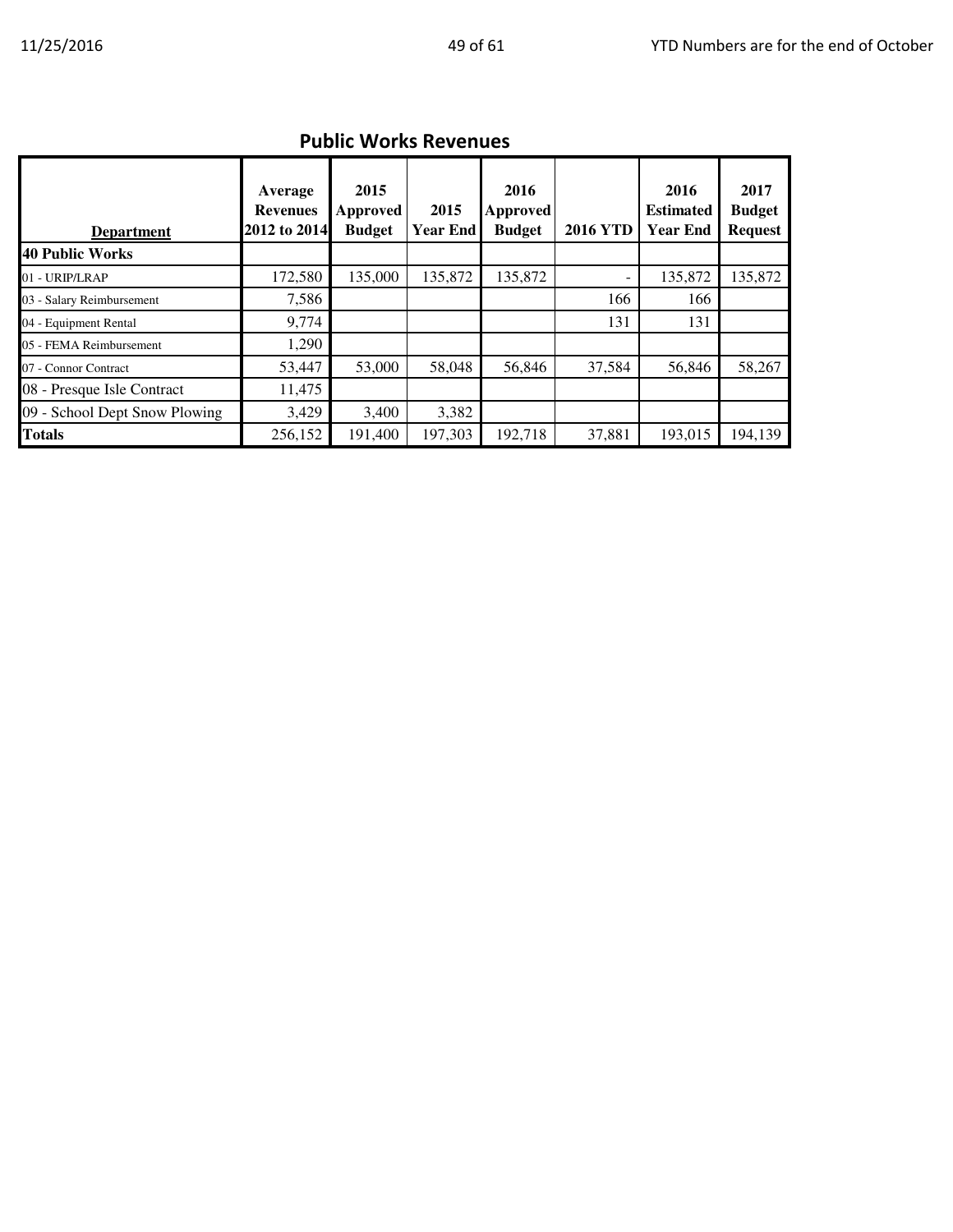## Public Works Revenues

| Department | Average Revenues 2012 to 2014 | 2015 Approved Budget | 2015 Year End | 2016 Approved Budget | 2016 YTD | 2016 Estimated Year End | 2017 Budget Request |
|---|---|---|---|---|---|---|---|
| **40 Public Works** | | | | | | | |
| 01 - URIP/LRAP | 172,580 | 135,000 | 135,872 | 135,872 | - | 135,872 | 135,872 |
| 03 - Salary Reimbursement | 7,586 | | | | 166 | 166 | |
| 04 - Equipment Rental | 9,774 | | | | 131 | 131 | |
| 05 - FEMA Reimbursement | 1,290 | | | | | | |
| 07 - Connor Contract | 53,447 | 53,000 | 58,048 | 56,846 | 37,584 | 56,846 | 58,267 |
| 08 - Presque Isle Contract | 11,475 | | | | | | |
| 09 - School Dept Snow Plowing | 3,429 | 3,400 | 3,382 | | | | |
| **Totals** | 256,152 | 191,400 | 197,303 | 192,718 | 37,881 | 193,015 | 194,139 |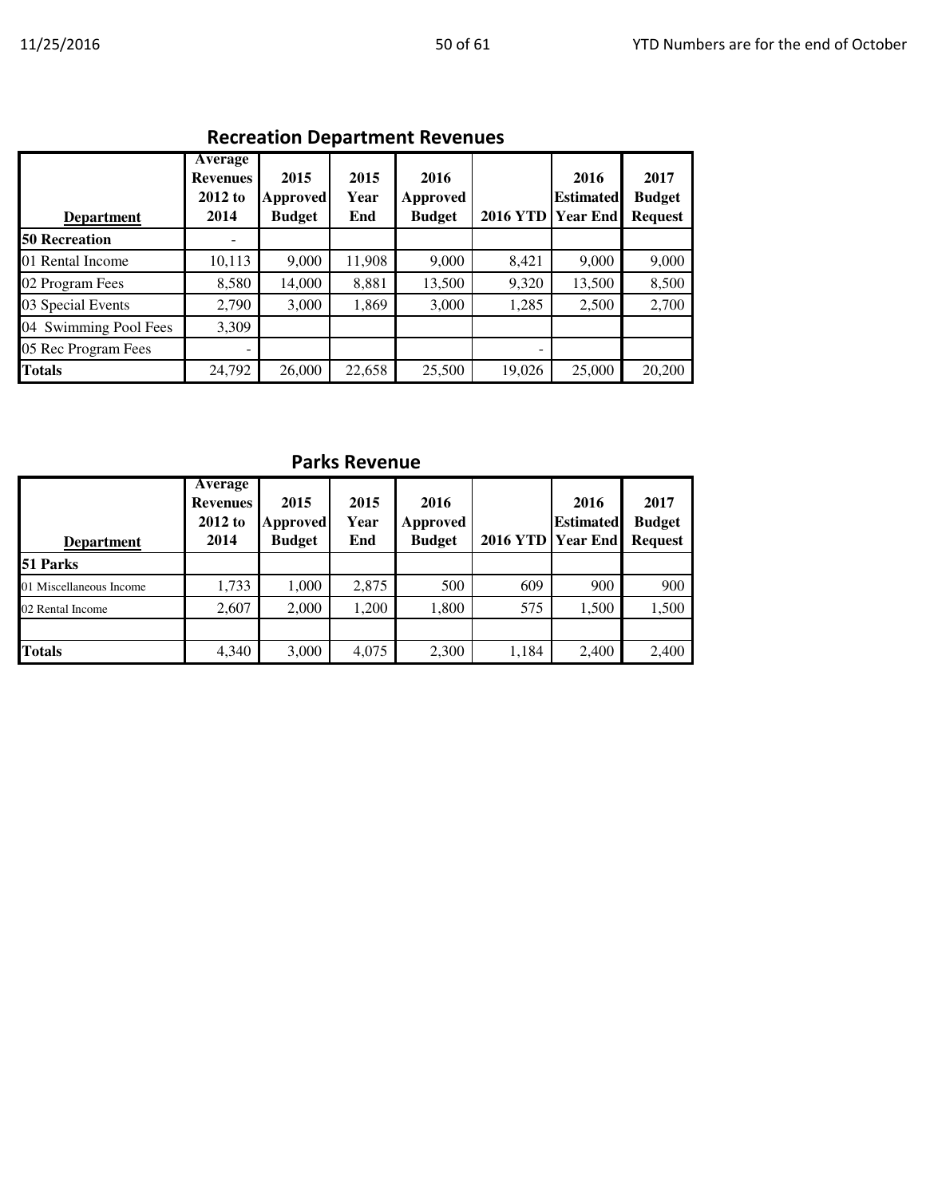## Recreation Department Revenues

| Department | Average Revenues 2012 to 2014 | 2015 Approved Budget | 2015 Year End | 2016 Approved Budget | 2016 YTD | 2016 Estimated Year End | 2017 Budget Request |
|---|---|---|---|---|---|---|---|
| **50 Recreation** | - | | | | | | |
| 01 Rental Income | 10,113 | 9,000 | 11,908 | 9,000 | 8,421 | 9,000 | 9,000 |
| 02 Program Fees | 8,580 | 14,000 | 8,881 | 13,500 | 9,320 | 13,500 | 8,500 |
| 03 Special Events | 2,790 | 3,000 | 1,869 | 3,000 | 1,285 | 2,500 | 2,700 |
| 04 Swimming Pool Fees | 3,309 | | | | | | |
| 05 Rec Program Fees | - | | | | - | | |
| **Totals** | 24,792 | 26,000 | 22,658 | 25,500 | 19,026 | 25,000 | 20,200 |

## Parks Revenue

| Department | Average Revenues 2012 to 2014 | 2015 Approved Budget | 2015 Year End | 2016 Approved Budget | 2016 YTD | 2016 Estimated Year End | 2017 Budget Request |
|---|---|---|---|---|---|---|---|
| **51 Parks** | | | | | | | |
| 01 Miscellaneous Income | 1,733 | 1,000 | 2,875 | 500 | 609 | 900 | 900 |
| 02 Rental Income | 2,607 | 2,000 | 1,200 | 1,800 | 575 | 1,500 | 1,500 |
| | | | | | | | |
| **Totals** | 4,340 | 3,000 | 4,075 | 2,300 | 1,184 | 2,400 | 2,400 |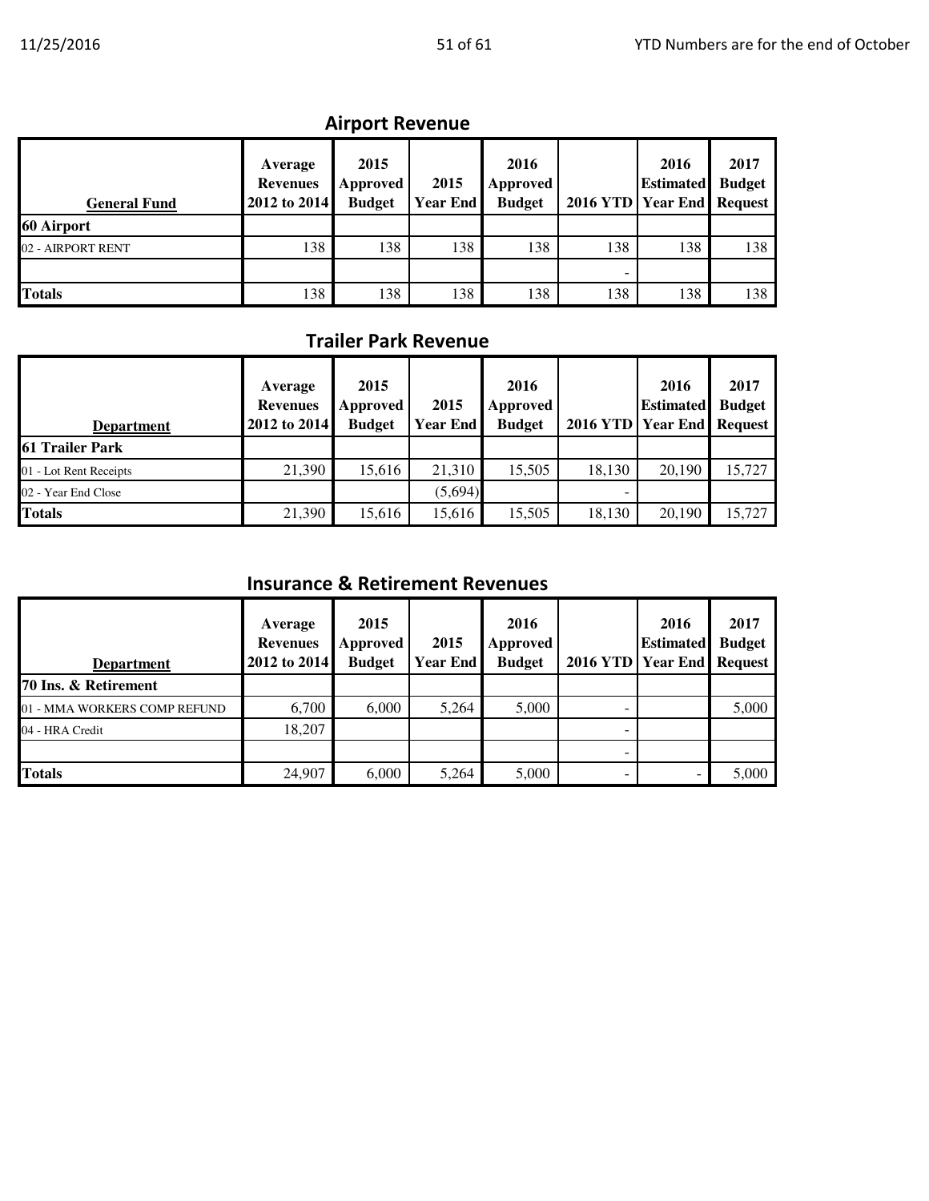## Airport Revenue

| General Fund | Average Revenues 2012 to 2014 | 2015 Approved Budget | 2015 Year End | 2016 Approved Budget | 2016 YTD | 2016 Estimated Year End | 2017 Budget Request |
|---|---|---|---|---|---|---|---|
| **60 Airport** | | | | | | | |
| 02 - AIRPORT RENT | 138 | 138 | 138 | 138 | 138 | 138 | 138 |
| | | | | | - | | |
| **Totals** | 138 | 138 | 138 | 138 | 138 | 138 | 138 |

## Trailer Park Revenue

| Department | Average Revenues 2012 to 2014 | 2015 Approved Budget | 2015 Year End | 2016 Approved Budget | 2016 YTD | 2016 Estimated Year End | 2017 Budget Request |
|---|---|---|---|---|---|---|---|
| **61 Trailer Park** | | | | | | | |
| 01 - Lot Rent Receipts | 21,390 | 15,616 | 21,310 | 15,505 | 18,130 | 20,190 | 15,727 |
| 02 - Year End Close | | | (5,694) | | - | | |
| **Totals** | 21,390 | 15,616 | 15,616 | 15,505 | 18,130 | 20,190 | 15,727 |

## Insurance & Retirement Revenues

| Department | Average Revenues 2012 to 2014 | 2015 Approved Budget | 2015 Year End | 2016 Approved Budget | 2016 YTD | 2016 Estimated Year End | 2017 Budget Request |
|---|---|---|---|---|---|---|---|
| **70 Ins. & Retirement** | | | | | | | |
| 01 - MMA WORKERS COMP REFUND | 6,700 | 6,000 | 5,264 | 5,000 | - | | 5,000 |
| 04 - HRA Credit | 18,207 | | | | - | | |
| | | | | | - | | |
| **Totals** | 24,907 | 6,000 | 5,264 | 5,000 | - | - | 5,000 |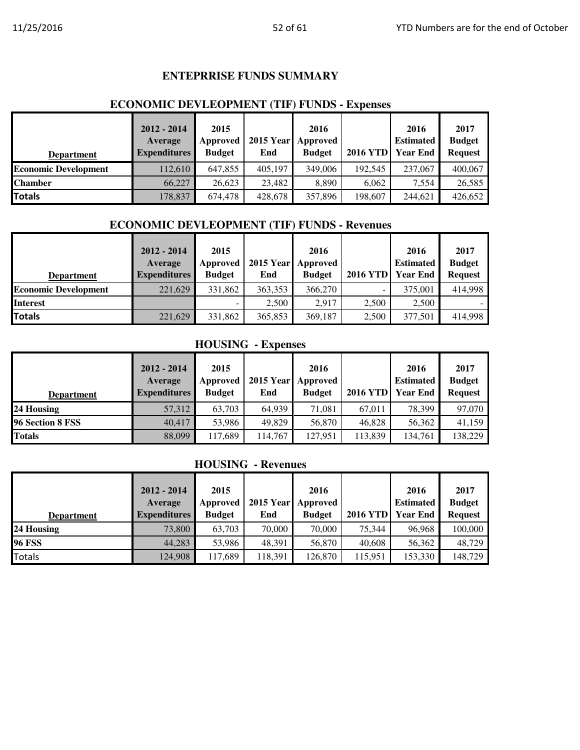# ENTEPRRISE FUNDS SUMMARY

## ECONOMIC DEVLEOPMENT (TIF) FUNDS - Expenses

| Department | 2012 - 2014 Average Expenditures | 2015 Approved Budget | 2015 Year End | 2016 Approved Budget | 2016 YTD | 2016 Estimated Year End | 2017 Budget Request |
|---|---|---|---|---|---|---|---|
| Economic Development | 112,610 | 647,855 | 405,197 | 349,006 | 192,545 | 237,067 | 400,067 |
| Chamber | 66,227 | 26,623 | 23,482 | 8,890 | 6,062 | 7,554 | 26,585 |
| Totals | 178,837 | 674,478 | 428,678 | 357,896 | 198,607 | 244,621 | 426,652 |

## ECONOMIC DEVLEOPMENT (TIF) FUNDS - Revenues

| Department | 2012 - 2014 Average Expenditures | 2015 Approved Budget | 2015 Year End | 2016 Approved Budget | 2016 YTD | 2016 Estimated Year End | 2017 Budget Request |
|---|---|---|---|---|---|---|---|
| Economic Development | 221,629 | 331,862 | 363,353 | 366,270 | - | 375,001 | 414,998 |
| Interest | | - | 2,500 | 2,917 | 2,500 | 2,500 | - |
| Totals | 221,629 | 331,862 | 365,853 | 369,187 | 2,500 | 377,501 | 414,998 |

## HOUSING - Expenses

| Department | 2012 - 2014 Average Expenditures | 2015 Approved Budget | 2015 Year End | 2016 Approved Budget | 2016 YTD | 2016 Estimated Year End | 2017 Budget Request |
|---|---|---|---|---|---|---|---|
| 24 Housing | 57,312 | 63,703 | 64,939 | 71,081 | 67,011 | 78,399 | 97,070 |
| 96 Section 8 FSS | 40,417 | 53,986 | 49,829 | 56,870 | 46,828 | 56,362 | 41,159 |
| Totals | 88,099 | 117,689 | 114,767 | 127,951 | 113,839 | 134,761 | 138,229 |

## HOUSING - Revenues

| Department | 2012 - 2014 Average Expenditures | 2015 Approved Budget | 2015 Year End | 2016 Approved Budget | 2016 YTD | 2016 Estimated Year End | 2017 Budget Request |
|---|---|---|---|---|---|---|---|
| 24 Housing | 73,800 | 63,703 | 70,000 | 70,000 | 75,344 | 96,968 | 100,000 |
| 96 FSS | 44,283 | 53,986 | 48,391 | 56,870 | 40,608 | 56,362 | 48,729 |
| Totals | 124,908 | 117,689 | 118,391 | 126,870 | 115,951 | 153,330 | 148,729 |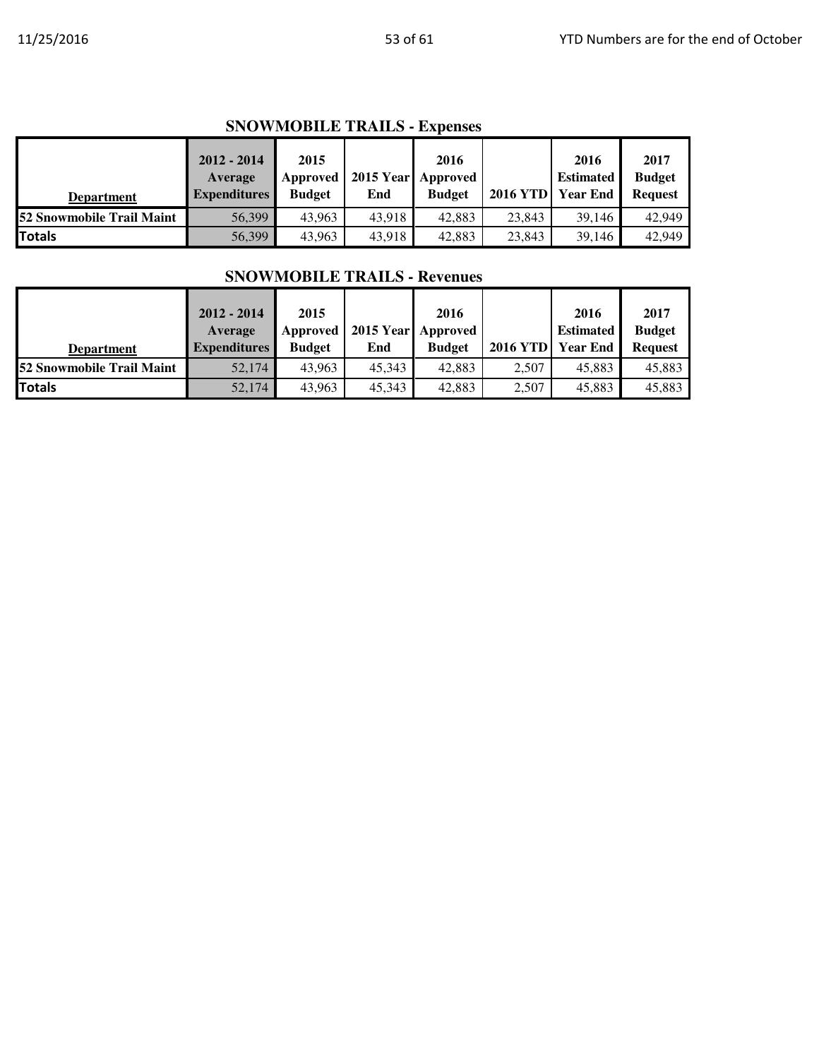## SNOWMOBILE TRAILS - Expenses

| Department | 2012 - 2014 Average Expenditures | 2015 Approved Budget | 2015 Year End | 2016 Approved Budget | 2016 YTD | 2016 Estimated Year End | 2017 Budget Request |
|---|---|---|---|---|---|---|---|
| **52 Snowmobile Trail Maint** | 56,399 | 43,963 | 43,918 | 42,883 | 23,843 | 39,146 | 42,949 |
| **Totals** | 56,399 | 43,963 | 43,918 | 42,883 | 23,843 | 39,146 | 42,949 |

## SNOWMOBILE TRAILS - Revenues

| Department | 2012 - 2014 Average Expenditures | 2015 Approved Budget | 2015 Year End | 2016 Approved Budget | 2016 YTD | 2016 Estimated Year End | 2017 Budget Request |
|---|---|---|---|---|---|---|---|
| **52 Snowmobile Trail Maint** | 52,174 | 43,963 | 45,343 | 42,883 | 2,507 | 45,883 | 45,883 |
| **Totals** | 52,174 | 43,963 | 45,343 | 42,883 | 2,507 | 45,883 | 45,883 |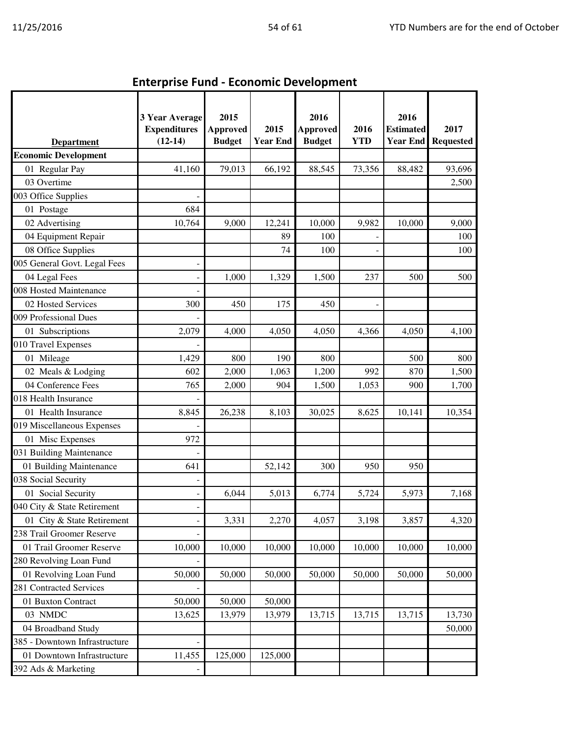## Enterprise Fund - Economic Development

| Department | 3 Year Average Expenditures (12-14) | 2015 Approved Budget | 2015 Year End | 2016 Approved Budget | 2016 YTD | 2016 Estimated Year End | 2017 Requested |
|---|---|---|---|---|---|---|---|
| **Economic Development** | | | | | | | |
| 01 Regular Pay | 41,160 | 79,013 | 66,192 | 88,545 | 73,356 | 88,482 | 93,696 |
| 03 Overtime | | | | | | | 2,500 |
| 003 Office Supplies | - | | | | | | |
| 01 Postage | 684 | | | | | | |
| 02 Advertising | 10,764 | 9,000 | 12,241 | 10,000 | 9,982 | 10,000 | 9,000 |
| 04 Equipment Repair | | | 89 | 100 | - | | 100 |
| 08 Office Supplies | | | 74 | 100 | - | | 100 |
| 005 General Govt. Legal Fees | - | | | | | | |
| 04 Legal Fees | - | 1,000 | 1,329 | 1,500 | 237 | 500 | 500 |
| 008 Hosted Maintenance | - | | | | | | |
| 02 Hosted Services | 300 | 450 | 175 | 450 | - | | |
| 009 Professional Dues | - | | | | | | |
| 01 Subscriptions | 2,079 | 4,000 | 4,050 | 4,050 | 4,366 | 4,050 | 4,100 |
| 010 Travel Expenses | - | | | | | | |
| 01 Mileage | 1,429 | 800 | 190 | 800 | | 500 | 800 |
| 02 Meals & Lodging | 602 | 2,000 | 1,063 | 1,200 | 992 | 870 | 1,500 |
| 04 Conference Fees | 765 | 2,000 | 904 | 1,500 | 1,053 | 900 | 1,700 |
| 018 Health Insurance | - | | | | | | |
| 01 Health Insurance | 8,845 | 26,238 | 8,103 | 30,025 | 8,625 | 10,141 | 10,354 |
| 019 Miscellaneous Expenses | - | | | | | | |
| 01 Misc Expenses | 972 | | | | | | |
| 031 Building Maintenance | - | | | | | | |
| 01 Building Maintenance | 641 | | 52,142 | 300 | 950 | 950 | |
| 038 Social Security | - | | | | | | |
| 01 Social Security | - | 6,044 | 5,013 | 6,774 | 5,724 | 5,973 | 7,168 |
| 040 City & State Retirement | - | | | | | | |
| 01 City & State Retirement | - | 3,331 | 2,270 | 4,057 | 3,198 | 3,857 | 4,320 |
| 238 Trail Groomer Reserve | - | | | | | | |
| 01 Trail Groomer Reserve | 10,000 | 10,000 | 10,000 | 10,000 | 10,000 | 10,000 | 10,000 |
| 280 Revolving Loan Fund | - | | | | | | |
| 01 Revolving Loan Fund | 50,000 | 50,000 | 50,000 | 50,000 | 50,000 | 50,000 | 50,000 |
| 281 Contracted Services | - | | | | | | |
| 01 Buxton Contract | 50,000 | 50,000 | 50,000 | | | | |
| 03 NMDC | 13,625 | 13,979 | 13,979 | 13,715 | 13,715 | 13,715 | 13,730 |
| 04 Broadband Study | | | | | | | 50,000 |
| 385 - Downtown Infrastructure | - | | | | | | |
| 01 Downtown Infrastructure | 11,455 | 125,000 | 125,000 | | | | |
| 392 Ads & Marketing | - | | | | | | |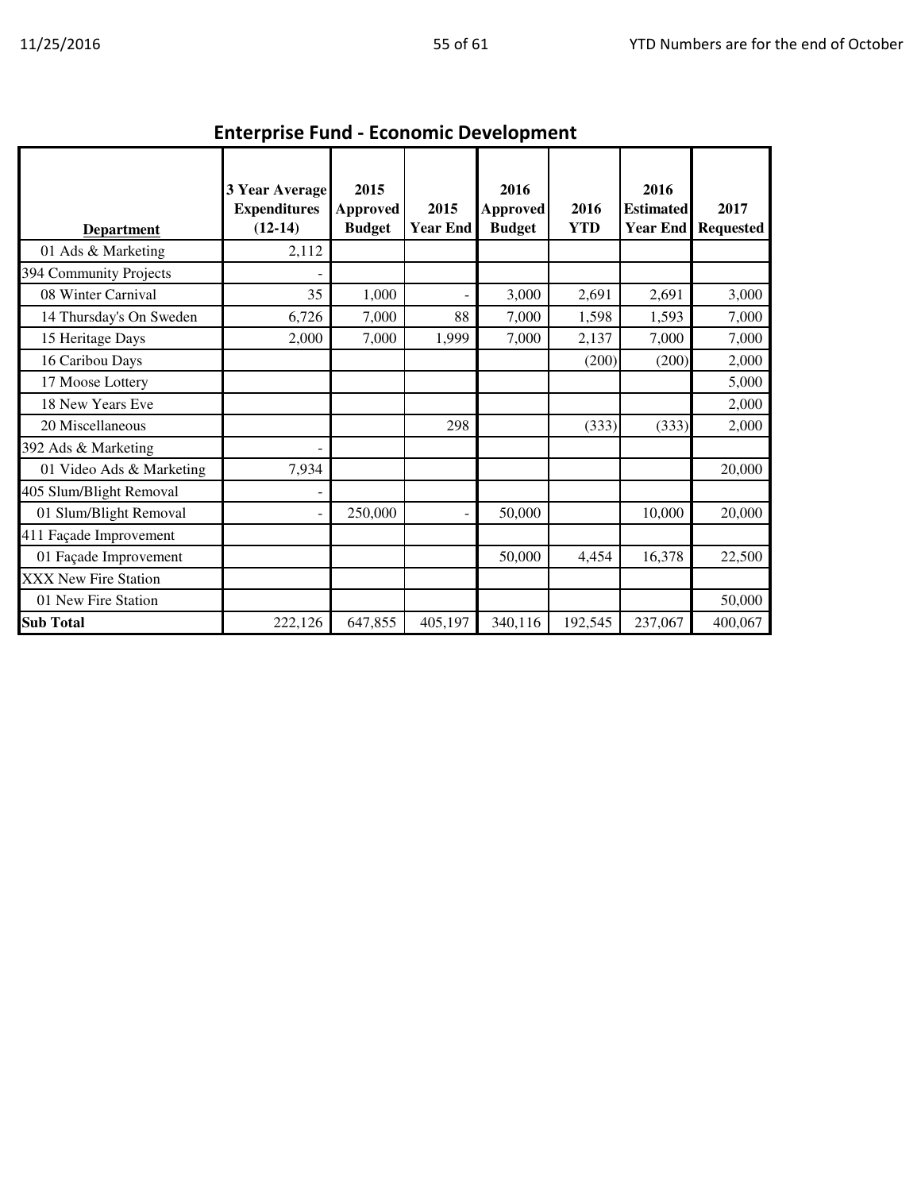## Enterprise Fund - Economic Development

| Department | 3 Year Average Expenditures (12-14) | 2015 Approved Budget | 2015 Year End | 2016 Approved Budget | 2016 YTD | 2016 Estimated Year End | 2017 Requested |
|---|---|---|---|---|---|---|---|
| 01 Ads & Marketing | 2,112 | | | | | | |
| 394 Community Projects | - | | | | | | |
| 08 Winter Carnival | 35 | 1,000 | - | 3,000 | 2,691 | 2,691 | 3,000 |
| 14 Thursday's On Sweden | 6,726 | 7,000 | 88 | 7,000 | 1,598 | 1,593 | 7,000 |
| 15 Heritage Days | 2,000 | 7,000 | 1,999 | 7,000 | 2,137 | 7,000 | 7,000 |
| 16 Caribou Days | | | | | (200) | (200) | 2,000 |
| 17 Moose Lottery | | | | | | | 5,000 |
| 18 New Years Eve | | | | | | | 2,000 |
| 20 Miscellaneous | | | 298 | | (333) | (333) | 2,000 |
| 392 Ads & Marketing | - | | | | | | |
| 01 Video Ads & Marketing | 7,934 | | | | | | 20,000 |
| 405 Slum/Blight Removal | - | | | | | | |
| 01 Slum/Blight Removal | - | 250,000 | - | 50,000 | | 10,000 | 20,000 |
| 411 Façade Improvement | | | | | | | |
| 01 Façade Improvement | | | | 50,000 | 4,454 | 16,378 | 22,500 |
| XXX New Fire Station | | | | | | | |
| 01 New Fire Station | | | | | | | 50,000 |
| **Sub Total** | 222,126 | 647,855 | 405,197 | 340,116 | 192,545 | 237,067 | 400,067 |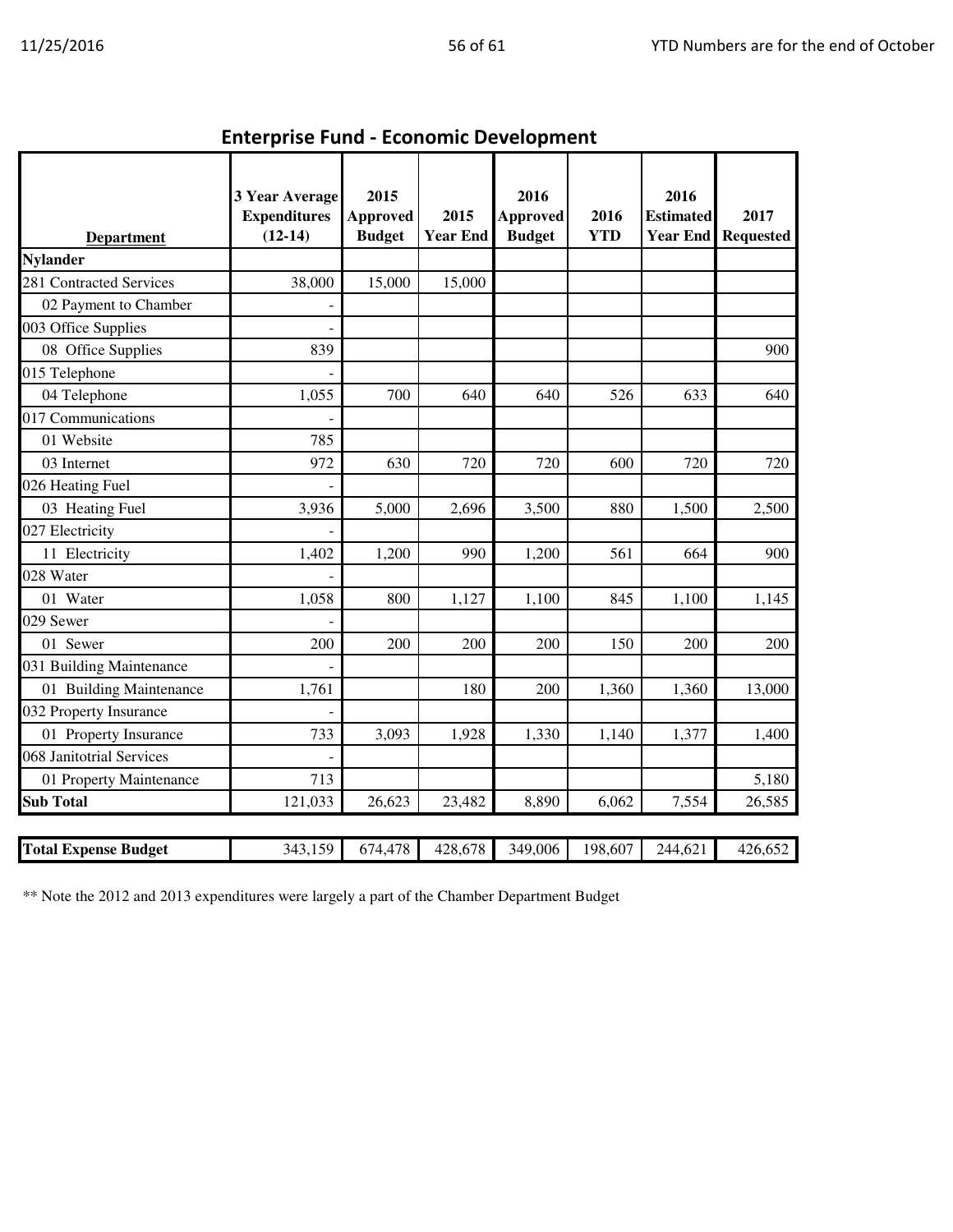## Enterprise Fund - Economic Development

| Department | 3 Year Average Expenditures (12-14) | 2015 Approved Budget | 2015 Year End | 2016 Approved Budget | 2016 YTD | 2016 Estimated Year End | 2017 Requested |
|---|---|---|---|---|---|---|---|
| **Nylander** | | | | | | | |
| 281 Contracted Services | 38,000 | 15,000 | 15,000 | | | | |
| 02 Payment to Chamber | - | | | | | | |
| 003 Office Supplies | - | | | | | | |
| 08 Office Supplies | 839 | | | | | | 900 |
| 015 Telephone | - | | | | | | |
| 04 Telephone | 1,055 | 700 | 640 | 640 | 526 | 633 | 640 |
| 017 Communications | - | | | | | | |
| 01 Website | 785 | | | | | | |
| 03 Internet | 972 | 630 | 720 | 720 | 600 | 720 | 720 |
| 026 Heating Fuel | - | | | | | | |
| 03 Heating Fuel | 3,936 | 5,000 | 2,696 | 3,500 | 880 | 1,500 | 2,500 |
| 027 Electricity | - | | | | | | |
| 11 Electricity | 1,402 | 1,200 | 990 | 1,200 | 561 | 664 | 900 |
| 028 Water | - | | | | | | |
| 01 Water | 1,058 | 800 | 1,127 | 1,100 | 845 | 1,100 | 1,145 |
| 029 Sewer | - | | | | | | |
| 01 Sewer | 200 | 200 | 200 | 200 | 150 | 200 | 200 |
| 031 Building Maintenance | - | | | | | | |
| 01 Building Maintenance | 1,761 | | 180 | 200 | 1,360 | 1,360 | 13,000 |
| 032 Property Insurance | - | | | | | | |
| 01 Property Insurance | 733 | 3,093 | 1,928 | 1,330 | 1,140 | 1,377 | 1,400 |
| 068 Janitotrial Services | - | | | | | | |
| 01 Property Maintenance | 713 | | | | | | 5,180 |
| **Sub Total** | 121,033 | 26,623 | 23,482 | 8,890 | 6,062 | 7,554 | 26,585 |
| | | | | | | | |
| **Total Expense Budget** | 343,159 | 674,478 | 428,678 | 349,006 | 198,607 | 244,621 | 426,652 |

** Note the 2012 and 2013 expenditures were largely a part of the Chamber Department Budget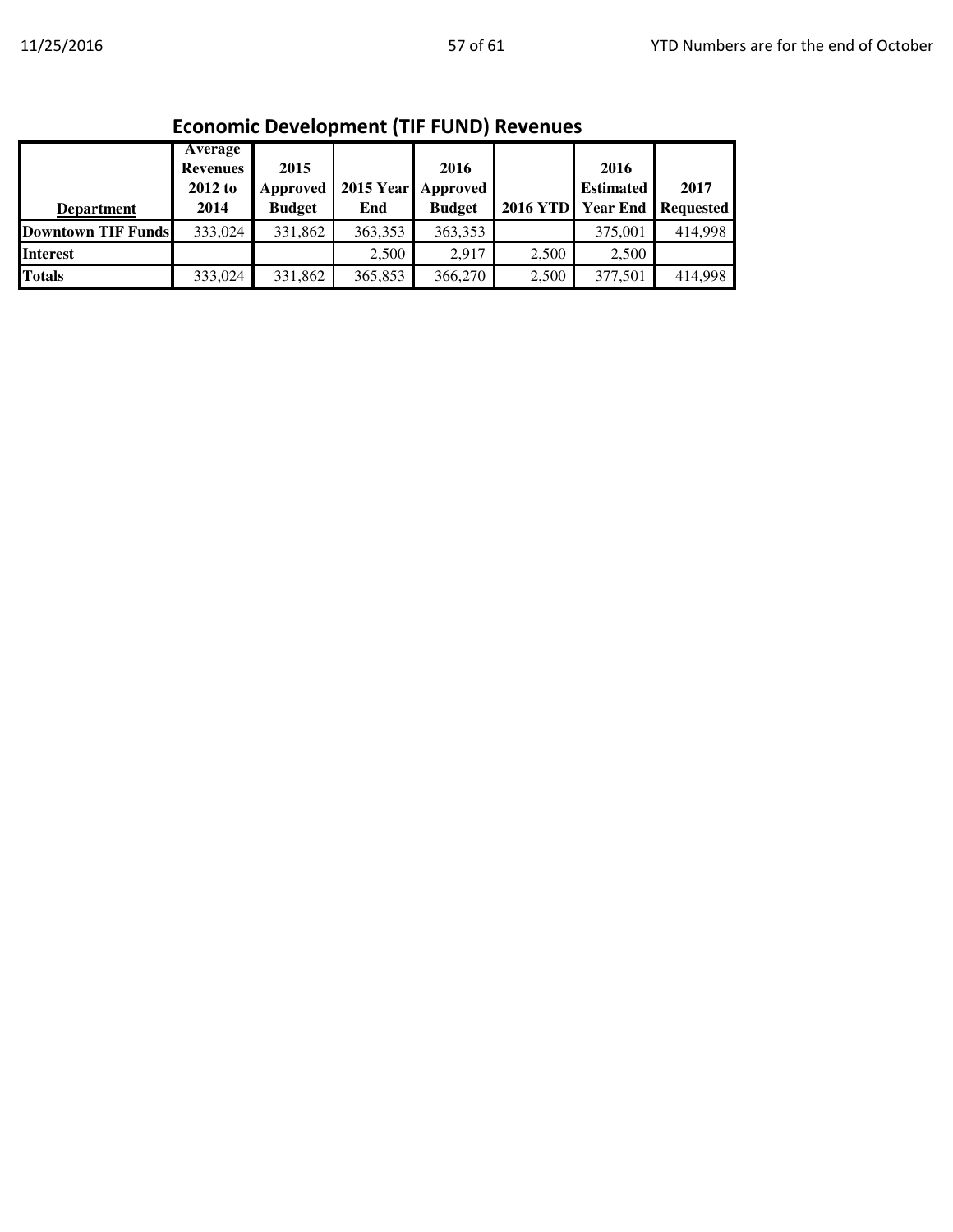## Economic Development (TIF FUND) Revenues

| Department | Average Revenues 2012 to 2014 | 2015 Approved Budget | 2015 Year End | 2016 Approved Budget | 2016 YTD | 2016 Estimated Year End | 2017 Requested |
|---|---|---|---|---|---|---|---|
| **Downtown TIF Funds** | 333,024 | 331,862 | 363,353 | 363,353 | | 375,001 | 414,998 |
| **Interest** | | | 2,500 | 2,917 | 2,500 | 2,500 | |
| **Totals** | 333,024 | 331,862 | 365,853 | 366,270 | 2,500 | 377,501 | 414,998 |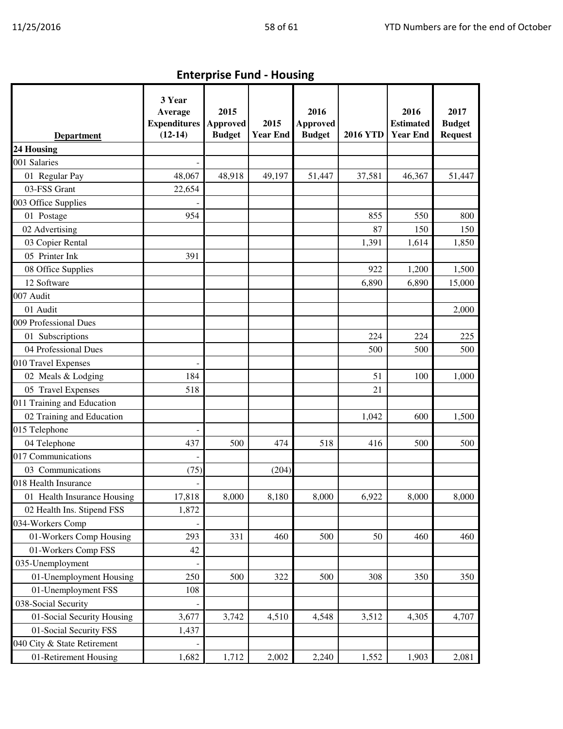## Enterprise Fund - Housing

| Department | 3 Year Average Expenditures (12-14) | 2015 Approved Budget | 2015 Year End | 2016 Approved Budget | 2016 YTD | 2016 Estimated Year End | 2017 Budget Request |
|---|---|---|---|---|---|---|---|
| **24 Housing** | | | | | | | |
| 001 Salaries | - | | | | | | |
| 01 Regular Pay | 48,067 | 48,918 | 49,197 | 51,447 | 37,581 | 46,367 | 51,447 |
| 03-FSS Grant | 22,654 | | | | | | |
| 003 Office Supplies | - | | | | | | |
| 01 Postage | 954 | | | | 855 | 550 | 800 |
| 02 Advertising | | | | | 87 | 150 | 150 |
| 03 Copier Rental | | | | | 1,391 | 1,614 | 1,850 |
| 05 Printer Ink | 391 | | | | | | |
| 08 Office Supplies | | | | | 922 | 1,200 | 1,500 |
| 12 Software | | | | | 6,890 | 6,890 | 15,000 |
| 007 Audit | | | | | | | |
| 01 Audit | | | | | | | 2,000 |
| 009 Professional Dues | | | | | | | |
| 01 Subscriptions | | | | | 224 | 224 | 225 |
| 04 Professional Dues | | | | | 500 | 500 | 500 |
| 010 Travel Expenses | - | | | | | | |
| 02 Meals & Lodging | 184 | | | | 51 | 100 | 1,000 |
| 05 Travel Expenses | 518 | | | | 21 | | |
| 011 Training and Education | | | | | | | |
| 02 Training and Education | | | | | 1,042 | 600 | 1,500 |
| 015 Telephone | - | | | | | | |
| 04 Telephone | 437 | 500 | 474 | 518 | 416 | 500 | 500 |
| 017 Communications | - | | | | | | |
| 03 Communications | (75) | | (204) | | | | |
| 018 Health Insurance | - | | | | | | |
| 01 Health Insurance Housing | 17,818 | 8,000 | 8,180 | 8,000 | 6,922 | 8,000 | 8,000 |
| 02 Health Ins. Stipend FSS | 1,872 | | | | | | |
| 034-Workers Comp | - | | | | | | |
| 01-Workers Comp Housing | 293 | 331 | 460 | 500 | 50 | 460 | 460 |
| 01-Workers Comp FSS | 42 | | | | | | |
| 035-Unemployment | - | | | | | | |
| 01-Unemployment Housing | 250 | 500 | 322 | 500 | 308 | 350 | 350 |
| 01-Unemployment FSS | 108 | | | | | | |
| 038-Social Security | - | | | | | | |
| 01-Social Security Housing | 3,677 | 3,742 | 4,510 | 4,548 | 3,512 | 4,305 | 4,707 |
| 01-Social Security FSS | 1,437 | | | | | | |
| 040 City & State Retirement | - | | | | | | |
| 01-Retirement Housing | 1,682 | 1,712 | 2,002 | 2,240 | 1,552 | 1,903 | 2,081 |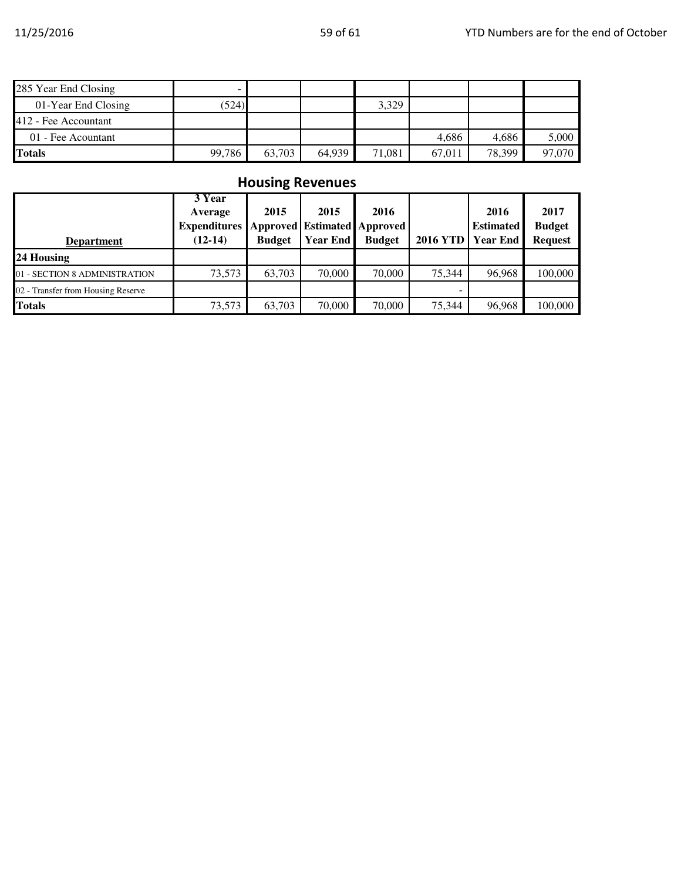| | | | | | | | |
|---|---|---|---|---|---|---|---|
| 285 Year End Closing | - | | | | | | |
| 01-Year End Closing | (524) | | | 3,329 | | | |
| 412 - Fee Accountant | | | | | | | |
| 01 - Fee Acountant | | | | | 4,686 | 4,686 | 5,000 |
| **Totals** | 99,786 | 63,703 | 64,939 | 71,081 | 67,011 | 78,399 | 97,070 |

## Housing Revenues

| **Department** | **3 Year Average Expenditures (12-14)** | **2015 Approved Budget** | **2015 Estimated Year End** | **2016 Approved Budget** | **2016 YTD** | **2016 Estimated Year End** | **2017 Budget Request** |
|---|---|---|---|---|---|---|---|
| **24 Housing** | | | | | | | |
| 01 - SECTION 8 ADMINISTRATION | 73,573 | 63,703 | 70,000 | 70,000 | 75,344 | 96,968 | 100,000 |
| 02 - Transfer from Housing Reserve | | | | | - | | |
| **Totals** | 73,573 | 63,703 | 70,000 | 70,000 | 75,344 | 96,968 | 100,000 |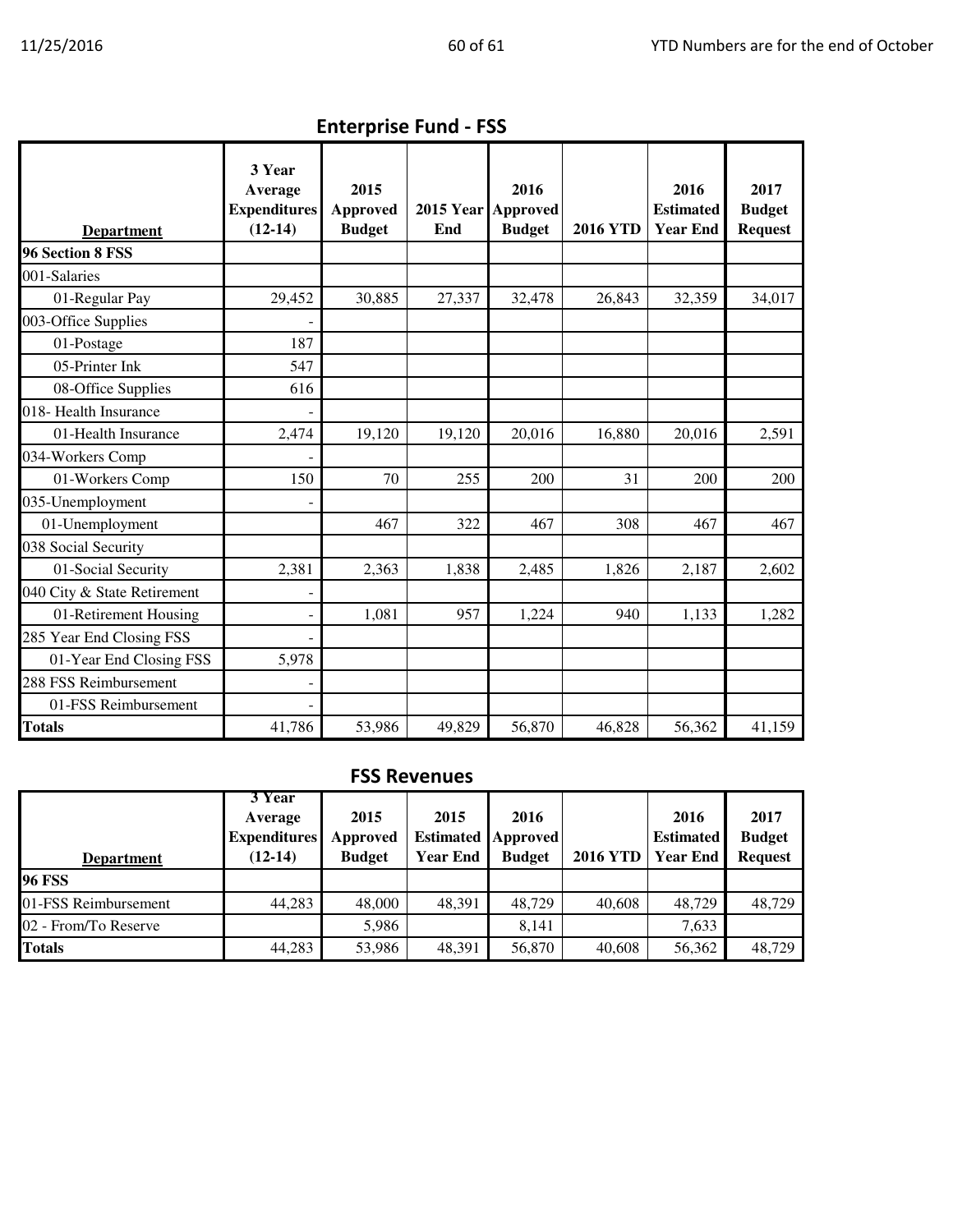## Enterprise Fund - FSS

| Department | 3 Year Average Expenditures (12-14) | 2015 Approved Budget | 2015 Year End | 2016 Approved Budget | 2016 YTD | 2016 Estimated Year End | 2017 Budget Request |
|---|---|---|---|---|---|---|---|
| **96 Section 8 FSS** | | | | | | | |
| 001-Salaries | | | | | | | |
| 01-Regular Pay | 29,452 | 30,885 | 27,337 | 32,478 | 26,843 | 32,359 | 34,017 |
| 003-Office Supplies | - | | | | | | |
| 01-Postage | 187 | | | | | | |
| 05-Printer Ink | 547 | | | | | | |
| 08-Office Supplies | 616 | | | | | | |
| 018- Health Insurance | - | | | | | | |
| 01-Health Insurance | 2,474 | 19,120 | 19,120 | 20,016 | 16,880 | 20,016 | 2,591 |
| 034-Workers Comp | - | | | | | | |
| 01-Workers Comp | 150 | 70 | 255 | 200 | 31 | 200 | 200 |
| 035-Unemployment | - | | | | | | |
| 01-Unemployment | | 467 | 322 | 467 | 308 | 467 | 467 |
| 038 Social Security | | | | | | | |
| 01-Social Security | 2,381 | 2,363 | 1,838 | 2,485 | 1,826 | 2,187 | 2,602 |
| 040 City & State Retirement | - | | | | | | |
| 01-Retirement Housing | - | 1,081 | 957 | 1,224 | 940 | 1,133 | 1,282 |
| 285 Year End Closing FSS | - | | | | | | |
| 01-Year End Closing FSS | 5,978 | | | | | | |
| 288 FSS Reimbursement | - | | | | | | |
| 01-FSS Reimbursement | - | | | | | | |
| **Totals** | 41,786 | 53,986 | 49,829 | 56,870 | 46,828 | 56,362 | 41,159 |

## FSS Revenues

| Department | 3 Year Average Expenditures (12-14) | 2015 Approved Budget | 2015 Estimated Year End | 2016 Approved Budget | 2016 YTD | 2016 Estimated Year End | 2017 Budget Request |
|---|---|---|---|---|---|---|---|
| **96 FSS** | | | | | | | |
| 01-FSS Reimbursement | 44,283 | 48,000 | 48,391 | 48,729 | 40,608 | 48,729 | 48,729 |
| 02 - From/To Reserve | | 5,986 | | 8,141 | | 7,633 | |
| **Totals** | 44,283 | 53,986 | 48,391 | 56,870 | 40,608 | 56,362 | 48,729 |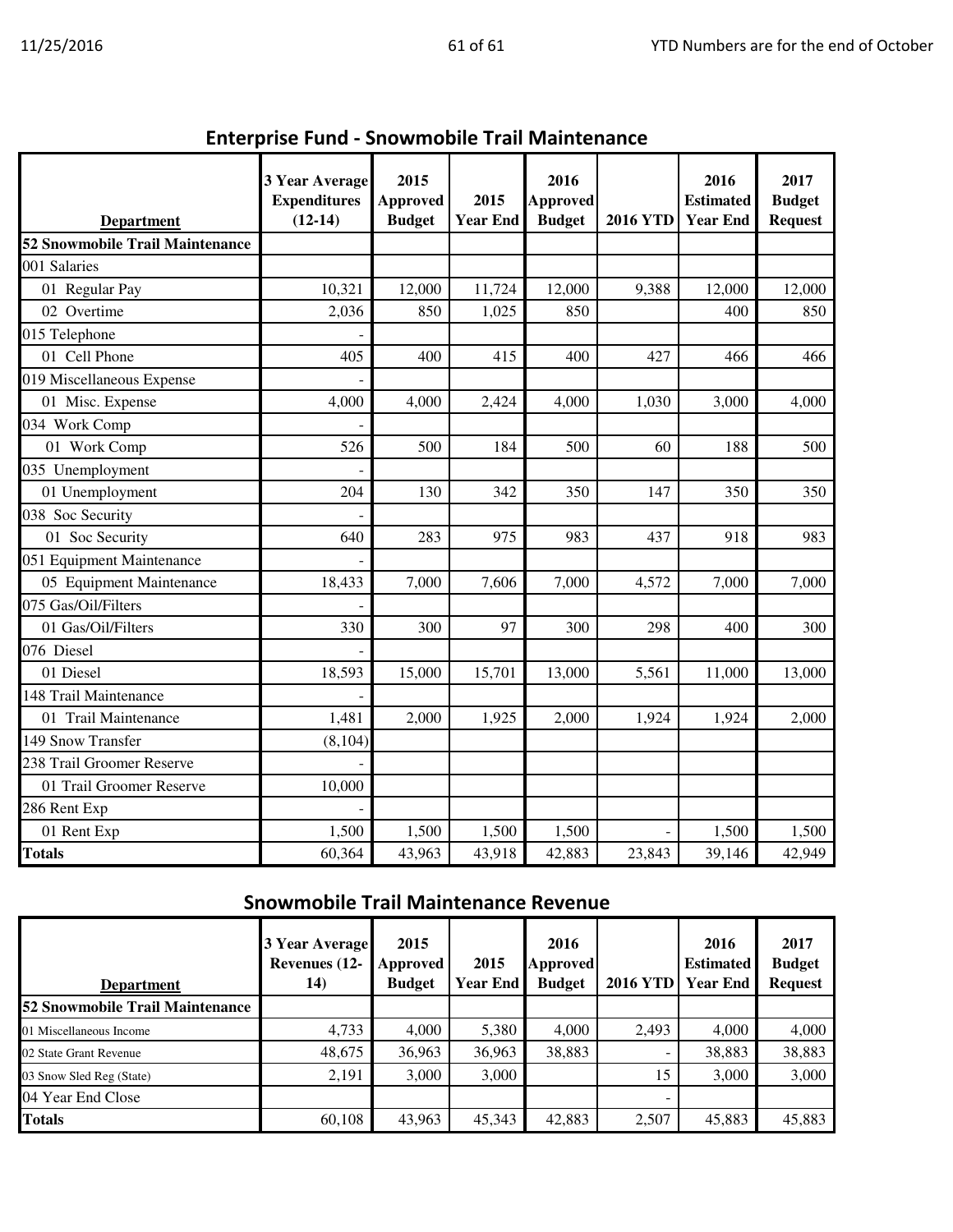## Enterprise Fund - Snowmobile Trail Maintenance

| Department | 3 Year Average Expenditures (12-14) | 2015 Approved Budget | 2015 Year End | 2016 Approved Budget | 2016 YTD | 2016 Estimated Year End | 2017 Budget Request |
|---|---|---|---|---|---|---|---|
| **52 Snowmobile Trail Maintenance** | | | | | | | |
| 001 Salaries | | | | | | | |
| 01 Regular Pay | 10,321 | 12,000 | 11,724 | 12,000 | 9,388 | 12,000 | 12,000 |
| 02 Overtime | 2,036 | 850 | 1,025 | 850 | | 400 | 850 |
| 015 Telephone | - | | | | | | |
| 01 Cell Phone | 405 | 400 | 415 | 400 | 427 | 466 | 466 |
| 019 Miscellaneous Expense | - | | | | | | |
| 01 Misc. Expense | 4,000 | 4,000 | 2,424 | 4,000 | 1,030 | 3,000 | 4,000 |
| 034 Work Comp | - | | | | | | |
| 01 Work Comp | 526 | 500 | 184 | 500 | 60 | 188 | 500 |
| 035 Unemployment | - | | | | | | |
| 01 Unemployment | 204 | 130 | 342 | 350 | 147 | 350 | 350 |
| 038 Soc Security | - | | | | | | |
| 01 Soc Security | 640 | 283 | 975 | 983 | 437 | 918 | 983 |
| 051 Equipment Maintenance | - | | | | | | |
| 05 Equipment Maintenance | 18,433 | 7,000 | 7,606 | 7,000 | 4,572 | 7,000 | 7,000 |
| 075 Gas/Oil/Filters | - | | | | | | |
| 01 Gas/Oil/Filters | 330 | 300 | 97 | 300 | 298 | 400 | 300 |
| 076 Diesel | - | | | | | | |
| 01 Diesel | 18,593 | 15,000 | 15,701 | 13,000 | 5,561 | 11,000 | 13,000 |
| 148 Trail Maintenance | - | | | | | | |
| 01 Trail Maintenance | 1,481 | 2,000 | 1,925 | 2,000 | 1,924 | 1,924 | 2,000 |
| 149 Snow Transfer | (8,104) | | | | | | |
| 238 Trail Groomer Reserve | - | | | | | | |
| 01 Trail Groomer Reserve | 10,000 | | | | | | |
| 286 Rent Exp | - | | | | | | |
| 01 Rent Exp | 1,500 | 1,500 | 1,500 | 1,500 | - | 1,500 | 1,500 |
| **Totals** | 60,364 | 43,963 | 43,918 | 42,883 | 23,843 | 39,146 | 42,949 |

## Snowmobile Trail Maintenance Revenue

| Department | 3 Year Average Revenues (12-14) | 2015 Approved Budget | 2015 Year End | 2016 Approved Budget | 2016 YTD | 2016 Estimated Year End | 2017 Budget Request |
|---|---|---|---|---|---|---|---|
| **52 Snowmobile Trail Maintenance** | | | | | | | |
| 01 Miscellaneous Income | 4,733 | 4,000 | 5,380 | 4,000 | 2,493 | 4,000 | 4,000 |
| 02 State Grant Revenue | 48,675 | 36,963 | 36,963 | 38,883 | - | 38,883 | 38,883 |
| 03 Snow Sled Reg (State) | 2,191 | 3,000 | 3,000 | | 15 | 3,000 | 3,000 |
| 04 Year End Close | | | | | - | | |
| **Totals** | 60,108 | 43,963 | 45,343 | 42,883 | 2,507 | 45,883 | 45,883 |